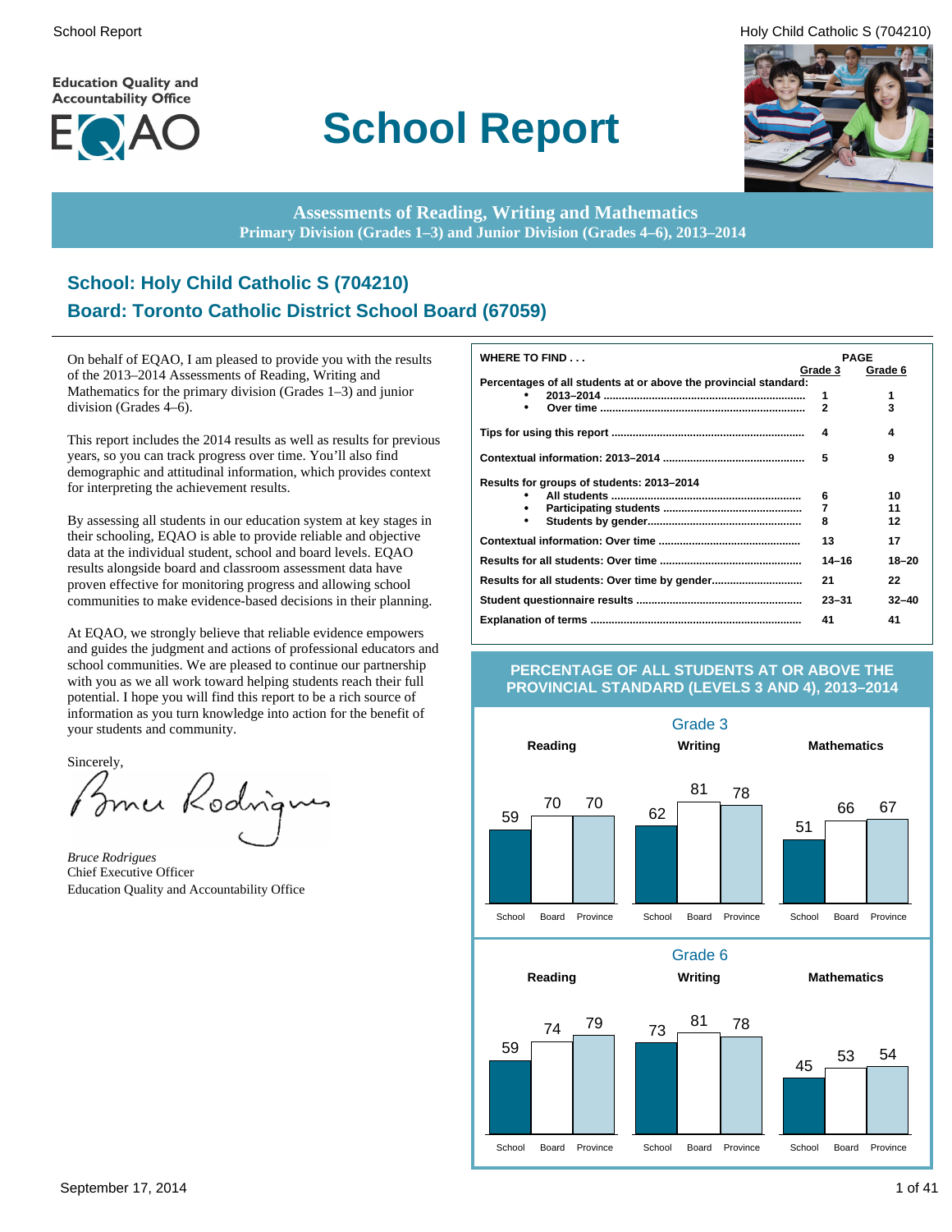Education Quality and Accountability Office

EQAO

# School Report

**Assessments of Reading, Writing and Mathematics**
**Primary Division (Grades 1–3) and Junior Division (Grades 4–6), 2013–2014**

## School: Holy Child Catholic S (704210)

## Board: Toronto Catholic District School Board (67059)

On behalf of EQAO, I am pleased to provide you with the results of the 2013–2014 Assessments of Reading, Writing and Mathematics for the primary division (Grades 1–3) and junior division (Grades 4–6).

This report includes the 2014 results as well as results for previous years, so you can track progress over time. You'll also find demographic and attitudinal information, which provides context for interpreting the achievement results.

By assessing all students in our education system at key stages in their schooling, EQAO is able to provide reliable and objective data at the individual student, school and board levels. EQAO results alongside board and classroom assessment data have proven effective for monitoring progress and allowing school communities to make evidence-based decisions in their planning.

At EQAO, we strongly believe that reliable evidence empowers and guides the judgment and actions of professional educators and school communities. We are pleased to continue our partnership with you as we all work toward helping students reach their full potential. I hope you will find this report to be a rich source of information as you turn knowledge into action for the benefit of your students and community.

Sincerely,

*Bruce Rodrigues*
Chief Executive Officer
Education Quality and Accountability Office

| WHERE TO FIND . . . | PAGE Grade 3 | PAGE Grade 6 |
|---|---|---|
| **Percentages of all students at or above the provincial standard:** | | |
| • 2013–2014 | 1 | 1 |
| • Over time | 2 | 3 |
| **Tips for using this report** | 4 | 4 |
| **Contextual information: 2013–2014** | 5 | 9 |
| **Results for groups of students: 2013–2014** | | |
| • All students | 6 | 10 |
| • Participating students | 7 | 11 |
| • Students by gender | 8 | 12 |
| **Contextual information: Over time** | 13 | 17 |
| **Results for all students: Over time** | 14–16 | 18–20 |
| **Results for all students: Over time by gender** | 21 | 22 |
| **Student questionnaire results** | 23–31 | 32–40 |
| **Explanation of terms** | 41 | 41 |

### PERCENTAGE OF ALL STUDENTS AT OR ABOVE THE PROVINCIAL STANDARD (LEVELS 3 AND 4), 2013–2014

**Grade 3**

| | School | Board | Province |
|---|---|---|---|
| Reading | 59 | 70 | 70 |
| Writing | 62 | 81 | 78 |
| Mathematics | 51 | 66 | 67 |

**Grade 6**

| | School | Board | Province |
|---|---|---|---|
| Reading | 59 | 74 | 79 |
| Writing | 73 | 81 | 78 |
| Mathematics | 45 | 53 | 54 |

September 17, 2014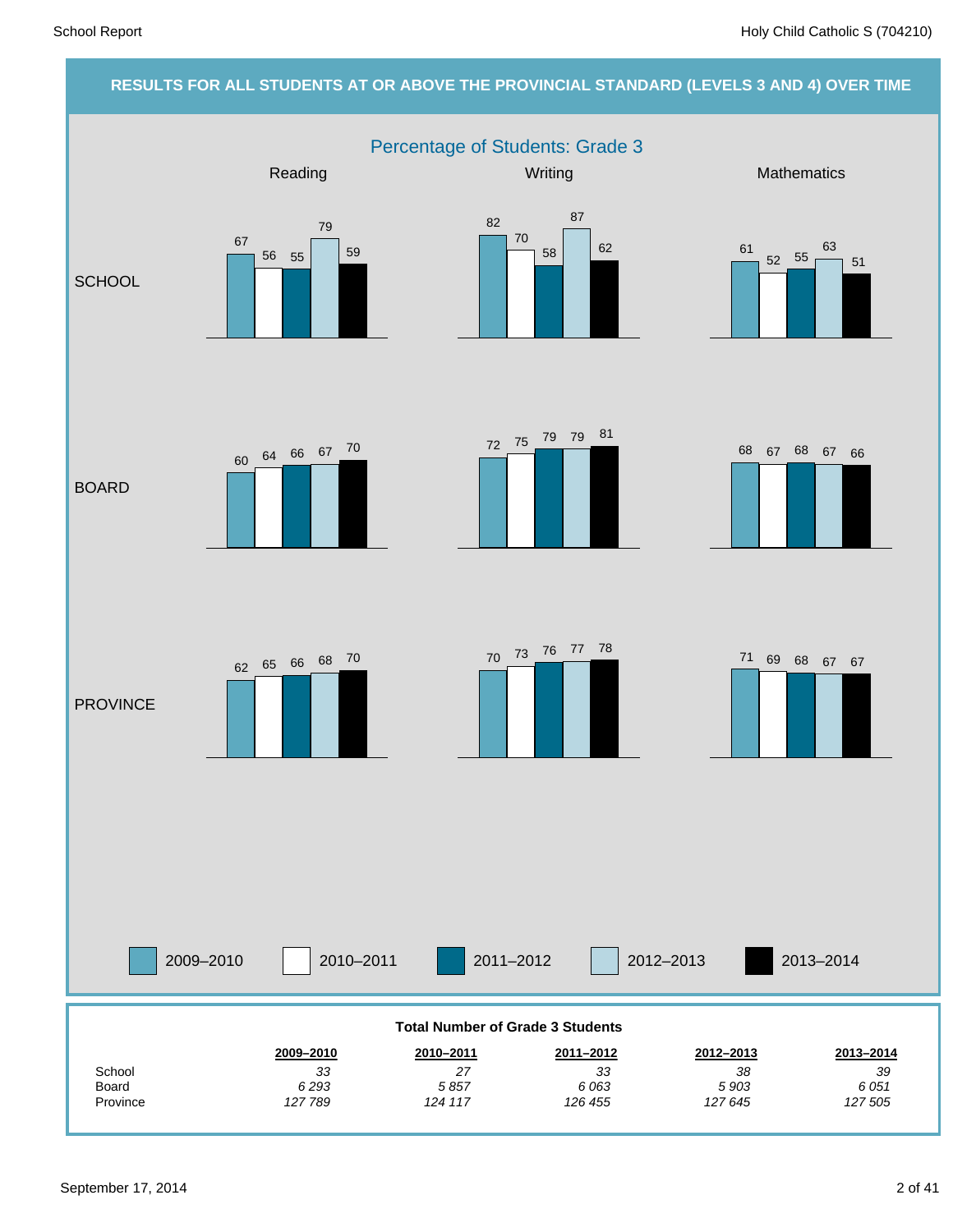## RESULTS FOR ALL STUDENTS AT OR ABOVE THE PROVINCIAL STANDARD (LEVELS 3 AND 4) OVER TIME

### Percentage of Students: Grade 3

| | Year | Reading | Writing | Mathematics |
|---|---|---|---|---|
| SCHOOL | 2009–2010 | 67 | 82 | 61 |
| | 2010–2011 | 56 | 70 | 52 |
| | 2011–2012 | 55 | 58 | 55 |
| | 2012–2013 | 79 | 87 | 63 |
| | 2013–2014 | 59 | 62 | 51 |
| BOARD | 2009–2010 | 60 | 72 | 68 |
| | 2010–2011 | 64 | 75 | 67 |
| | 2011–2012 | 66 | 79 | 68 |
| | 2012–2013 | 67 | 79 | 67 |
| | 2013–2014 | 70 | 81 | 66 |
| PROVINCE | 2009–2010 | 62 | 70 | 71 |
| | 2010–2011 | 65 | 73 | 69 |
| | 2011–2012 | 66 | 76 | 68 |
| | 2012–2013 | 68 | 77 | 67 |
| | 2013–2014 | 70 | 78 | 67 |

**Total Number of Grade 3 Students**

| | 2009–2010 | 2010–2011 | 2011–2012 | 2012–2013 | 2013–2014 |
|---|---|---|---|---|---|
| School | *33* | *27* | *33* | *38* | *39* |
| Board | *6 293* | *5 857* | *6 063* | *5 903* | *6 051* |
| Province | *127 789* | *124 117* | *126 455* | *127 645* | *127 505* |

September 17, 2014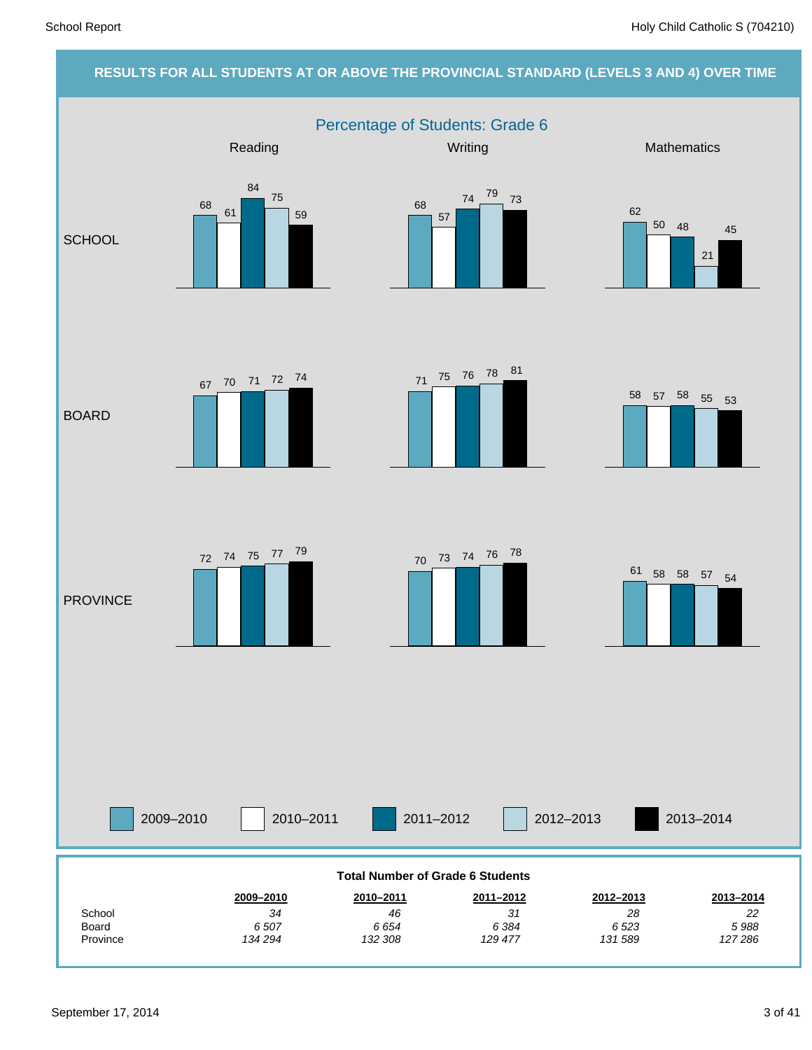## RESULTS FOR ALL STUDENTS AT OR ABOVE THE PROVINCIAL STANDARD (LEVELS 3 AND 4) OVER TIME

### Percentage of Students: Grade 6

| | Year | Reading | Writing | Mathematics |
|---|---|---|---|---|
| SCHOOL | 2009–2010 | 68 | 68 | 62 |
| | 2010–2011 | 61 | 57 | 50 |
| | 2011–2012 | 84 | 74 | 48 |
| | 2012–2013 | 75 | 79 | 21 |
| | 2013–2014 | 59 | 73 | 45 |
| BOARD | 2009–2010 | 67 | 71 | 58 |
| | 2010–2011 | 70 | 75 | 57 |
| | 2011–2012 | 71 | 76 | 58 |
| | 2012–2013 | 72 | 78 | 55 |
| | 2013–2014 | 74 | 81 | 53 |
| PROVINCE | 2009–2010 | 72 | 70 | 61 |
| | 2010–2011 | 74 | 73 | 58 |
| | 2011–2012 | 75 | 74 | 58 |
| | 2012–2013 | 77 | 76 | 57 |
| | 2013–2014 | 79 | 78 | 54 |

**Total Number of Grade 6 Students**

| | 2009–2010 | 2010–2011 | 2011–2012 | 2012–2013 | 2013–2014 |
|---|---|---|---|---|---|
| School | *34* | *46* | *31* | *28* | *22* |
| Board | *6 507* | *6 654* | *6 384* | *6 523* | *5 988* |
| Province | *134 294* | *132 308* | *129 477* | *131 589* | *127 286* |

September 17, 2014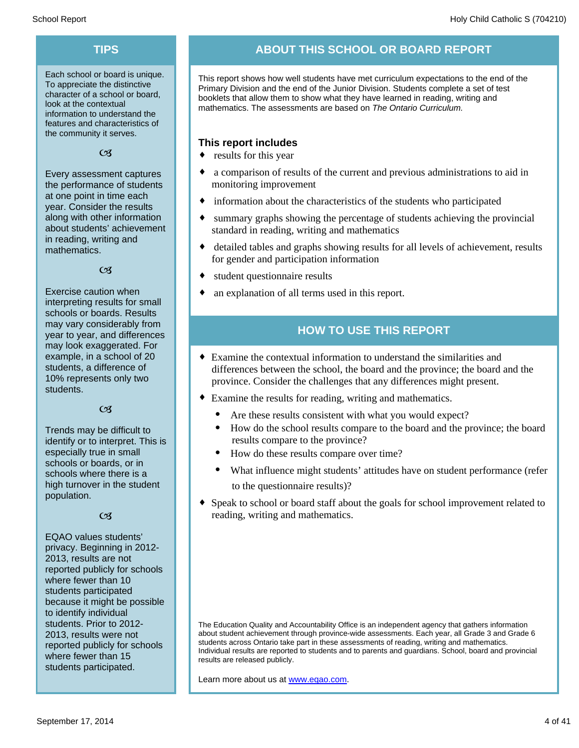## TIPS

Each school or board is unique. To appreciate the distinctive character of a school or board, look at the contextual information to understand the features and characteristics of the community it serves.

Every assessment captures the performance of students at one point in time each year. Consider the results along with other information about students' achievement in reading, writing and mathematics.

Exercise caution when interpreting results for small schools or boards. Results may vary considerably from year to year, and differences may look exaggerated. For example, in a school of 20 students, a difference of 10% represents only two students.

Trends may be difficult to identify or to interpret. This is especially true in small schools or boards, or in schools where there is a high turnover in the student population.

EQAO values students' privacy. Beginning in 2012-2013, results are not reported publicly for schools where fewer than 10 students participated because it might be possible to identify individual students. Prior to 2012-2013, results were not reported publicly for schools where fewer than 15 students participated.

## ABOUT THIS SCHOOL OR BOARD REPORT

This report shows how well students have met curriculum expectations to the end of the Primary Division and the end of the Junior Division. Students complete a set of test booklets that allow them to show what they have learned in reading, writing and mathematics. The assessments are based on *The Ontario Curriculum.*

### This report includes

- results for this year
- a comparison of results of the current and previous administrations to aid in monitoring improvement
- information about the characteristics of the students who participated
- summary graphs showing the percentage of students achieving the provincial standard in reading, writing and mathematics
- detailed tables and graphs showing results for all levels of achievement, results for gender and participation information
- student questionnaire results
- an explanation of all terms used in this report.

## HOW TO USE THIS REPORT

- Examine the contextual information to understand the similarities and differences between the school, the board and the province; the board and the province. Consider the challenges that any differences might present.
- Examine the results for reading, writing and mathematics.
  - Are these results consistent with what you would expect?
  - How do the school results compare to the board and the province; the board results compare to the province?
  - How do these results compare over time?
  - What influence might students' attitudes have on student performance (refer to the questionnaire results)?
- Speak to school or board staff about the goals for school improvement related to reading, writing and mathematics.

The Education Quality and Accountability Office is an independent agency that gathers information about student achievement through province-wide assessments. Each year, all Grade 3 and Grade 6 students across Ontario take part in these assessments of reading, writing and mathematics. Individual results are reported to students and to parents and guardians. School, board and provincial results are released publicly.

Learn more about us at [www.eqao.com](http://www.eqao.com).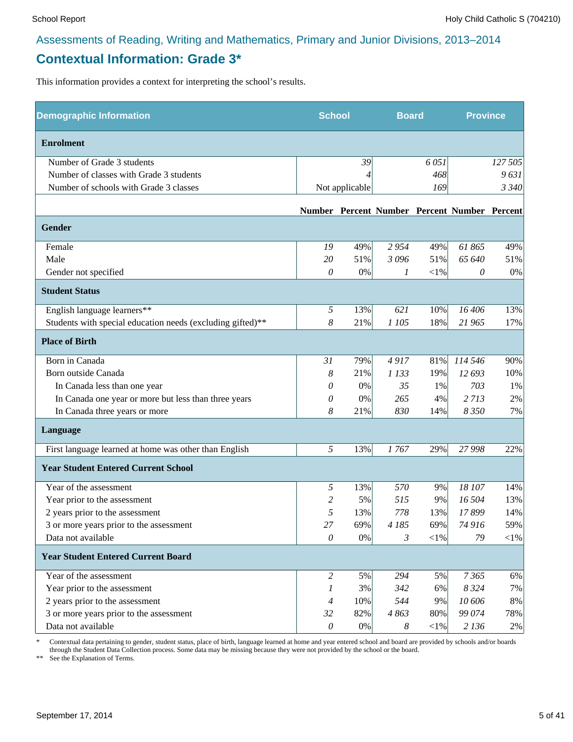## Assessments of Reading, Writing and Mathematics, Primary and Junior Divisions, 2013–2014

# Contextual Information: Grade 3*

This information provides a context for interpreting the school's results.

| Demographic Information | School | | Board | | Province | |
|---|---|---|---|---|---|---|
| **Enrolment** | | | | | | |
| Number of Grade 3 students | | 39 | | 6 051 | | 127 505 |
| Number of classes with Grade 3 students | | 4 | | 468 | | 9 631 |
| Number of schools with Grade 3 classes | | Not applicable | | 169 | | 3 340 |
| | **Number** | **Percent** | **Number** | **Percent** | **Number** | **Percent** |
| **Gender** | | | | | | |
| Female | 19 | 49% | 2 954 | 49% | 61 865 | 49% |
| Male | 20 | 51% | 3 096 | 51% | 65 640 | 51% |
| Gender not specified | 0 | 0% | 1 | <1% | 0 | 0% |
| **Student Status** | | | | | | |
| English language learners** | 5 | 13% | 621 | 10% | 16 406 | 13% |
| Students with special education needs (excluding gifted)** | 8 | 21% | 1 105 | 18% | 21 965 | 17% |
| **Place of Birth** | | | | | | |
| Born in Canada | 31 | 79% | 4 917 | 81% | 114 546 | 90% |
| Born outside Canada | 8 | 21% | 1 133 | 19% | 12 693 | 10% |
| In Canada less than one year | 0 | 0% | 35 | 1% | 703 | 1% |
| In Canada one year or more but less than three years | 0 | 0% | 265 | 4% | 2 713 | 2% |
| In Canada three years or more | 8 | 21% | 830 | 14% | 8 350 | 7% |
| **Language** | | | | | | |
| First language learned at home was other than English | 5 | 13% | 1 767 | 29% | 27 998 | 22% |
| **Year Student Entered Current School** | | | | | | |
| Year of the assessment | 5 | 13% | 570 | 9% | 18 107 | 14% |
| Year prior to the assessment | 2 | 5% | 515 | 9% | 16 504 | 13% |
| 2 years prior to the assessment | 5 | 13% | 778 | 13% | 17 899 | 14% |
| 3 or more years prior to the assessment | 27 | 69% | 4 185 | 69% | 74 916 | 59% |
| Data not available | 0 | 0% | 3 | <1% | 79 | <1% |
| **Year Student Entered Current Board** | | | | | | |
| Year of the assessment | 2 | 5% | 294 | 5% | 7 365 | 6% |
| Year prior to the assessment | 1 | 3% | 342 | 6% | 8 324 | 7% |
| 2 years prior to the assessment | 4 | 10% | 544 | 9% | 10 606 | 8% |
| 3 or more years prior to the assessment | 32 | 82% | 4 863 | 80% | 99 074 | 78% |
| Data not available | 0 | 0% | 8 | <1% | 2 136 | 2% |

\* Contextual data pertaining to gender, student status, place of birth, language learned at home and year entered school and board are provided by schools and/or boards through the Student Data Collection process. Some data may be missing because they were not provided by the school or the board.

\*\* See the Explanation of Terms.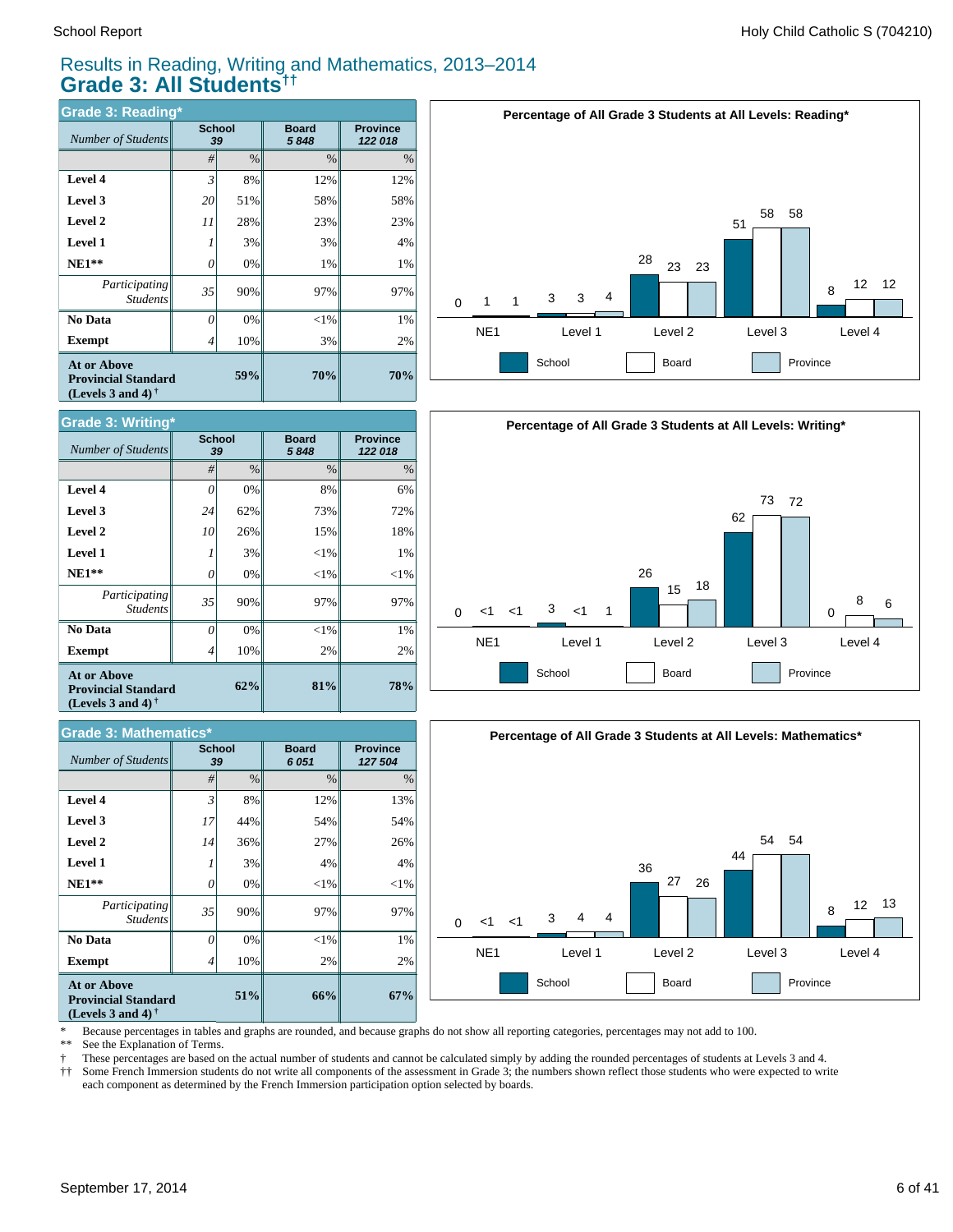# Results in Reading, Writing and Mathematics, 2013–2014

## Grade 3: All Students††

### Grade 3: Reading*

| Number of Students | School 39 | | Board 5 848 | Province 122 018 |
|---|---|---|---|---|
| | # | % | % | % |
| **Level 4** | 3 | 8% | 12% | 12% |
| **Level 3** | 20 | 51% | 58% | 58% |
| **Level 2** | 11 | 28% | 23% | 23% |
| **Level 1** | 1 | 3% | 3% | 4% |
| **NE1**** | 0 | 0% | 1% | 1% |
| *Participating Students* | 35 | 90% | 97% | 97% |
| **No Data** | 0 | 0% | <1% | 1% |
| **Exempt** | 4 | 10% | 3% | 2% |
| **At or Above Provincial Standard (Levels 3 and 4) †** | | **59%** | **70%** | **70%** |

**Percentage of All Grade 3 Students at All Levels: Reading***

| | NE1 | Level 1 | Level 2 | Level 3 | Level 4 |
|---|---|---|---|---|---|
| School | 0 | 3 | 28 | 51 | 8 |
| Board | 1 | 3 | 23 | 58 | 12 |
| Province | 1 | 4 | 23 | 58 | 12 |

### Grade 3: Writing*

| Number of Students | School 39 | | Board 5 848 | Province 122 018 |
|---|---|---|---|---|
| | # | % | % | % |
| **Level 4** | 0 | 0% | 8% | 6% |
| **Level 3** | 24 | 62% | 73% | 72% |
| **Level 2** | 10 | 26% | 15% | 18% |
| **Level 1** | 1 | 3% | <1% | 1% |
| **NE1**** | 0 | 0% | <1% | <1% |
| *Participating Students* | 35 | 90% | 97% | 97% |
| **No Data** | 0 | 0% | <1% | 1% |
| **Exempt** | 4 | 10% | 2% | 2% |
| **At or Above Provincial Standard (Levels 3 and 4) †** | | **62%** | **81%** | **78%** |

**Percentage of All Grade 3 Students at All Levels: Writing***

| | NE1 | Level 1 | Level 2 | Level 3 | Level 4 |
|---|---|---|---|---|---|
| School | 0 | 3 | 26 | 62 | 0 |
| Board | <1 | <1 | 15 | 73 | 8 |
| Province | <1 | 1 | 18 | 72 | 6 |

### Grade 3: Mathematics*

| Number of Students | School 39 | | Board 6 051 | Province 127 504 |
|---|---|---|---|---|
| | # | % | % | % |
| **Level 4** | 3 | 8% | 12% | 13% |
| **Level 3** | 17 | 44% | 54% | 54% |
| **Level 2** | 14 | 36% | 27% | 26% |
| **Level 1** | 1 | 3% | 4% | 4% |
| **NE1**** | 0 | 0% | <1% | <1% |
| *Participating Students* | 35 | 90% | 97% | 97% |
| **No Data** | 0 | 0% | <1% | 1% |
| **Exempt** | 4 | 10% | 2% | 2% |
| **At or Above Provincial Standard (Levels 3 and 4) †** | | **51%** | **66%** | **67%** |

**Percentage of All Grade 3 Students at All Levels: Mathematics***

| | NE1 | Level 1 | Level 2 | Level 3 | Level 4 |
|---|---|---|---|---|---|
| School | 0 | 3 | 36 | 44 | 8 |
| Board | <1 | 4 | 27 | 54 | 12 |
| Province | <1 | 4 | 26 | 54 | 13 |

\* Because percentages in tables and graphs are rounded, and because graphs do not show all reporting categories, percentages may not add to 100.

** See the Explanation of Terms.

† These percentages are based on the actual number of students and cannot be calculated simply by adding the rounded percentages of students at Levels 3 and 4.

†† Some French Immersion students do not write all components of the assessment in Grade 3; the numbers shown reflect those students who were expected to write each component as determined by the French Immersion participation option selected by boards.

September 17, 2014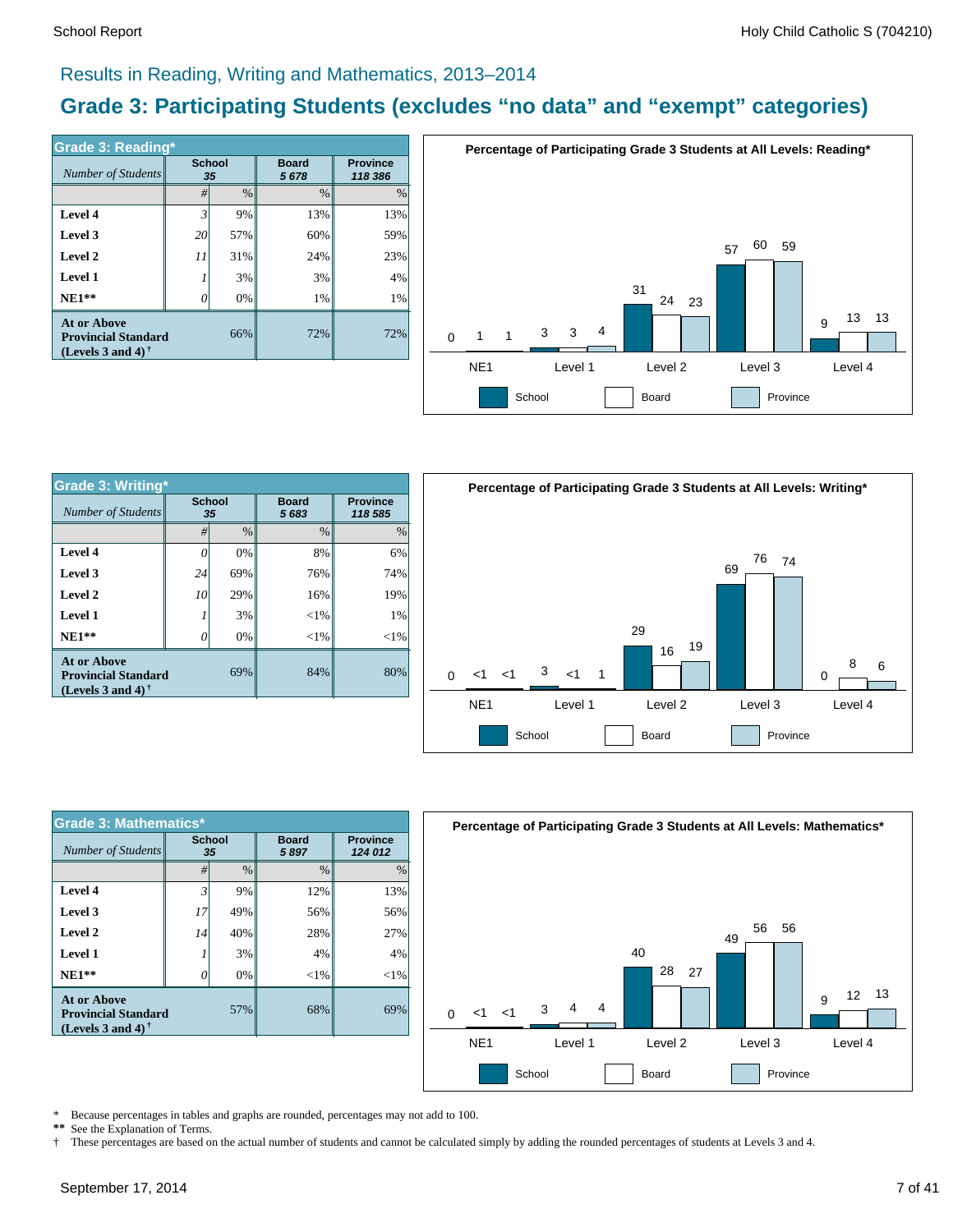## Results in Reading, Writing and Mathematics, 2013–2014

# Grade 3: Participating Students (excludes "no data" and "exempt" categories)

| Grade 3: Reading* | School | | Board | Province |
|---|---|---|---|---|
| *Number of Students* | 35 | | 5 678 | 118 386 |
| | # | % | % | % |
| **Level 4** | 3 | 9% | 13% | 13% |
| **Level 3** | 20 | 57% | 60% | 59% |
| **Level 2** | 11 | 31% | 24% | 23% |
| **Level 1** | 1 | 3% | 3% | 4% |
| **NE1**** | 0 | 0% | 1% | 1% |
| **At or Above Provincial Standard (Levels 3 and 4)** † | | 66% | 72% | 72% |

**Percentage of Participating Grade 3 Students at All Levels: Reading***

| | School | Board | Province |
|---|---|---|---|
| NE1 | 0 | 1 | 1 |
| Level 1 | 3 | 3 | 4 |
| Level 2 | 31 | 24 | 23 |
| Level 3 | 57 | 60 | 59 |
| Level 4 | 9 | 13 | 13 |

| Grade 3: Writing* | School | | Board | Province |
|---|---|---|---|---|
| *Number of Students* | 35 | | 5 683 | 118 585 |
| | # | % | % | % |
| **Level 4** | 0 | 0% | 8% | 6% |
| **Level 3** | 24 | 69% | 76% | 74% |
| **Level 2** | 10 | 29% | 16% | 19% |
| **Level 1** | 1 | 3% | <1% | 1% |
| **NE1**** | 0 | 0% | <1% | <1% |
| **At or Above Provincial Standard (Levels 3 and 4)** † | | 69% | 84% | 80% |

**Percentage of Participating Grade 3 Students at All Levels: Writing***

| | School | Board | Province |
|---|---|---|---|
| NE1 | 0 | <1 | <1 |
| Level 1 | 3 | <1 | 1 |
| Level 2 | 29 | 16 | 19 |
| Level 3 | 69 | 76 | 74 |
| Level 4 | 0 | 8 | 6 |

| Grade 3: Mathematics* | School | | Board | Province |
|---|---|---|---|---|
| *Number of Students* | 35 | | 5 897 | 124 012 |
| | # | % | % | % |
| **Level 4** | 3 | 9% | 12% | 13% |
| **Level 3** | 17 | 49% | 56% | 56% |
| **Level 2** | 14 | 40% | 28% | 27% |
| **Level 1** | 1 | 3% | 4% | 4% |
| **NE1**** | 0 | 0% | <1% | <1% |
| **At or Above Provincial Standard (Levels 3 and 4)** † | | 57% | 68% | 69% |

**Percentage of Participating Grade 3 Students at All Levels: Mathematics***

| | School | Board | Province |
|---|---|---|---|
| NE1 | 0 | <1 | <1 |
| Level 1 | 3 | 4 | 4 |
| Level 2 | 40 | 28 | 27 |
| Level 3 | 49 | 56 | 56 |
| Level 4 | 9 | 12 | 13 |

\* Because percentages in tables and graphs are rounded, percentages may not add to 100.

** See the Explanation of Terms.

† These percentages are based on the actual number of students and cannot be calculated simply by adding the rounded percentages of students at Levels 3 and 4.

September 17, 2014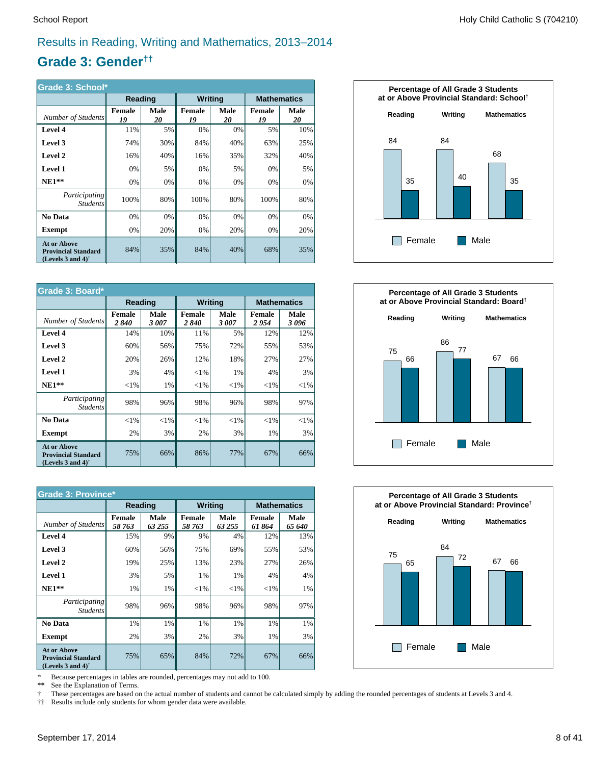# Results in Reading, Writing and Mathematics, 2013–2014

## Grade 3: Gender††

**Grade 3: School***

| | Reading | | Writing | | Mathematics | |
|---|---|---|---|---|---|---|
| *Number of Students* | **Female** *19* | **Male** *20* | **Female** *19* | **Male** *20* | **Female** *19* | **Male** *20* |
| **Level 4** | 11% | 5% | 0% | 0% | 5% | 10% |
| **Level 3** | 74% | 30% | 84% | 40% | 63% | 25% |
| **Level 2** | 16% | 40% | 16% | 35% | 32% | 40% |
| **Level 1** | 0% | 5% | 0% | 5% | 0% | 5% |
| **NE1**** | 0% | 0% | 0% | 0% | 0% | 0% |
| *Participating Students* | 100% | 80% | 100% | 80% | 100% | 80% |
| **No Data** | 0% | 0% | 0% | 0% | 0% | 0% |
| **Exempt** | 0% | 20% | 0% | 20% | 0% | 20% |
| **At or Above Provincial Standard (Levels 3 and 4)†** | 84% | 35% | 84% | 40% | 68% | 35% |

**Percentage of All Grade 3 Students at or Above Provincial Standard: School†**

| | Female | Male |
|---|---|---|
| Reading | 84 | 35 |
| Writing | 84 | 40 |
| Mathematics | 68 | 35 |

**Grade 3: Board***

| | Reading | | Writing | | Mathematics | |
|---|---|---|---|---|---|---|
| *Number of Students* | **Female** *2 840* | **Male** *3 007* | **Female** *2 840* | **Male** *3 007* | **Female** *2 954* | **Male** *3 096* |
| **Level 4** | 14% | 10% | 11% | 5% | 12% | 12% |
| **Level 3** | 60% | 56% | 75% | 72% | 55% | 53% |
| **Level 2** | 20% | 26% | 12% | 18% | 27% | 27% |
| **Level 1** | 3% | 4% | <1% | 1% | 4% | 3% |
| **NE1**** | <1% | 1% | <1% | <1% | <1% | <1% |
| *Participating Students* | 98% | 96% | 98% | 96% | 98% | 97% |
| **No Data** | <1% | <1% | <1% | <1% | <1% | <1% |
| **Exempt** | 2% | 3% | 2% | 3% | 1% | 3% |
| **At or Above Provincial Standard (Levels 3 and 4)†** | 75% | 66% | 86% | 77% | 67% | 66% |

**Percentage of All Grade 3 Students at or Above Provincial Standard: Board†**

| | Female | Male |
|---|---|---|
| Reading | 75 | 66 |
| Writing | 86 | 77 |
| Mathematics | 67 | 66 |

**Grade 3: Province***

| | Reading | | Writing | | Mathematics | |
|---|---|---|---|---|---|---|
| *Number of Students* | **Female** *58 763* | **Male** *63 255* | **Female** *58 763* | **Male** *63 255* | **Female** *61 864* | **Male** *65 640* |
| **Level 4** | 15% | 9% | 9% | 4% | 12% | 13% |
| **Level 3** | 60% | 56% | 75% | 69% | 55% | 53% |
| **Level 2** | 19% | 25% | 13% | 23% | 27% | 26% |
| **Level 1** | 3% | 5% | 1% | 1% | 4% | 4% |
| **NE1**** | 1% | 1% | <1% | <1% | <1% | 1% |
| *Participating Students* | 98% | 96% | 98% | 96% | 98% | 97% |
| **No Data** | 1% | 1% | 1% | 1% | 1% | 1% |
| **Exempt** | 2% | 3% | 2% | 3% | 1% | 3% |
| **At or Above Provincial Standard (Levels 3 and 4)†** | 75% | 65% | 84% | 72% | 67% | 66% |

**Percentage of All Grade 3 Students at or Above Provincial Standard: Province†**

| | Female | Male |
|---|---|---|
| Reading | 75 | 65 |
| Writing | 84 | 72 |
| Mathematics | 67 | 66 |

\* Because percentages in tables are rounded, percentages may not add to 100.
** See the Explanation of Terms.
† These percentages are based on the actual number of students and cannot be calculated simply by adding the rounded percentages of students at Levels 3 and 4.
†† Results include only students for whom gender data were available.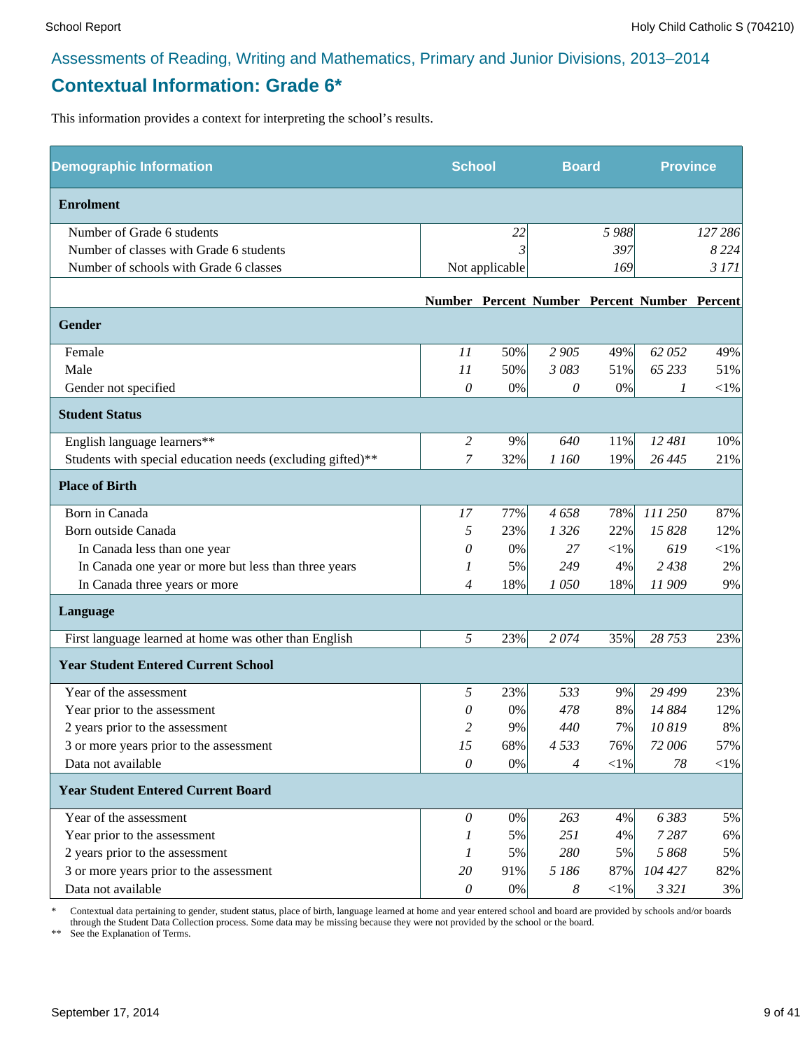Assessments of Reading, Writing and Mathematics, Primary and Junior Divisions, 2013–2014

## Contextual Information: Grade 6*

This information provides a context for interpreting the school's results.

| Demographic Information | School | | Board | | Province | |
|---|---|---|---|---|---|---|
| **Enrolment** | | | | | | |
| Number of Grade 6 students | | 22 | | 5 988 | | 127 286 |
| Number of classes with Grade 6 students | | 3 | | 397 | | 8 224 |
| Number of schools with Grade 6 classes | | Not applicable | | 169 | | 3 171 |
| | **Number** | **Percent** | **Number** | **Percent** | **Number** | **Percent** |
| **Gender** | | | | | | |
| Female | 11 | 50% | 2 905 | 49% | 62 052 | 49% |
| Male | 11 | 50% | 3 083 | 51% | 65 233 | 51% |
| Gender not specified | 0 | 0% | 0 | 0% | 1 | <1% |
| **Student Status** | | | | | | |
| English language learners** | 2 | 9% | 640 | 11% | 12 481 | 10% |
| Students with special education needs (excluding gifted)** | 7 | 32% | 1 160 | 19% | 26 445 | 21% |
| **Place of Birth** | | | | | | |
| Born in Canada | 17 | 77% | 4 658 | 78% | 111 250 | 87% |
| Born outside Canada | 5 | 23% | 1 326 | 22% | 15 828 | 12% |
| In Canada less than one year | 0 | 0% | 27 | <1% | 619 | <1% |
| In Canada one year or more but less than three years | 1 | 5% | 249 | 4% | 2 438 | 2% |
| In Canada three years or more | 4 | 18% | 1 050 | 18% | 11 909 | 9% |
| **Language** | | | | | | |
| First language learned at home was other than English | 5 | 23% | 2 074 | 35% | 28 753 | 23% |
| **Year Student Entered Current School** | | | | | | |
| Year of the assessment | 5 | 23% | 533 | 9% | 29 499 | 23% |
| Year prior to the assessment | 0 | 0% | 478 | 8% | 14 884 | 12% |
| 2 years prior to the assessment | 2 | 9% | 440 | 7% | 10 819 | 8% |
| 3 or more years prior to the assessment | 15 | 68% | 4 533 | 76% | 72 006 | 57% |
| Data not available | 0 | 0% | 4 | <1% | 78 | <1% |
| **Year Student Entered Current Board** | | | | | | |
| Year of the assessment | 0 | 0% | 263 | 4% | 6 383 | 5% |
| Year prior to the assessment | 1 | 5% | 251 | 4% | 7 287 | 6% |
| 2 years prior to the assessment | 1 | 5% | 280 | 5% | 5 868 | 5% |
| 3 or more years prior to the assessment | 20 | 91% | 5 186 | 87% | 104 427 | 82% |
| Data not available | 0 | 0% | 8 | <1% | 3 321 | 3% |

\* Contextual data pertaining to gender, student status, place of birth, language learned at home and year entered school and board are provided by schools and/or boards through the Student Data Collection process. Some data may be missing because they were not provided by the school or the board.

** See the Explanation of Terms.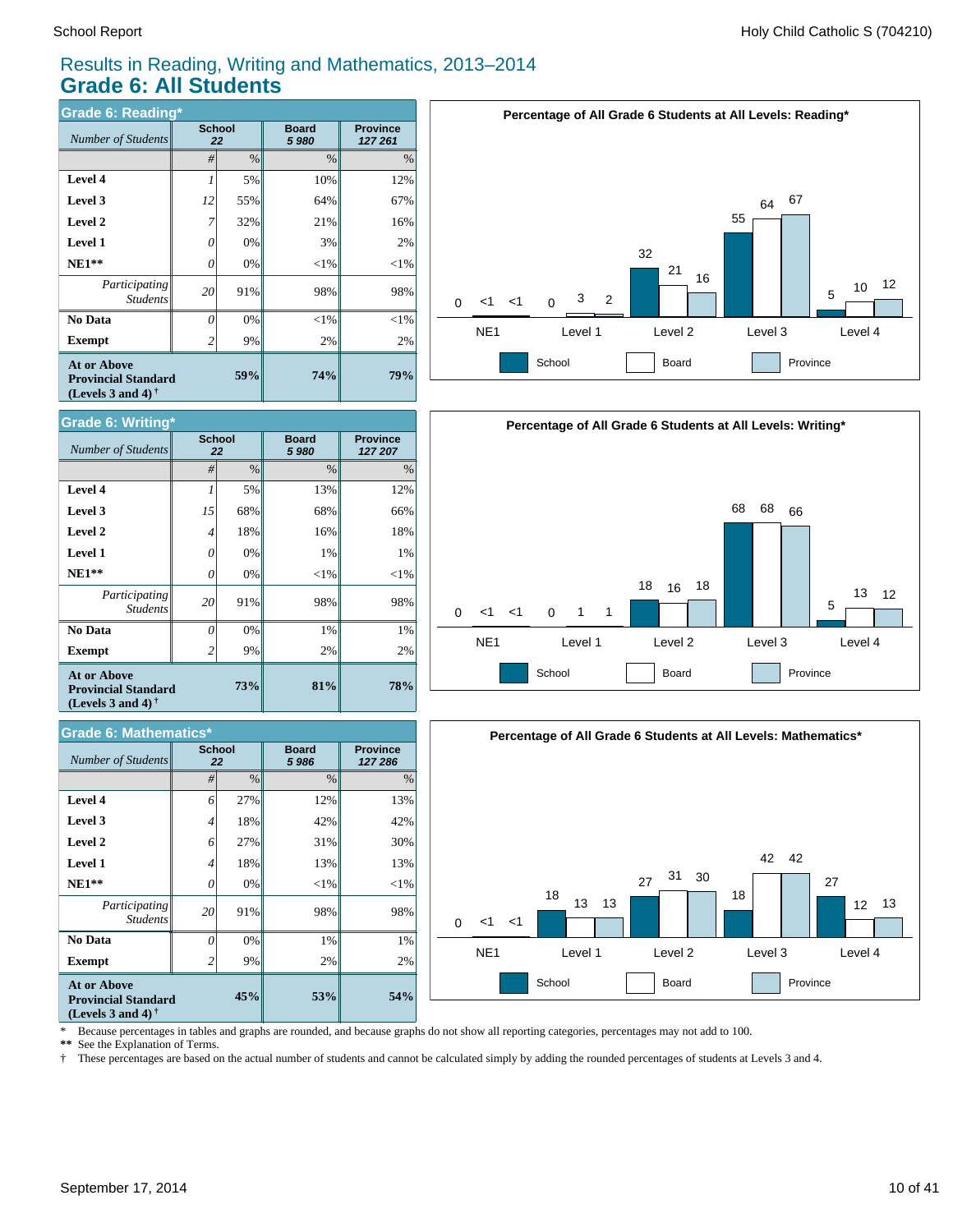# Results in Reading, Writing and Mathematics, 2013–2014
## Grade 6: All Students

### Grade 6: Reading*

| *Number of Students* | School 22 | | Board 5 980 | Province 127 261 |
|---|---|---|---|---|
| | # | % | % | % |
| **Level 4** | 1 | 5% | 10% | 12% |
| **Level 3** | 12 | 55% | 64% | 67% |
| **Level 2** | 7 | 32% | 21% | 16% |
| **Level 1** | 0 | 0% | 3% | 2% |
| **NE1\*\*** | 0 | 0% | <1% | <1% |
| *Participating Students* | 20 | 91% | 98% | 98% |
| **No Data** | 0 | 0% | <1% | <1% |
| **Exempt** | 2 | 9% | 2% | 2% |
| **At or Above Provincial Standard (Levels 3 and 4) †** | | **59%** | **74%** | **79%** |

**Percentage of All Grade 6 Students at All Levels: Reading***

| | NE1 | Level 1 | Level 2 | Level 3 | Level 4 |
|---|---|---|---|---|---|
| School | 0 | 0 | 32 | 55 | 5 |
| Board | <1 | 3 | 21 | 64 | 10 |
| Province | <1 | 2 | 16 | 67 | 12 |

### Grade 6: Writing*

| *Number of Students* | School 22 | | Board 5 980 | Province 127 207 |
|---|---|---|---|---|
| | # | % | % | % |
| **Level 4** | 1 | 5% | 13% | 12% |
| **Level 3** | 15 | 68% | 68% | 66% |
| **Level 2** | 4 | 18% | 16% | 18% |
| **Level 1** | 0 | 0% | 1% | 1% |
| **NE1\*\*** | 0 | 0% | <1% | <1% |
| *Participating Students* | 20 | 91% | 98% | 98% |
| **No Data** | 0 | 0% | 1% | 1% |
| **Exempt** | 2 | 9% | 2% | 2% |
| **At or Above Provincial Standard (Levels 3 and 4) †** | | **73%** | **81%** | **78%** |

**Percentage of All Grade 6 Students at All Levels: Writing***

| | NE1 | Level 1 | Level 2 | Level 3 | Level 4 |
|---|---|---|---|---|---|
| School | 0 | 0 | 18 | 68 | 5 |
| Board | <1 | 1 | 16 | 68 | 13 |
| Province | <1 | 1 | 18 | 66 | 12 |

### Grade 6: Mathematics*

| *Number of Students* | School 22 | | Board 5 986 | Province 127 286 |
|---|---|---|---|---|
| | # | % | % | % |
| **Level 4** | 6 | 27% | 12% | 13% |
| **Level 3** | 4 | 18% | 42% | 42% |
| **Level 2** | 6 | 27% | 31% | 30% |
| **Level 1** | 4 | 18% | 13% | 13% |
| **NE1\*\*** | 0 | 0% | <1% | <1% |
| *Participating Students* | 20 | 91% | 98% | 98% |
| **No Data** | 0 | 0% | 1% | 1% |
| **Exempt** | 2 | 9% | 2% | 2% |
| **At or Above Provincial Standard (Levels 3 and 4) †** | | **45%** | **53%** | **54%** |

**Percentage of All Grade 6 Students at All Levels: Mathematics***

| | NE1 | Level 1 | Level 2 | Level 3 | Level 4 |
|---|---|---|---|---|---|
| School | 0 | 18 | 27 | 18 | 27 |
| Board | <1 | 13 | 31 | 42 | 12 |
| Province | <1 | 13 | 30 | 42 | 13 |

\* Because percentages in tables and graphs are rounded, and because graphs do not show all reporting categories, percentages may not add to 100.
\*\* See the Explanation of Terms.
† These percentages are based on the actual number of students and cannot be calculated simply by adding the rounded percentages of students at Levels 3 and 4.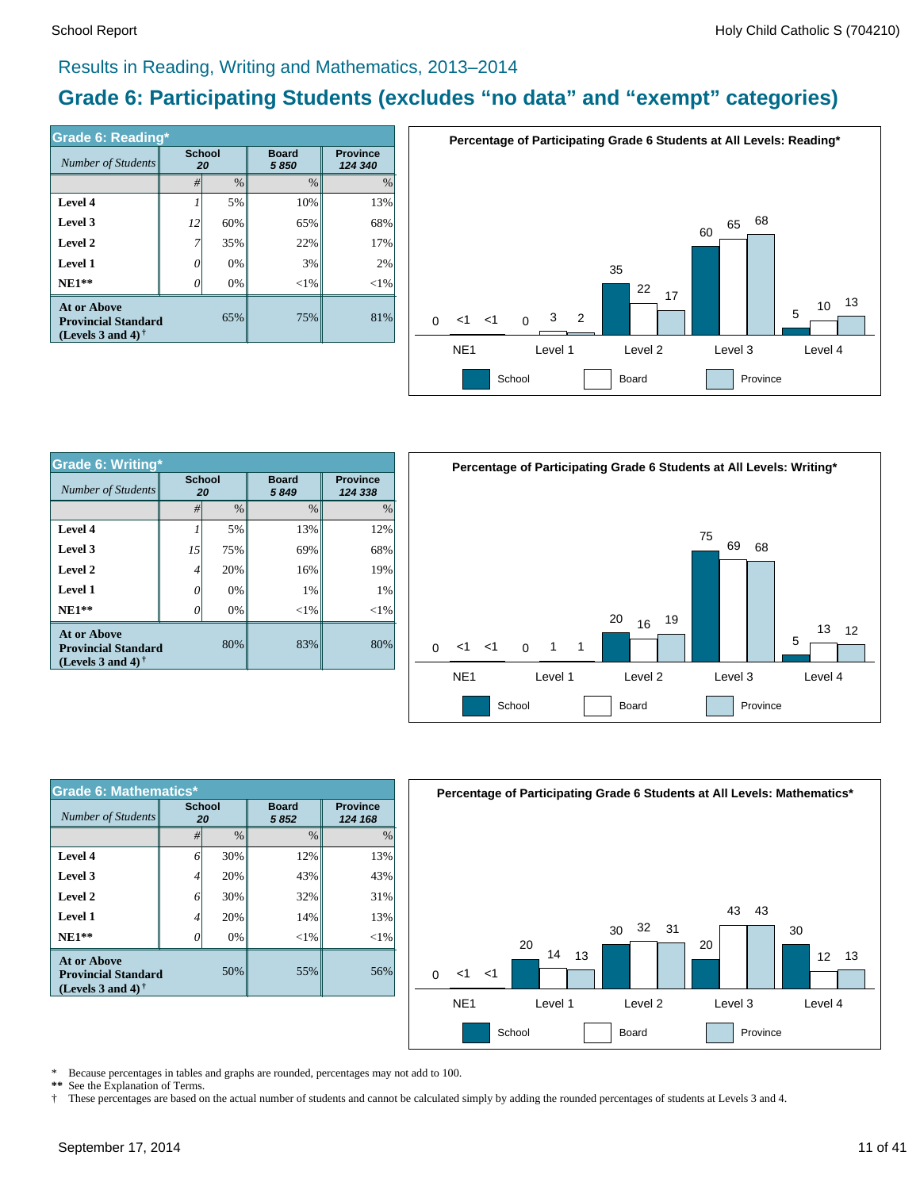## Results in Reading, Writing and Mathematics, 2013–2014

# Grade 6: Participating Students (excludes “no data” and “exempt” categories)

| Grade 6: Reading* | School | | Board | Province |
|---|---|---|---|---|
| *Number of Students* | 20 | | 5 850 | 124 340 |
| | # | % | % | % |
| Level 4 | 1 | 5% | 10% | 13% |
| Level 3 | 12 | 60% | 65% | 68% |
| Level 2 | 7 | 35% | 22% | 17% |
| Level 1 | 0 | 0% | 3% | 2% |
| NE1** | 0 | 0% | <1% | <1% |
| At or Above Provincial Standard (Levels 3 and 4) † | | 65% | 75% | 81% |

**Percentage of Participating Grade 6 Students at All Levels: Reading***

| | School | Board | Province |
|---|---|---|---|
| NE1 | 0 | <1 | <1 |
| Level 1 | 0 | 3 | 2 |
| Level 2 | 35 | 22 | 17 |
| Level 3 | 60 | 65 | 68 |
| Level 4 | 5 | 10 | 13 |

| Grade 6: Writing* | School | | Board | Province |
|---|---|---|---|---|
| *Number of Students* | 20 | | 5 849 | 124 338 |
| | # | % | % | % |
| Level 4 | 1 | 5% | 13% | 12% |
| Level 3 | 15 | 75% | 69% | 68% |
| Level 2 | 4 | 20% | 16% | 19% |
| Level 1 | 0 | 0% | 1% | 1% |
| NE1** | 0 | 0% | <1% | <1% |
| At or Above Provincial Standard (Levels 3 and 4) † | | 80% | 83% | 80% |

**Percentage of Participating Grade 6 Students at All Levels: Writing***

| | School | Board | Province |
|---|---|---|---|
| NE1 | 0 | <1 | <1 |
| Level 1 | 0 | 1 | 1 |
| Level 2 | 20 | 16 | 19 |
| Level 3 | 75 | 69 | 68 |
| Level 4 | 5 | 13 | 12 |

| Grade 6: Mathematics* | School | | Board | Province |
|---|---|---|---|---|
| *Number of Students* | 20 | | 5 852 | 124 168 |
| | # | % | % | % |
| Level 4 | 6 | 30% | 12% | 13% |
| Level 3 | 4 | 20% | 43% | 43% |
| Level 2 | 6 | 30% | 32% | 31% |
| Level 1 | 4 | 20% | 14% | 13% |
| NE1** | 0 | 0% | <1% | <1% |
| At or Above Provincial Standard (Levels 3 and 4) † | | 50% | 55% | 56% |

**Percentage of Participating Grade 6 Students at All Levels: Mathematics***

| | School | Board | Province |
|---|---|---|---|
| NE1 | 0 | <1 | <1 |
| Level 1 | 20 | 14 | 13 |
| Level 2 | 30 | 32 | 31 |
| Level 3 | 20 | 43 | 43 |
| Level 4 | 30 | 12 | 13 |

\* Because percentages in tables and graphs are rounded, percentages may not add to 100.
** See the Explanation of Terms.
† These percentages are based on the actual number of students and cannot be calculated simply by adding the rounded percentages of students at Levels 3 and 4.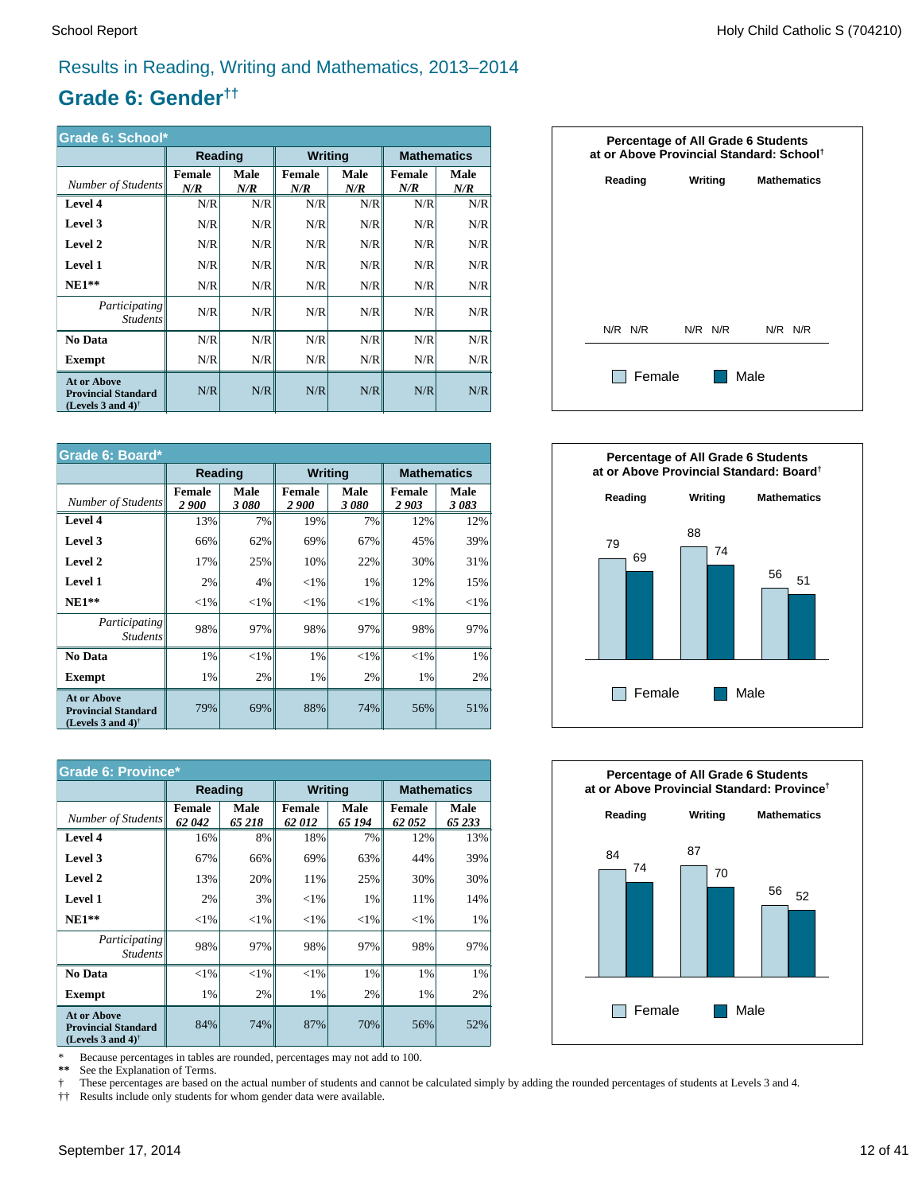# Results in Reading, Writing and Mathematics, 2013–2014

## Grade 6: Gender††

| Grade 6: School* | Reading | | Writing | | Mathematics | |
|---|---|---|---|---|---|---|
| *Number of Students* | Female *N/R* | Male *N/R* | Female *N/R* | Male *N/R* | Female *N/R* | Male *N/R* |
| **Level 4** | N/R | N/R | N/R | N/R | N/R | N/R |
| **Level 3** | N/R | N/R | N/R | N/R | N/R | N/R |
| **Level 2** | N/R | N/R | N/R | N/R | N/R | N/R |
| **Level 1** | N/R | N/R | N/R | N/R | N/R | N/R |
| **NE1**** | N/R | N/R | N/R | N/R | N/R | N/R |
| *Participating Students* | N/R | N/R | N/R | N/R | N/R | N/R |
| **No Data** | N/R | N/R | N/R | N/R | N/R | N/R |
| **Exempt** | N/R | N/R | N/R | N/R | N/R | N/R |
| **At or Above Provincial Standard (Levels 3 and 4)†** | N/R | N/R | N/R | N/R | N/R | N/R |

**Percentage of All Grade 6 Students at or Above Provincial Standard: School†**

| | Reading | Writing | Mathematics |
|---|---|---|---|
| Female | N/R | N/R | N/R |
| Male | N/R | N/R | N/R |

| Grade 6: Board* | Reading | | Writing | | Mathematics | |
|---|---|---|---|---|---|---|
| *Number of Students* | Female *2 900* | Male *3 080* | Female *2 900* | Male *3 080* | Female *2 903* | Male *3 083* |
| **Level 4** | 13% | 7% | 19% | 7% | 12% | 12% |
| **Level 3** | 66% | 62% | 69% | 67% | 45% | 39% |
| **Level 2** | 17% | 25% | 10% | 22% | 30% | 31% |
| **Level 1** | 2% | 4% | <1% | 1% | 12% | 15% |
| **NE1**** | <1% | <1% | <1% | <1% | <1% | <1% |
| *Participating Students* | 98% | 97% | 98% | 97% | 98% | 97% |
| **No Data** | 1% | <1% | 1% | <1% | <1% | 1% |
| **Exempt** | 1% | 2% | 1% | 2% | 1% | 2% |
| **At or Above Provincial Standard (Levels 3 and 4)†** | 79% | 69% | 88% | 74% | 56% | 51% |

**Percentage of All Grade 6 Students at or Above Provincial Standard: Board†**

| | Reading | Writing | Mathematics |
|---|---|---|---|
| Female | 79 | 88 | 56 |
| Male | 69 | 74 | 51 |

| Grade 6: Province* | Reading | | Writing | | Mathematics | |
|---|---|---|---|---|---|---|
| *Number of Students* | Female *62 042* | Male *65 218* | Female *62 012* | Male *65 194* | Female *62 052* | Male *65 233* |
| **Level 4** | 16% | 8% | 18% | 7% | 12% | 13% |
| **Level 3** | 67% | 66% | 69% | 63% | 44% | 39% |
| **Level 2** | 13% | 20% | 11% | 25% | 30% | 30% |
| **Level 1** | 2% | 3% | <1% | 1% | 11% | 14% |
| **NE1**** | <1% | <1% | <1% | <1% | <1% | 1% |
| *Participating Students* | 98% | 97% | 98% | 97% | 98% | 97% |
| **No Data** | <1% | <1% | <1% | 1% | 1% | 1% |
| **Exempt** | 1% | 2% | 1% | 2% | 1% | 2% |
| **At or Above Provincial Standard (Levels 3 and 4)†** | 84% | 74% | 87% | 70% | 56% | 52% |

**Percentage of All Grade 6 Students at or Above Provincial Standard: Province†**

| | Reading | Writing | Mathematics |
|---|---|---|---|
| Female | 84 | 87 | 56 |
| Male | 74 | 70 | 52 |

\* Because percentages in tables are rounded, percentages may not add to 100.
** See the Explanation of Terms.
† These percentages are based on the actual number of students and cannot be calculated simply by adding the rounded percentages of students at Levels 3 and 4.
†† Results include only students for whom gender data were available.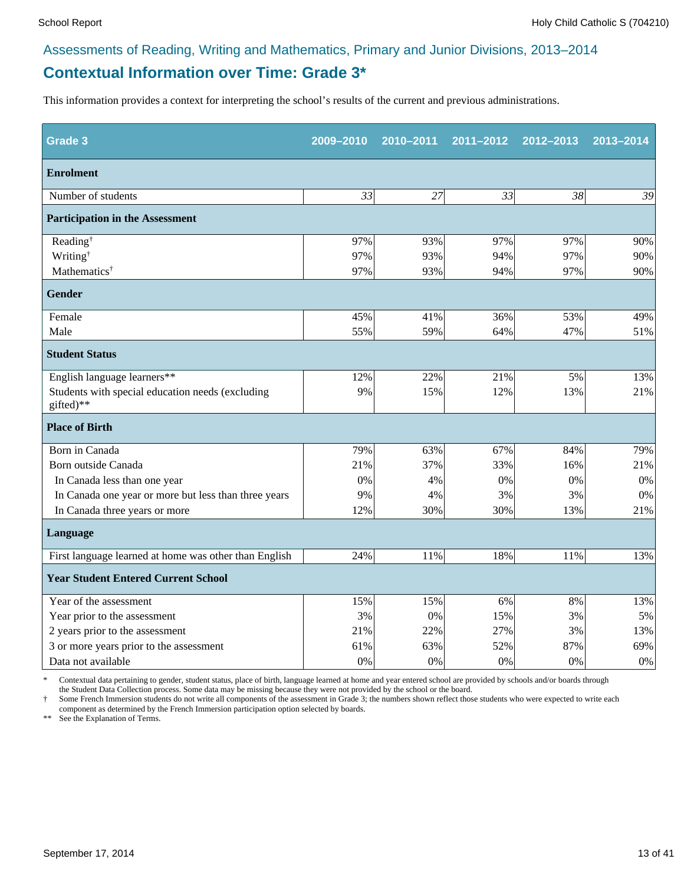## Assessments of Reading, Writing and Mathematics, Primary and Junior Divisions, 2013–2014

# Contextual Information over Time: Grade 3*

This information provides a context for interpreting the school's results of the current and previous administrations.

| Grade 3 | 2009–2010 | 2010–2011 | 2011–2012 | 2012–2013 | 2013–2014 |
|---|---|---|---|---|---|
| **Enrolment** | | | | | |
| Number of students | *33* | *27* | *33* | *38* | *39* |
| **Participation in the Assessment** | | | | | |
| Reading† | 97% | 93% | 97% | 97% | 90% |
| Writing† | 97% | 93% | 94% | 97% | 90% |
| Mathematics† | 97% | 93% | 94% | 97% | 90% |
| **Gender** | | | | | |
| Female | 45% | 41% | 36% | 53% | 49% |
| Male | 55% | 59% | 64% | 47% | 51% |
| **Student Status** | | | | | |
| English language learners** | 12% | 22% | 21% | 5% | 13% |
| Students with special education needs (excluding gifted)** | 9% | 15% | 12% | 13% | 21% |
| **Place of Birth** | | | | | |
| Born in Canada | 79% | 63% | 67% | 84% | 79% |
| Born outside Canada | 21% | 37% | 33% | 16% | 21% |
| In Canada less than one year | 0% | 4% | 0% | 0% | 0% |
| In Canada one year or more but less than three years | 9% | 4% | 3% | 3% | 0% |
| In Canada three years or more | 12% | 30% | 30% | 13% | 21% |
| **Language** | | | | | |
| First language learned at home was other than English | 24% | 11% | 18% | 11% | 13% |
| **Year Student Entered Current School** | | | | | |
| Year of the assessment | 15% | 15% | 6% | 8% | 13% |
| Year prior to the assessment | 3% | 0% | 15% | 3% | 5% |
| 2 years prior to the assessment | 21% | 22% | 27% | 3% | 13% |
| 3 or more years prior to the assessment | 61% | 63% | 52% | 87% | 69% |
| Data not available | 0% | 0% | 0% | 0% | 0% |

\* Contextual data pertaining to gender, student status, place of birth, language learned at home and year entered school are provided by schools and/or boards through the Student Data Collection process. Some data may be missing because they were not provided by the school or the board.

† Some French Immersion students do not write all components of the assessment in Grade 3; the numbers shown reflect those students who were expected to write each component as determined by the French Immersion participation option selected by boards.

** See the Explanation of Terms.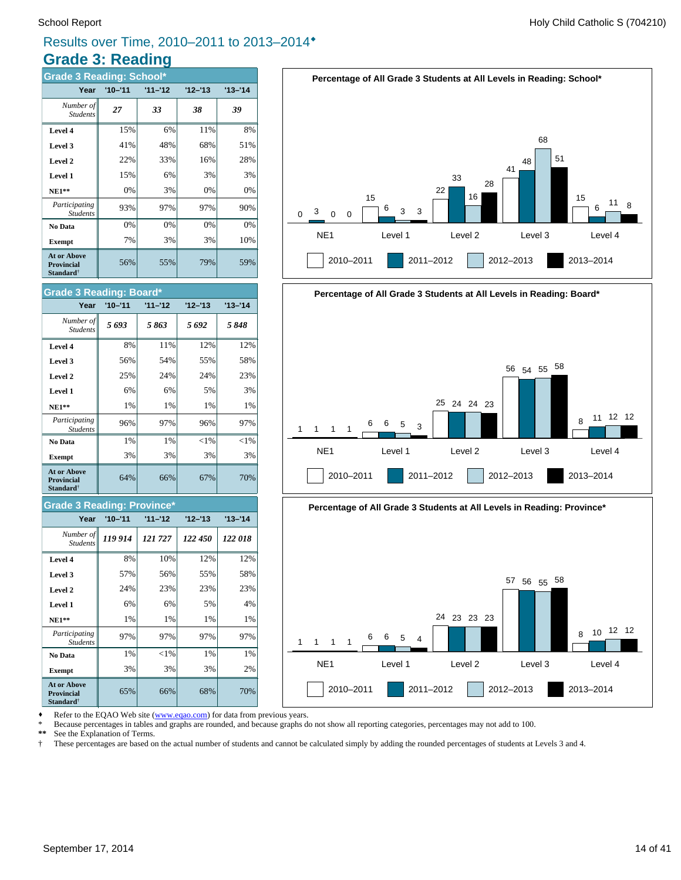# Results over Time, 2010–2011 to 2013–2014♦

## Grade 3: Reading

### Grade 3 Reading: School*

| Year | '10–'11 | '11–'12 | '12–'13 | '13–'14 |
|---|---|---|---|---|
| *Number of Students* | ***27*** | ***33*** | ***38*** | ***39*** |
| **Level 4** | 15% | 6% | 11% | 8% |
| **Level 3** | 41% | 48% | 68% | 51% |
| **Level 2** | 22% | 33% | 16% | 28% |
| **Level 1** | 15% | 6% | 3% | 3% |
| **NE1**** | 0% | 3% | 0% | 0% |
| *Participating Students* | 93% | 97% | 97% | 90% |
| **No Data** | 0% | 0% | 0% | 0% |
| **Exempt** | 7% | 3% | 3% | 10% |
| **At or Above Provincial Standard†** | 56% | 55% | 79% | 59% |

### Grade 3 Reading: Board*

| Year | '10–'11 | '11–'12 | '12–'13 | '13–'14 |
|---|---|---|---|---|
| *Number of Students* | ***5 693*** | ***5 863*** | ***5 692*** | ***5 848*** |
| **Level 4** | 8% | 11% | 12% | 12% |
| **Level 3** | 56% | 54% | 55% | 58% |
| **Level 2** | 25% | 24% | 24% | 23% |
| **Level 1** | 6% | 6% | 5% | 3% |
| **NE1**** | 1% | 1% | 1% | 1% |
| *Participating Students* | 96% | 97% | 96% | 97% |
| **No Data** | 1% | 1% | <1% | <1% |
| **Exempt** | 3% | 3% | 3% | 3% |
| **At or Above Provincial Standard†** | 64% | 66% | 67% | 70% |

### Grade 3 Reading: Province*

| Year | '10–'11 | '11–'12 | '12–'13 | '13–'14 |
|---|---|---|---|---|
| *Number of Students* | ***119 914*** | ***121 727*** | ***122 450*** | ***122 018*** |
| **Level 4** | 8% | 10% | 12% | 12% |
| **Level 3** | 57% | 56% | 55% | 58% |
| **Level 2** | 24% | 23% | 23% | 23% |
| **Level 1** | 6% | 6% | 5% | 4% |
| **NE1**** | 1% | 1% | 1% | 1% |
| *Participating Students* | 97% | 97% | 97% | 97% |
| **No Data** | 1% | <1% | 1% | 1% |
| **Exempt** | 3% | 3% | 3% | 2% |
| **At or Above Provincial Standard†** | 65% | 66% | 68% | 70% |

**Percentage of All Grade 3 Students at All Levels in Reading: School***

| | 2010–2011 | 2011–2012 | 2012–2013 | 2013–2014 |
|---|---|---|---|---|
| NE1 | 0 | 3 | 0 | 0 |
| Level 1 | 15 | 6 | 3 | 3 |
| Level 2 | 22 | 33 | 16 | 28 |
| Level 3 | 41 | 48 | 68 | 51 |
| Level 4 | 15 | 6 | 11 | 8 |

**Percentage of All Grade 3 Students at All Levels in Reading: Board***

| | 2010–2011 | 2011–2012 | 2012–2013 | 2013–2014 |
|---|---|---|---|---|
| NE1 | 1 | 1 | 1 | 1 |
| Level 1 | 6 | 6 | 5 | 3 |
| Level 2 | 25 | 24 | 24 | 23 |
| Level 3 | 56 | 54 | 55 | 58 |
| Level 4 | 8 | 11 | 12 | 12 |

**Percentage of All Grade 3 Students at All Levels in Reading: Province***

| | 2010–2011 | 2011–2012 | 2012–2013 | 2013–2014 |
|---|---|---|---|---|
| NE1 | 1 | 1 | 1 | 1 |
| Level 1 | 6 | 6 | 5 | 4 |
| Level 2 | 24 | 23 | 23 | 23 |
| Level 3 | 57 | 56 | 55 | 58 |
| Level 4 | 8 | 10 | 12 | 12 |

♦ Refer to the EQAO Web site (www.eqao.com) for data from previous years.
\* Because percentages in tables and graphs are rounded, and because graphs do not show all reporting categories, percentages may not add to 100.
** See the Explanation of Terms.
† These percentages are based on the actual number of students and cannot be calculated simply by adding the rounded percentages of students at Levels 3 and 4.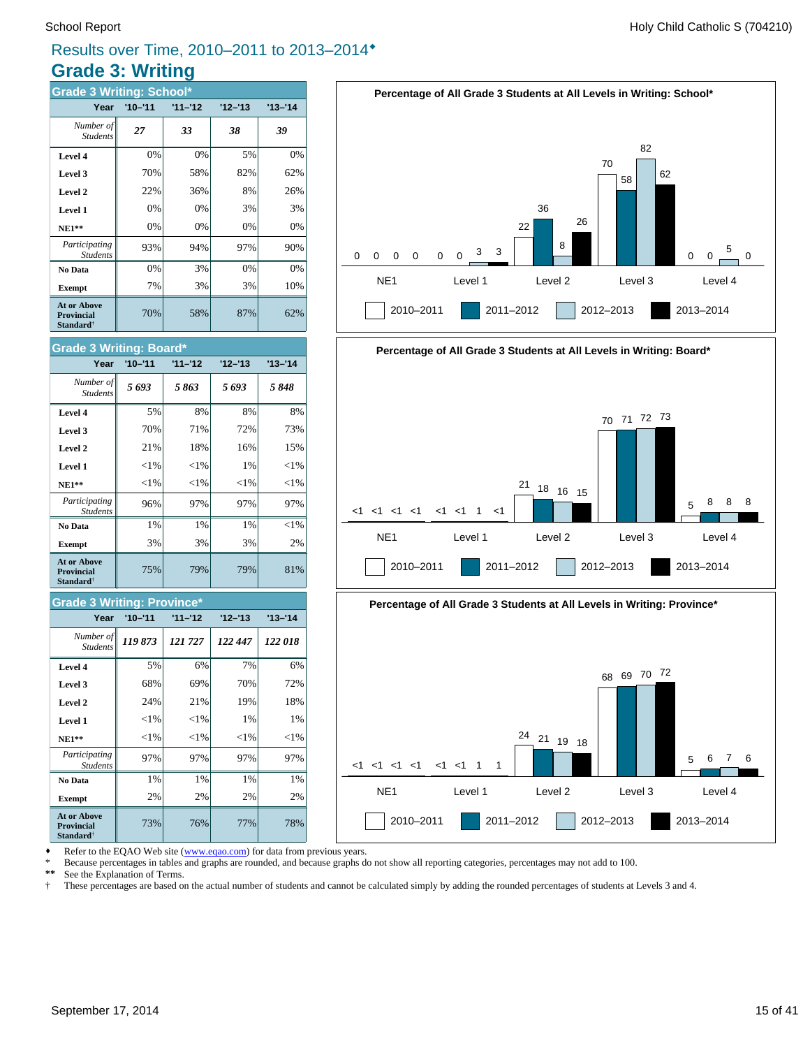School Report — Holy Child Catholic S (704210)

## Results over Time, 2010–2011 to 2013–2014♦

# Grade 3: Writing

### Grade 3 Writing: School*

| Year | '10–'11 | '11–'12 | '12–'13 | '13–'14 |
|---|---|---|---|---|
| *Number of Students* | *27* | *33* | *38* | *39* |
| **Level 4** | 0% | 0% | 5% | 0% |
| **Level 3** | 70% | 58% | 82% | 62% |
| **Level 2** | 22% | 36% | 8% | 26% |
| **Level 1** | 0% | 0% | 3% | 3% |
| **NE1**** | 0% | 0% | 0% | 0% |
| *Participating Students* | 93% | 94% | 97% | 90% |
| **No Data** | 0% | 3% | 0% | 0% |
| **Exempt** | 7% | 3% | 3% | 10% |
| **At or Above Provincial Standard†** | 70% | 58% | 87% | 62% |

### Grade 3 Writing: Board*

| Year | '10–'11 | '11–'12 | '12–'13 | '13–'14 |
|---|---|---|---|---|
| *Number of Students* | *5 693* | *5 863* | *5 693* | *5 848* |
| **Level 4** | 5% | 8% | 8% | 8% |
| **Level 3** | 70% | 71% | 72% | 73% |
| **Level 2** | 21% | 18% | 16% | 15% |
| **Level 1** | <1% | <1% | 1% | <1% |
| **NE1**** | <1% | <1% | <1% | <1% |
| *Participating Students* | 96% | 97% | 97% | 97% |
| **No Data** | 1% | 1% | 1% | <1% |
| **Exempt** | 3% | 3% | 3% | 2% |
| **At or Above Provincial Standard†** | 75% | 79% | 79% | 81% |

### Grade 3 Writing: Province*

| Year | '10–'11 | '11–'12 | '12–'13 | '13–'14 |
|---|---|---|---|---|
| *Number of Students* | *119 873* | *121 727* | *122 447* | *122 018* |
| **Level 4** | 5% | 6% | 7% | 6% |
| **Level 3** | 68% | 69% | 70% | 72% |
| **Level 2** | 24% | 21% | 19% | 18% |
| **Level 1** | <1% | <1% | 1% | 1% |
| **NE1**** | <1% | <1% | <1% | <1% |
| *Participating Students* | 97% | 97% | 97% | 97% |
| **No Data** | 1% | 1% | 1% | 1% |
| **Exempt** | 2% | 2% | 2% | 2% |
| **At or Above Provincial Standard†** | 73% | 76% | 77% | 78% |

**Percentage of All Grade 3 Students at All Levels in Writing: School***

| | NE1 | Level 1 | Level 2 | Level 3 | Level 4 |
|---|---|---|---|---|---|
| 2010–2011 | 0 | 0 | 22 | 70 | 0 |
| 2011–2012 | 0 | 0 | 36 | 58 | 0 |
| 2012–2013 | 0 | 3 | 8 | 82 | 5 |
| 2013–2014 | 0 | 3 | 26 | 62 | 0 |

**Percentage of All Grade 3 Students at All Levels in Writing: Board***

| | NE1 | Level 1 | Level 2 | Level 3 | Level 4 |
|---|---|---|---|---|---|
| 2010–2011 | <1 | <1 | 21 | 70 | 5 |
| 2011–2012 | <1 | <1 | 18 | 71 | 8 |
| 2012–2013 | <1 | 1 | 16 | 72 | 8 |
| 2013–2014 | <1 | <1 | 15 | 73 | 8 |

**Percentage of All Grade 3 Students at All Levels in Writing: Province***

| | NE1 | Level 1 | Level 2 | Level 3 | Level 4 |
|---|---|---|---|---|---|
| 2010–2011 | <1 | <1 | 24 | 68 | 5 |
| 2011–2012 | <1 | <1 | 21 | 69 | 6 |
| 2012–2013 | <1 | 1 | 19 | 70 | 7 |
| 2013–2014 | <1 | 1 | 18 | 72 | 6 |

♦ Refer to the EQAO Web site (www.eqao.com) for data from previous years.
\* Because percentages in tables and graphs are rounded, and because graphs do not show all reporting categories, percentages may not add to 100.
** See the Explanation of Terms.
† These percentages are based on the actual number of students and cannot be calculated simply by adding the rounded percentages of students at Levels 3 and 4.

September 17, 2014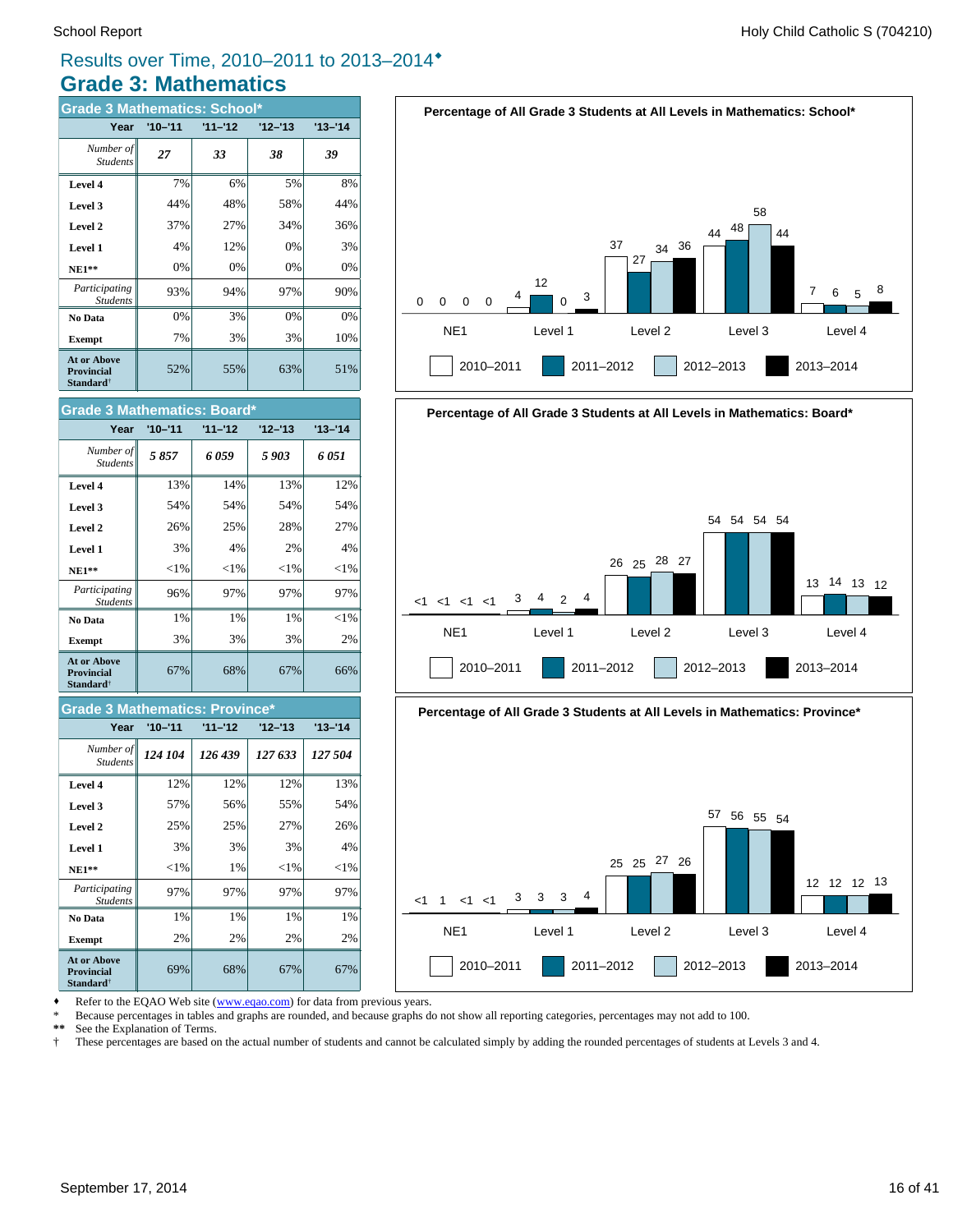# Results over Time, 2010–2011 to 2013–2014♦

## Grade 3: Mathematics

### Grade 3 Mathematics: School*

| Year | '10–'11 | '11–'12 | '12–'13 | '13–'14 |
|---|---|---|---|---|
| *Number of Students* | *27* | *33* | *38* | *39* |
| **Level 4** | 7% | 6% | 5% | 8% |
| **Level 3** | 44% | 48% | 58% | 44% |
| **Level 2** | 37% | 27% | 34% | 36% |
| **Level 1** | 4% | 12% | 0% | 3% |
| **NE1**** | 0% | 0% | 0% | 0% |
| *Participating Students* | 93% | 94% | 97% | 90% |
| **No Data** | 0% | 3% | 0% | 0% |
| **Exempt** | 7% | 3% | 3% | 10% |
| **At or Above Provincial Standard†** | 52% | 55% | 63% | 51% |

### Grade 3 Mathematics: Board*

| Year | '10–'11 | '11–'12 | '12–'13 | '13–'14 |
|---|---|---|---|---|
| *Number of Students* | *5 857* | *6 059* | *5 903* | *6 051* |
| **Level 4** | 13% | 14% | 13% | 12% |
| **Level 3** | 54% | 54% | 54% | 54% |
| **Level 2** | 26% | 25% | 28% | 27% |
| **Level 1** | 3% | 4% | 2% | 4% |
| **NE1**** | <1% | <1% | <1% | <1% |
| *Participating Students* | 96% | 97% | 97% | 97% |
| **No Data** | 1% | 1% | 1% | <1% |
| **Exempt** | 3% | 3% | 3% | 2% |
| **At or Above Provincial Standard†** | 67% | 68% | 67% | 66% |

### Grade 3 Mathematics: Province*

| Year | '10–'11 | '11–'12 | '12–'13 | '13–'14 |
|---|---|---|---|---|
| *Number of Students* | *124 104* | *126 439* | *127 633* | *127 504* |
| **Level 4** | 12% | 12% | 12% | 13% |
| **Level 3** | 57% | 56% | 55% | 54% |
| **Level 2** | 25% | 25% | 27% | 26% |
| **Level 1** | 3% | 3% | 3% | 4% |
| **NE1**** | <1% | 1% | <1% | <1% |
| *Participating Students* | 97% | 97% | 97% | 97% |
| **No Data** | 1% | 1% | 1% | 1% |
| **Exempt** | 2% | 2% | 2% | 2% |
| **At or Above Provincial Standard†** | 69% | 68% | 67% | 67% |

**Percentage of All Grade 3 Students at All Levels in Mathematics: School***

| | NE1 | Level 1 | Level 2 | Level 3 | Level 4 |
|---|---|---|---|---|---|
| 2010–2011 | 0 | 4 | 37 | 44 | 7 |
| 2011–2012 | 0 | 12 | 27 | 48 | 6 |
| 2012–2013 | 0 | 0 | 34 | 58 | 5 |
| 2013–2014 | 0 | 3 | 36 | 44 | 8 |

**Percentage of All Grade 3 Students at All Levels in Mathematics: Board***

| | NE1 | Level 1 | Level 2 | Level 3 | Level 4 |
|---|---|---|---|---|---|
| 2010–2011 | <1 | 3 | 26 | 54 | 13 |
| 2011–2012 | <1 | 4 | 25 | 54 | 14 |
| 2012–2013 | <1 | 2 | 28 | 54 | 13 |
| 2013–2014 | <1 | 4 | 27 | 54 | 12 |

**Percentage of All Grade 3 Students at All Levels in Mathematics: Province***

| | NE1 | Level 1 | Level 2 | Level 3 | Level 4 |
|---|---|---|---|---|---|
| 2010–2011 | <1 | 3 | 25 | 57 | 12 |
| 2011–2012 | 1 | 3 | 25 | 56 | 12 |
| 2012–2013 | <1 | 3 | 27 | 55 | 12 |
| 2013–2014 | <1 | 4 | 26 | 54 | 13 |

♦ Refer to the EQAO Web site (www.eqao.com) for data from previous years.
\* Because percentages in tables and graphs are rounded, and because graphs do not show all reporting categories, percentages may not add to 100.
** See the Explanation of Terms.
† These percentages are based on the actual number of students and cannot be calculated simply by adding the rounded percentages of students at Levels 3 and 4.

September 17, 2014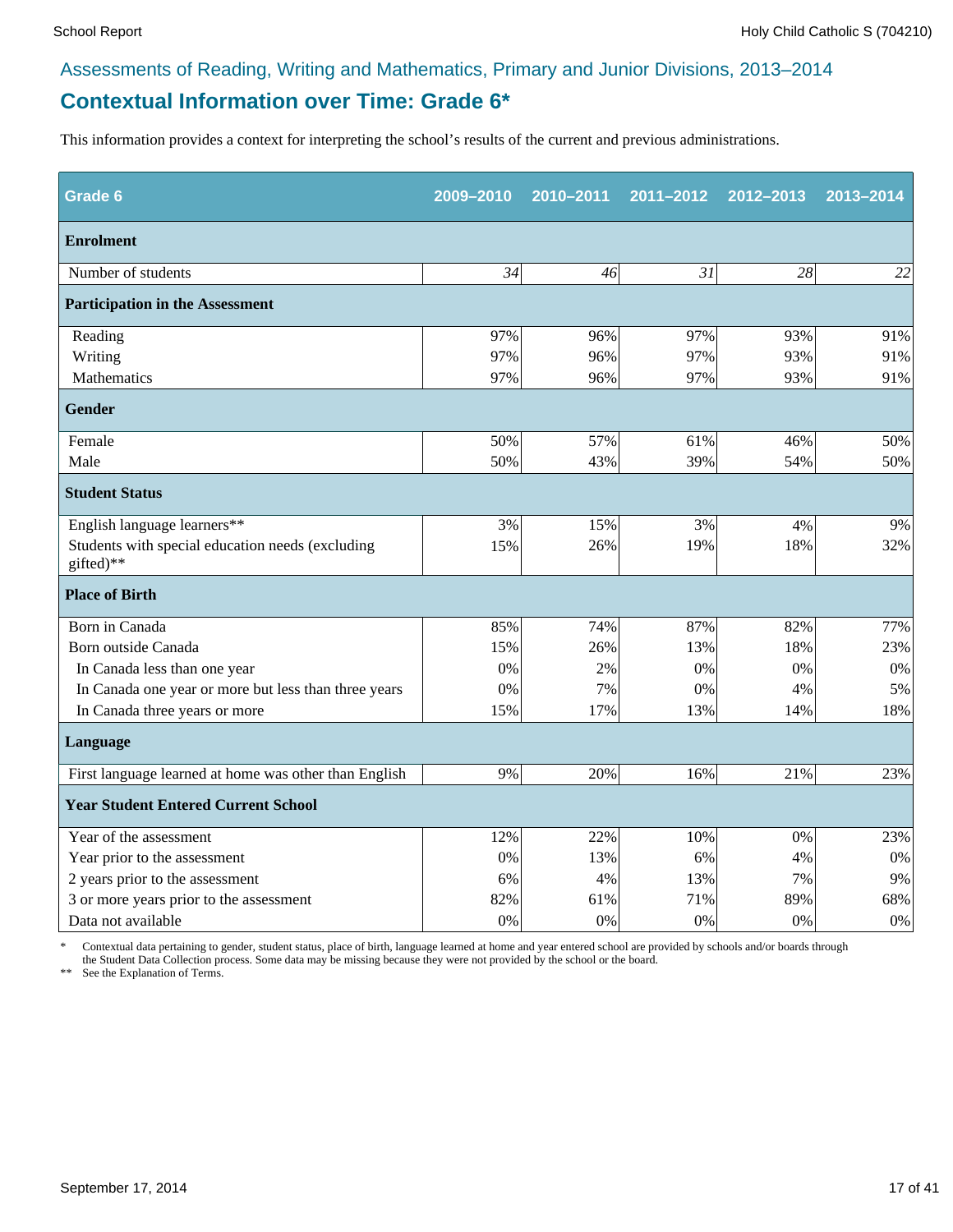Assessments of Reading, Writing and Mathematics, Primary and Junior Divisions, 2013–2014

## Contextual Information over Time: Grade 6*

This information provides a context for interpreting the school's results of the current and previous administrations.

| Grade 6 | 2009–2010 | 2010–2011 | 2011–2012 | 2012–2013 | 2013–2014 |
|---|---|---|---|---|---|
| **Enrolment** | | | | | |
| Number of students | *34* | *46* | *31* | *28* | *22* |
| **Participation in the Assessment** | | | | | |
| Reading | 97% | 96% | 97% | 93% | 91% |
| Writing | 97% | 96% | 97% | 93% | 91% |
| Mathematics | 97% | 96% | 97% | 93% | 91% |
| **Gender** | | | | | |
| Female | 50% | 57% | 61% | 46% | 50% |
| Male | 50% | 43% | 39% | 54% | 50% |
| **Student Status** | | | | | |
| English language learners** | 3% | 15% | 3% | 4% | 9% |
| Students with special education needs (excluding gifted)** | 15% | 26% | 19% | 18% | 32% |
| **Place of Birth** | | | | | |
| Born in Canada | 85% | 74% | 87% | 82% | 77% |
| Born outside Canada | 15% | 26% | 13% | 18% | 23% |
| In Canada less than one year | 0% | 2% | 0% | 0% | 0% |
| In Canada one year or more but less than three years | 0% | 7% | 0% | 4% | 5% |
| In Canada three years or more | 15% | 17% | 13% | 14% | 18% |
| **Language** | | | | | |
| First language learned at home was other than English | 9% | 20% | 16% | 21% | 23% |
| **Year Student Entered Current School** | | | | | |
| Year of the assessment | 12% | 22% | 10% | 0% | 23% |
| Year prior to the assessment | 0% | 13% | 6% | 4% | 0% |
| 2 years prior to the assessment | 6% | 4% | 13% | 7% | 9% |
| 3 or more years prior to the assessment | 82% | 61% | 71% | 89% | 68% |
| Data not available | 0% | 0% | 0% | 0% | 0% |

\* Contextual data pertaining to gender, student status, place of birth, language learned at home and year entered school are provided by schools and/or boards through the Student Data Collection process. Some data may be missing because they were not provided by the school or the board.

** See the Explanation of Terms.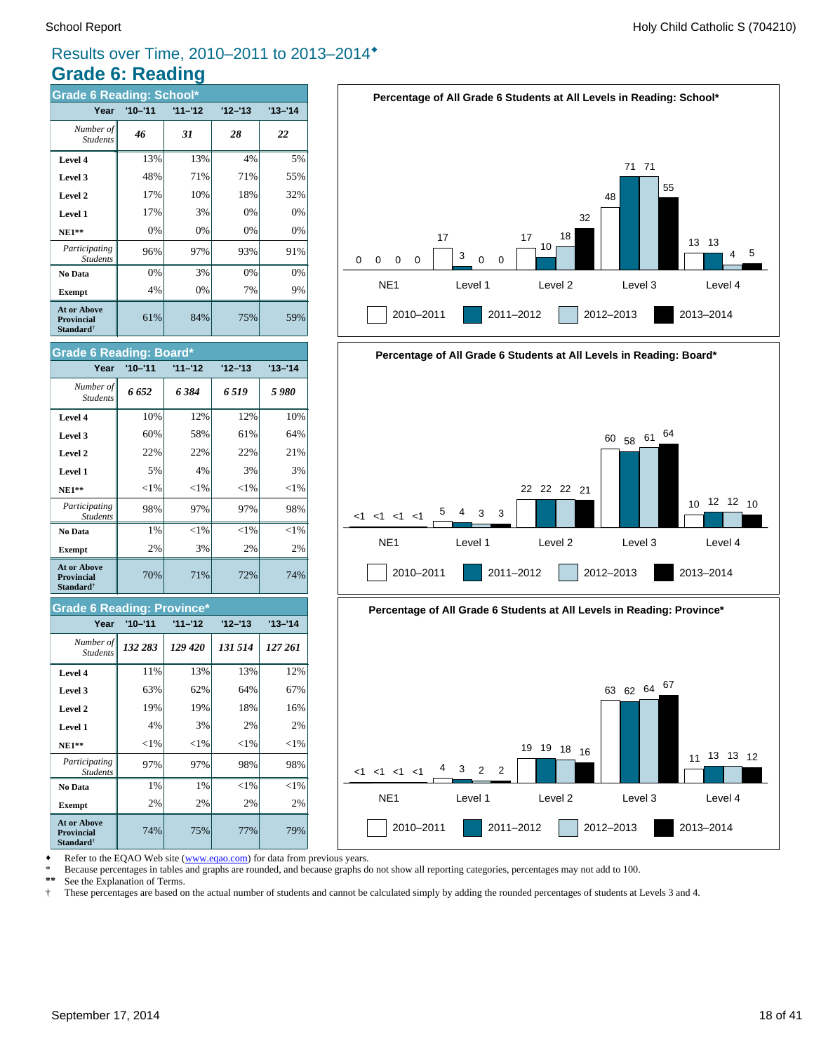# Results over Time, 2010–2011 to 2013–2014♦

## Grade 6: Reading

### Grade 6 Reading: School*

| Year | '10–'11 | '11–'12 | '12–'13 | '13–'14 |
|---|---|---|---|---|
| *Number of Students* | ***46*** | ***31*** | ***28*** | ***22*** |
| **Level 4** | 13% | 13% | 4% | 5% |
| **Level 3** | 48% | 71% | 71% | 55% |
| **Level 2** | 17% | 10% | 18% | 32% |
| **Level 1** | 17% | 3% | 0% | 0% |
| **NE1**** | 0% | 0% | 0% | 0% |
| *Participating Students* | 96% | 97% | 93% | 91% |
| **No Data** | 0% | 3% | 0% | 0% |
| **Exempt** | 4% | 0% | 7% | 9% |
| **At or Above Provincial Standard†** | 61% | 84% | 75% | 59% |

### Grade 6 Reading: Board*

| Year | '10–'11 | '11–'12 | '12–'13 | '13–'14 |
|---|---|---|---|---|
| *Number of Students* | ***6 652*** | ***6 384*** | ***6 519*** | ***5 980*** |
| **Level 4** | 10% | 12% | 12% | 10% |
| **Level 3** | 60% | 58% | 61% | 64% |
| **Level 2** | 22% | 22% | 22% | 21% |
| **Level 1** | 5% | 4% | 3% | 3% |
| **NE1**** | <1% | <1% | <1% | <1% |
| *Participating Students* | 98% | 97% | 97% | 98% |
| **No Data** | 1% | <1% | <1% | <1% |
| **Exempt** | 2% | 3% | 2% | 2% |
| **At or Above Provincial Standard†** | 70% | 71% | 72% | 74% |

### Grade 6 Reading: Province*

| Year | '10–'11 | '11–'12 | '12–'13 | '13–'14 |
|---|---|---|---|---|
| *Number of Students* | ***132 283*** | ***129 420*** | ***131 514*** | ***127 261*** |
| **Level 4** | 11% | 13% | 13% | 12% |
| **Level 3** | 63% | 62% | 64% | 67% |
| **Level 2** | 19% | 19% | 18% | 16% |
| **Level 1** | 4% | 3% | 2% | 2% |
| **NE1**** | <1% | <1% | <1% | <1% |
| *Participating Students* | 97% | 97% | 98% | 98% |
| **No Data** | 1% | 1% | <1% | <1% |
| **Exempt** | 2% | 2% | 2% | 2% |
| **At or Above Provincial Standard†** | 74% | 75% | 77% | 79% |

**Percentage of All Grade 6 Students at All Levels in Reading: School***

| | NE1 | Level 1 | Level 2 | Level 3 | Level 4 |
|---|---|---|---|---|---|
| 2010–2011 | 0 | 17 | 17 | 48 | 13 |
| 2011–2012 | 0 | 3 | 10 | 71 | 13 |
| 2012–2013 | 0 | 0 | 18 | 71 | 4 |
| 2013–2014 | 0 | 0 | 32 | 55 | 5 |

**Percentage of All Grade 6 Students at All Levels in Reading: Board***

| | NE1 | Level 1 | Level 2 | Level 3 | Level 4 |
|---|---|---|---|---|---|
| 2010–2011 | <1 | 5 | 22 | 60 | 10 |
| 2011–2012 | <1 | 4 | 22 | 58 | 12 |
| 2012–2013 | <1 | 3 | 22 | 61 | 12 |
| 2013–2014 | <1 | 3 | 21 | 64 | 10 |

**Percentage of All Grade 6 Students at All Levels in Reading: Province***

| | NE1 | Level 1 | Level 2 | Level 3 | Level 4 |
|---|---|---|---|---|---|
| 2010–2011 | <1 | 4 | 19 | 63 | 11 |
| 2011–2012 | <1 | 3 | 19 | 62 | 13 |
| 2012–2013 | <1 | 2 | 18 | 64 | 13 |
| 2013–2014 | <1 | 2 | 16 | 67 | 12 |

♦ Refer to the EQAO Web site (www.eqao.com) for data from previous years.
\* Because percentages in tables and graphs are rounded, and because graphs do not show all reporting categories, percentages may not add to 100.
** See the Explanation of Terms.
† These percentages are based on the actual number of students and cannot be calculated simply by adding the rounded percentages of students at Levels 3 and 4.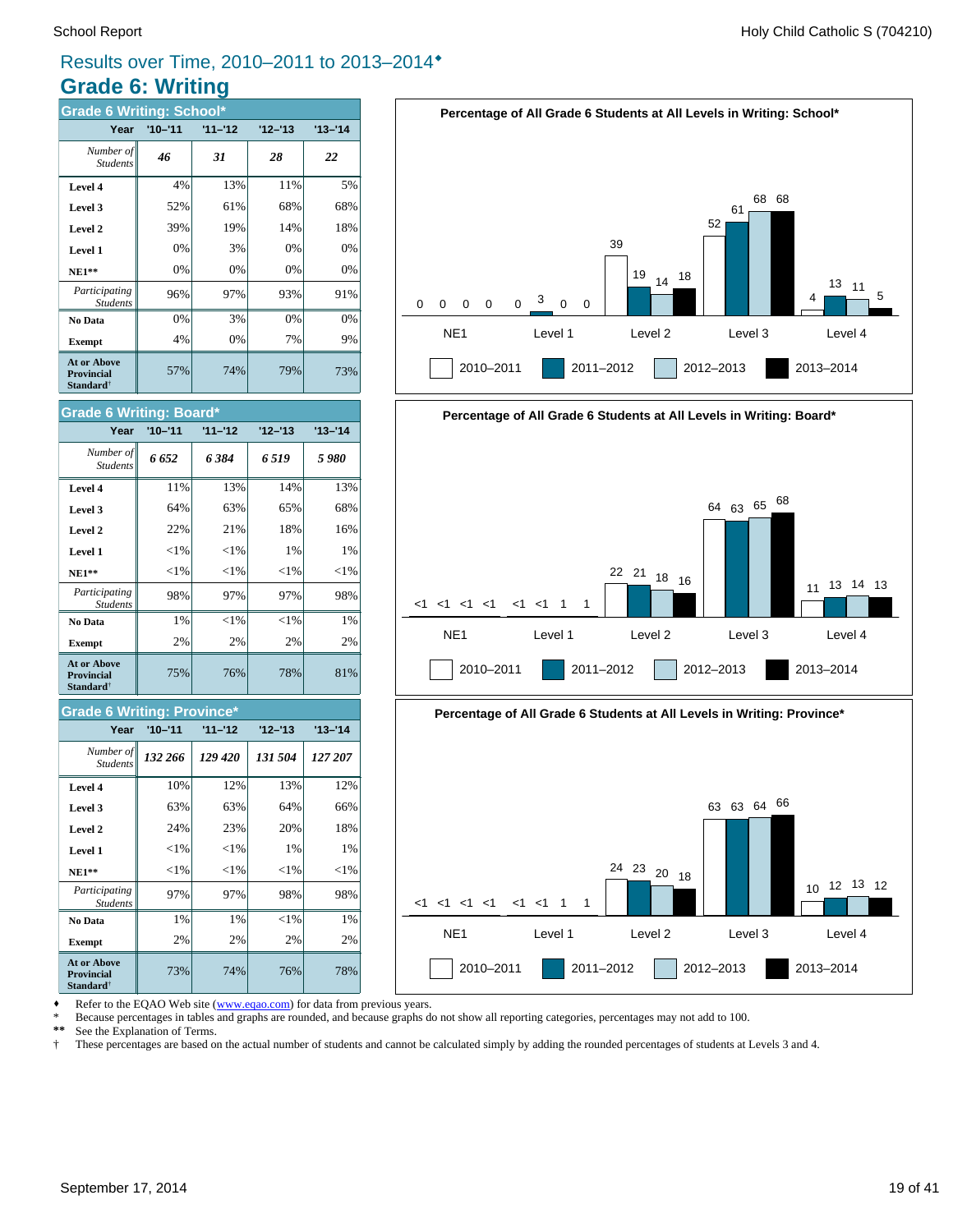# Results over Time, 2010–2011 to 2013–2014♦

## Grade 6: Writing

### Grade 6 Writing: School*

| Year | '10–'11 | '11–'12 | '12–'13 | '13–'14 |
|---|---|---|---|---|
| *Number of Students* | ***46*** | ***31*** | ***28*** | ***22*** |
| **Level 4** | 4% | 13% | 11% | 5% |
| **Level 3** | 52% | 61% | 68% | 68% |
| **Level 2** | 39% | 19% | 14% | 18% |
| **Level 1** | 0% | 3% | 0% | 0% |
| **NE1**** | 0% | 0% | 0% | 0% |
| *Participating Students* | 96% | 97% | 93% | 91% |
| **No Data** | 0% | 3% | 0% | 0% |
| **Exempt** | 4% | 0% | 7% | 9% |
| **At or Above Provincial Standard†** | 57% | 74% | 79% | 73% |

### Grade 6 Writing: Board*

| Year | '10–'11 | '11–'12 | '12–'13 | '13–'14 |
|---|---|---|---|---|
| *Number of Students* | ***6 652*** | ***6 384*** | ***6 519*** | ***5 980*** |
| **Level 4** | 11% | 13% | 14% | 13% |
| **Level 3** | 64% | 63% | 65% | 68% |
| **Level 2** | 22% | 21% | 18% | 16% |
| **Level 1** | <1% | <1% | 1% | 1% |
| **NE1**** | <1% | <1% | <1% | <1% |
| *Participating Students* | 98% | 97% | 97% | 98% |
| **No Data** | 1% | <1% | <1% | 1% |
| **Exempt** | 2% | 2% | 2% | 2% |
| **At or Above Provincial Standard†** | 75% | 76% | 78% | 81% |

### Grade 6 Writing: Province*

| Year | '10–'11 | '11–'12 | '12–'13 | '13–'14 |
|---|---|---|---|---|
| *Number of Students* | ***132 266*** | ***129 420*** | ***131 504*** | ***127 207*** |
| **Level 4** | 10% | 12% | 13% | 12% |
| **Level 3** | 63% | 63% | 64% | 66% |
| **Level 2** | 24% | 23% | 20% | 18% |
| **Level 1** | <1% | <1% | 1% | 1% |
| **NE1**** | <1% | <1% | <1% | <1% |
| *Participating Students* | 97% | 97% | 98% | 98% |
| **No Data** | 1% | 1% | <1% | 1% |
| **Exempt** | 2% | 2% | 2% | 2% |
| **At or Above Provincial Standard†** | 73% | 74% | 76% | 78% |

**Percentage of All Grade 6 Students at All Levels in Writing: School***

| | 2010–2011 | 2011–2012 | 2012–2013 | 2013–2014 |
|---|---|---|---|---|
| NE1 | 0 | 0 | 0 | 0 |
| Level 1 | 0 | 3 | 0 | 0 |
| Level 2 | 39 | 19 | 14 | 18 |
| Level 3 | 52 | 61 | 68 | 68 |
| Level 4 | 4 | 13 | 11 | 5 |

**Percentage of All Grade 6 Students at All Levels in Writing: Board***

| | 2010–2011 | 2011–2012 | 2012–2013 | 2013–2014 |
|---|---|---|---|---|
| NE1 | <1 | <1 | <1 | <1 |
| Level 1 | <1 | <1 | 1 | 1 |
| Level 2 | 22 | 21 | 18 | 16 |
| Level 3 | 64 | 63 | 65 | 68 |
| Level 4 | 11 | 13 | 14 | 13 |

**Percentage of All Grade 6 Students at All Levels in Writing: Province***

| | 2010–2011 | 2011–2012 | 2012–2013 | 2013–2014 |
|---|---|---|---|---|
| NE1 | <1 | <1 | <1 | <1 |
| Level 1 | <1 | <1 | 1 | 1 |
| Level 2 | 24 | 23 | 20 | 18 |
| Level 3 | 63 | 63 | 64 | 66 |
| Level 4 | 10 | 12 | 13 | 12 |

♦ Refer to the EQAO Web site (www.eqao.com) for data from previous years.
\* Because percentages in tables and graphs are rounded, and because graphs do not show all reporting categories, percentages may not add to 100.
** See the Explanation of Terms.
† These percentages are based on the actual number of students and cannot be calculated simply by adding the rounded percentages of students at Levels 3 and 4.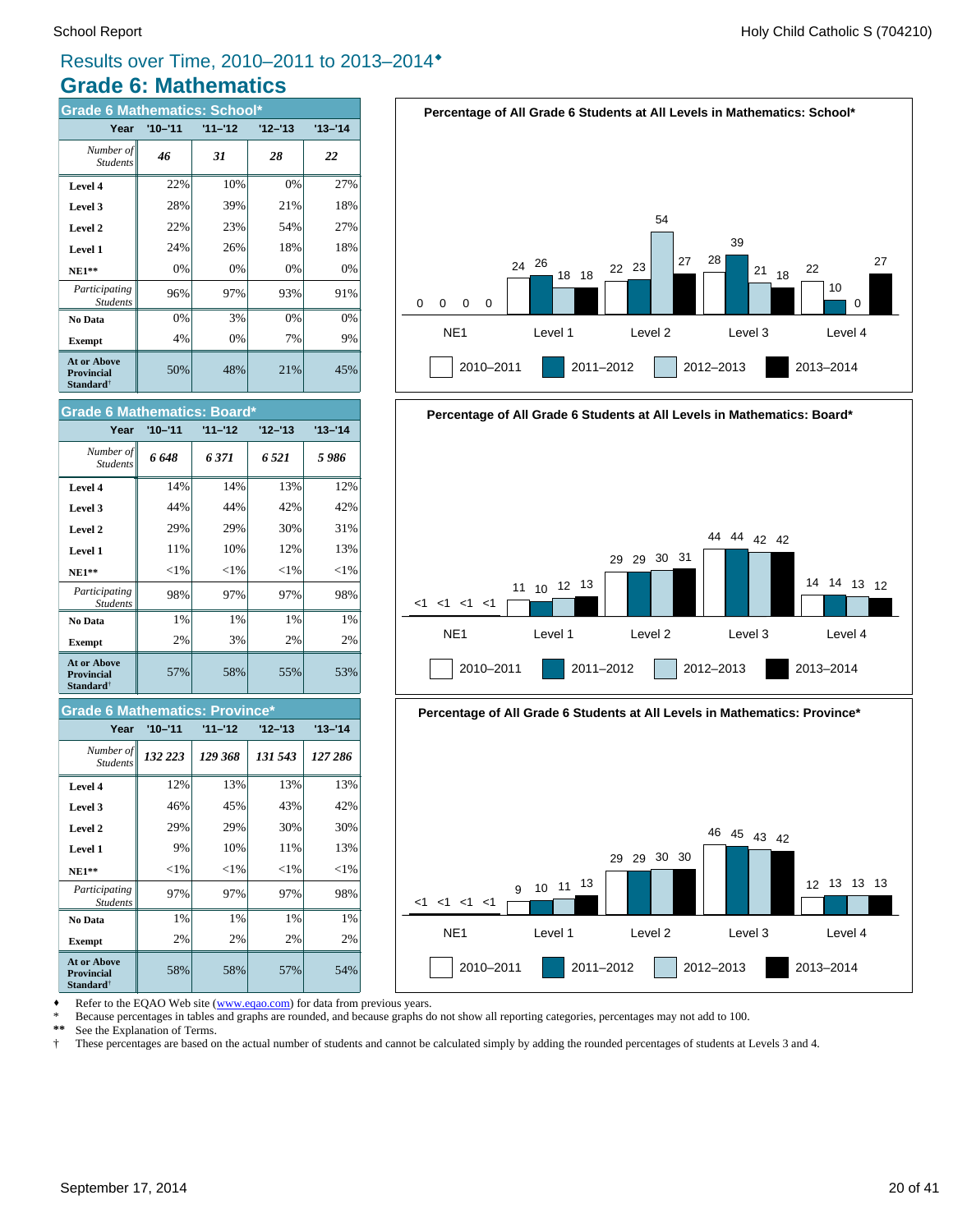# Results over Time, 2010–2011 to 2013–2014♦

## Grade 6: Mathematics

### Grade 6 Mathematics: School*

| Year | '10–'11 | '11–'12 | '12–'13 | '13–'14 |
|---|---|---|---|---|
| *Number of Students* | *46* | *31* | *28* | *22* |
| **Level 4** | 22% | 10% | 0% | 27% |
| **Level 3** | 28% | 39% | 21% | 18% |
| **Level 2** | 22% | 23% | 54% | 27% |
| **Level 1** | 24% | 26% | 18% | 18% |
| **NE1**** | 0% | 0% | 0% | 0% |
| *Participating Students* | 96% | 97% | 93% | 91% |
| **No Data** | 0% | 3% | 0% | 0% |
| **Exempt** | 4% | 0% | 7% | 9% |
| **At or Above Provincial Standard†** | 50% | 48% | 21% | 45% |

**Percentage of All Grade 6 Students at All Levels in Mathematics: School***

| | NE1 | Level 1 | Level 2 | Level 3 | Level 4 |
|---|---|---|---|---|---|
| 2010–2011 | 0 | 24 | 22 | 28 | 22 |
| 2011–2012 | 0 | 26 | 23 | 39 | 10 |
| 2012–2013 | 0 | 18 | 54 | 21 | 0 |
| 2013–2014 | 0 | 18 | 27 | 18 | 27 |

### Grade 6 Mathematics: Board*

| Year | '10–'11 | '11–'12 | '12–'13 | '13–'14 |
|---|---|---|---|---|
| *Number of Students* | *6 648* | *6 371* | *6 521* | *5 986* |
| **Level 4** | 14% | 14% | 13% | 12% |
| **Level 3** | 44% | 44% | 42% | 42% |
| **Level 2** | 29% | 29% | 30% | 31% |
| **Level 1** | 11% | 10% | 12% | 13% |
| **NE1**** | <1% | <1% | <1% | <1% |
| *Participating Students* | 98% | 97% | 97% | 98% |
| **No Data** | 1% | 1% | 1% | 1% |
| **Exempt** | 2% | 3% | 2% | 2% |
| **At or Above Provincial Standard†** | 57% | 58% | 55% | 53% |

**Percentage of All Grade 6 Students at All Levels in Mathematics: Board***

| | NE1 | Level 1 | Level 2 | Level 3 | Level 4 |
|---|---|---|---|---|---|
| 2010–2011 | <1 | 11 | 29 | 44 | 14 |
| 2011–2012 | <1 | 10 | 29 | 44 | 14 |
| 2012–2013 | <1 | 12 | 30 | 42 | 13 |
| 2013–2014 | <1 | 13 | 31 | 42 | 12 |

### Grade 6 Mathematics: Province*

| Year | '10–'11 | '11–'12 | '12–'13 | '13–'14 |
|---|---|---|---|---|
| *Number of Students* | *132 223* | *129 368* | *131 543* | *127 286* |
| **Level 4** | 12% | 13% | 13% | 13% |
| **Level 3** | 46% | 45% | 43% | 42% |
| **Level 2** | 29% | 29% | 30% | 30% |
| **Level 1** | 9% | 10% | 11% | 13% |
| **NE1**** | <1% | <1% | <1% | <1% |
| *Participating Students* | 97% | 97% | 97% | 98% |
| **No Data** | 1% | 1% | 1% | 1% |
| **Exempt** | 2% | 2% | 2% | 2% |
| **At or Above Provincial Standard†** | 58% | 58% | 57% | 54% |

**Percentage of All Grade 6 Students at All Levels in Mathematics: Province***

| | NE1 | Level 1 | Level 2 | Level 3 | Level 4 |
|---|---|---|---|---|---|
| 2010–2011 | <1 | 9 | 29 | 46 | 12 |
| 2011–2012 | <1 | 10 | 29 | 45 | 13 |
| 2012–2013 | <1 | 11 | 30 | 43 | 13 |
| 2013–2014 | <1 | 13 | 30 | 42 | 13 |

♦ Refer to the EQAO Web site (www.eqao.com) for data from previous years.
\* Because percentages in tables and graphs are rounded, and because graphs do not show all reporting categories, percentages may not add to 100.
** See the Explanation of Terms.
† These percentages are based on the actual number of students and cannot be calculated simply by adding the rounded percentages of students at Levels 3 and 4.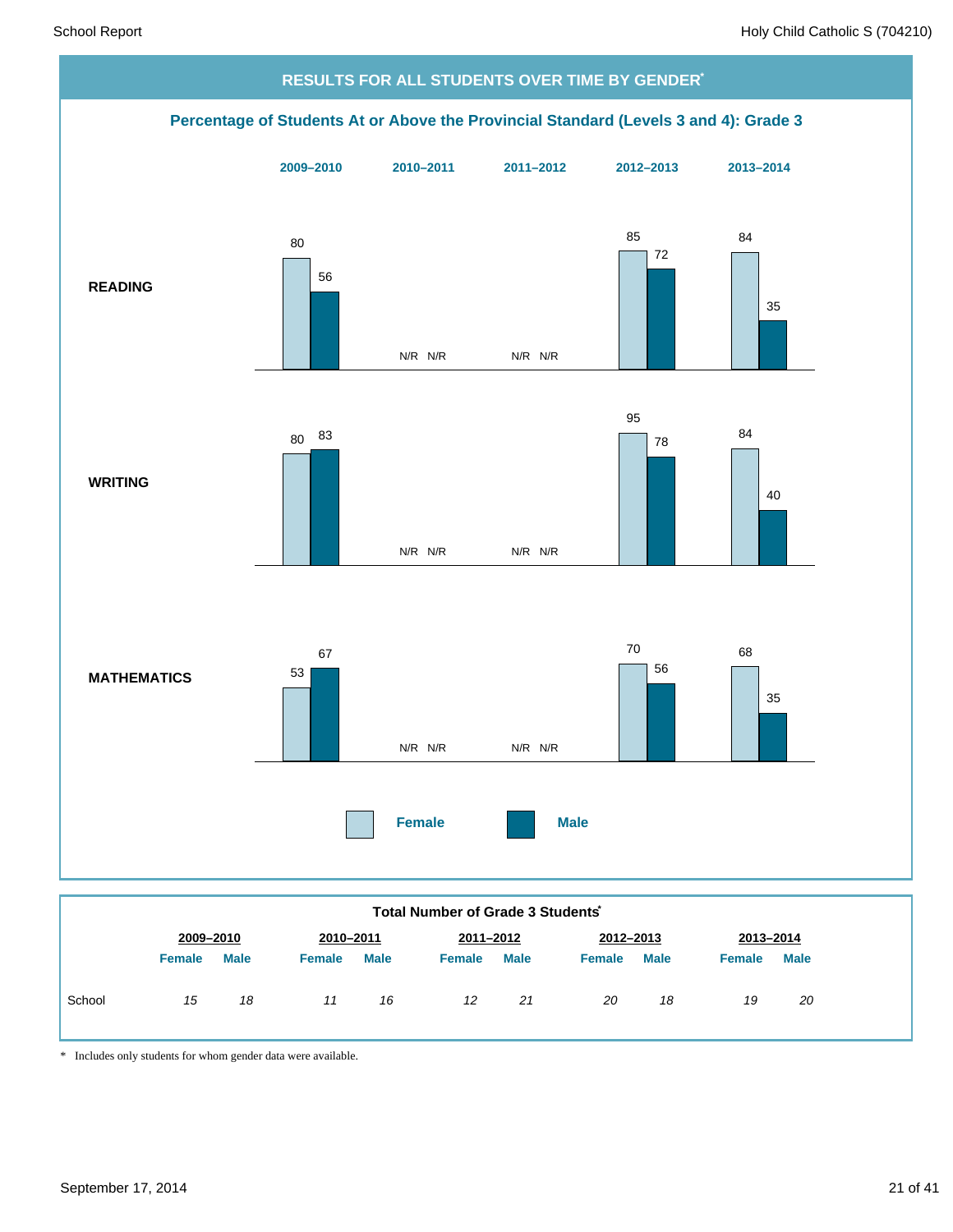## RESULTS FOR ALL STUDENTS OVER TIME BY GENDER*

### Percentage of Students At or Above the Provincial Standard (Levels 3 and 4): Grade 3

| | 2009–2010 | | 2010–2011 | | 2011–2012 | | 2012–2013 | | 2013–2014 | |
|---|---|---|---|---|---|---|---|---|---|---|
| | Female | Male | Female | Male | Female | Male | Female | Male | Female | Male |
| **READING** | 80 | 56 | N/R | N/R | N/R | N/R | 85 | 72 | 84 | 35 |
| **WRITING** | 80 | 83 | N/R | N/R | N/R | N/R | 95 | 78 | 84 | 40 |
| **MATHEMATICS** | 53 | 67 | N/R | N/R | N/R | N/R | 70 | 56 | 68 | 35 |

### Total Number of Grade 3 Students*

| | 2009–2010 | | 2010–2011 | | 2011–2012 | | 2012–2013 | | 2013–2014 | |
|---|---|---|---|---|---|---|---|---|---|---|
| | Female | Male | Female | Male | Female | Male | Female | Male | Female | Male |
| School | *15* | *18* | *11* | *16* | *12* | *21* | *20* | *18* | *19* | *20* |

\* Includes only students for whom gender data were available.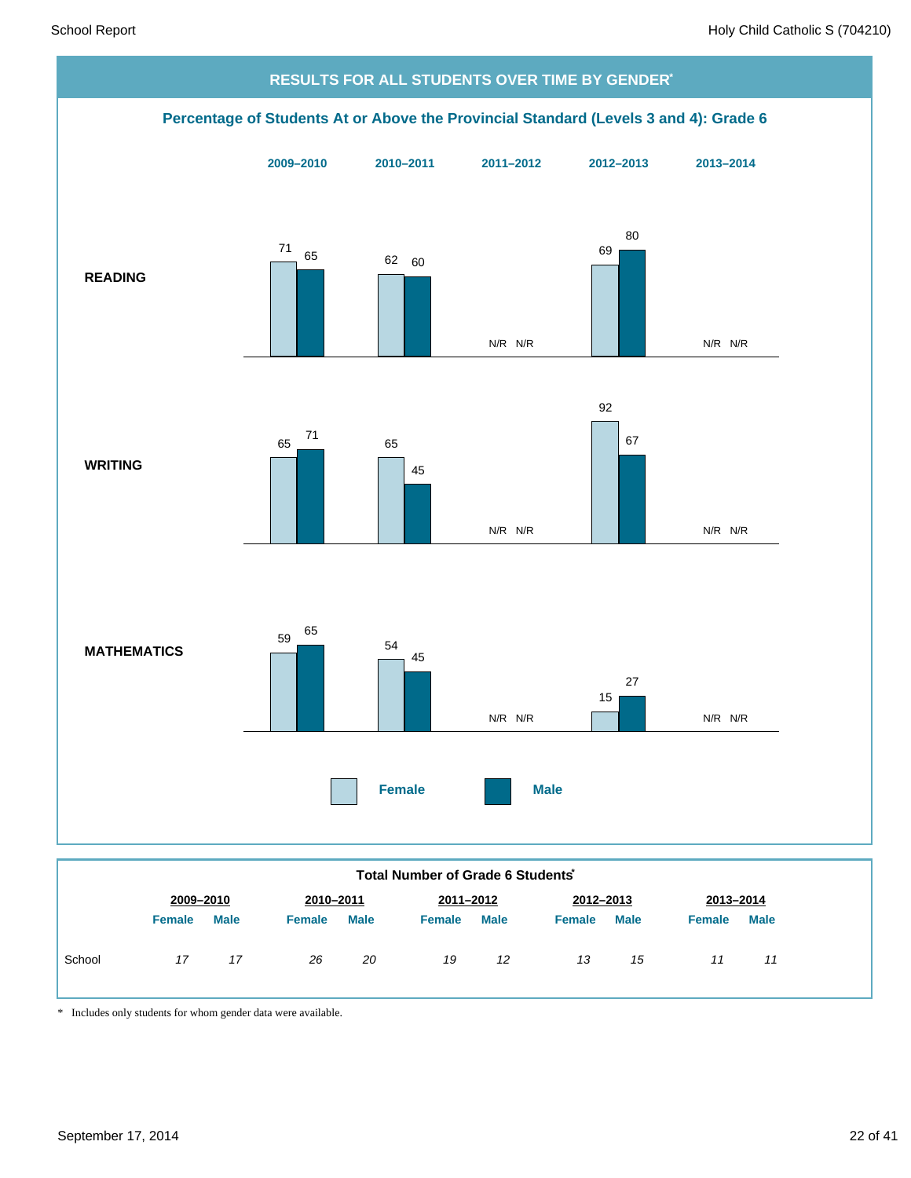## RESULTS FOR ALL STUDENTS OVER TIME BY GENDER*

### Percentage of Students At or Above the Provincial Standard (Levels 3 and 4): Grade 6

| | 2009–2010 Female | 2009–2010 Male | 2010–2011 Female | 2010–2011 Male | 2011–2012 Female | 2011–2012 Male | 2012–2013 Female | 2012–2013 Male | 2013–2014 Female | 2013–2014 Male |
|---|---|---|---|---|---|---|---|---|---|---|
| **READING** | 71 | 65 | 62 | 60 | N/R | N/R | 69 | 80 | N/R | N/R |
| **WRITING** | 65 | 71 | 65 | 45 | N/R | N/R | 92 | 67 | N/R | N/R |
| **MATHEMATICS** | 59 | 65 | 54 | 45 | N/R | N/R | 15 | 27 | N/R | N/R |

### Total Number of Grade 6 Students*

| | 2009–2010 | | 2010–2011 | | 2011–2012 | | 2012–2013 | | 2013–2014 | |
|---|---|---|---|---|---|---|---|---|---|---|
| | Female | Male | Female | Male | Female | Male | Female | Male | Female | Male |
| School | *17* | *17* | *26* | *20* | *19* | *12* | *13* | *15* | *11* | *11* |

\* Includes only students for whom gender data were available.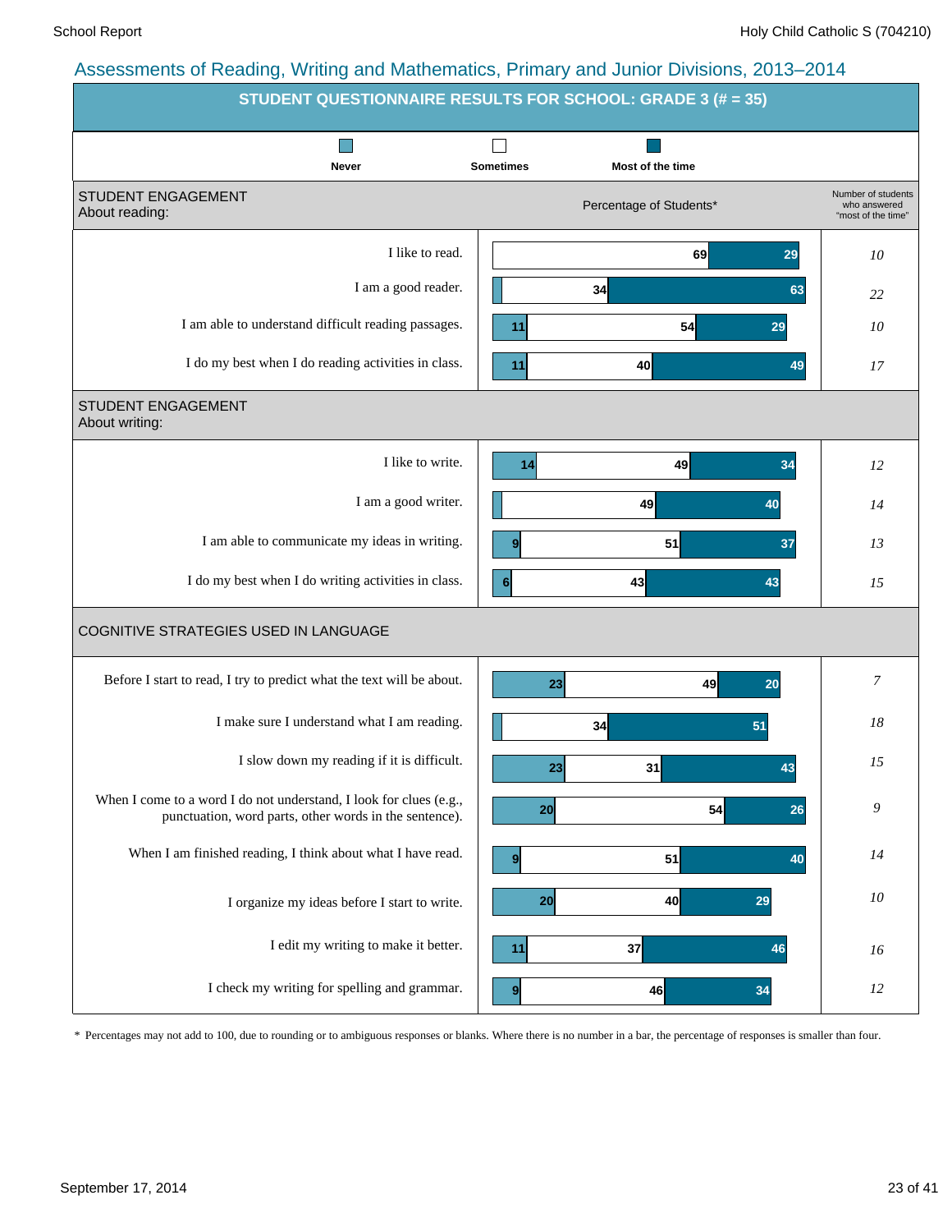Assessments of Reading, Writing and Mathematics, Primary and Junior Divisions, 2013–2014

## STUDENT QUESTIONNAIRE RESULTS FOR SCHOOL: GRADE 3 (# = 35)

| STUDENT ENGAGEMENT About reading: | Never | Sometimes | Most of the time | Number of students who answered "most of the time" |
|---|---|---|---|---|
| I like to read. | | 69 | 29 | 10 |
| I am a good reader. | | 34 | 63 | 22 |
| I am able to understand difficult reading passages. | 11 | 54 | 29 | 10 |
| I do my best when I do reading activities in class. | 11 | 40 | 49 | 17 |
| **STUDENT ENGAGEMENT About writing:** | | | | |
| I like to write. | 14 | 49 | 34 | 12 |
| I am a good writer. | | 49 | 40 | 14 |
| I am able to communicate my ideas in writing. | 9 | 51 | 37 | 13 |
| I do my best when I do writing activities in class. | 6 | 43 | 43 | 15 |
| **COGNITIVE STRATEGIES USED IN LANGUAGE** | | | | |
| Before I start to read, I try to predict what the text will be about. | 23 | 49 | 20 | 7 |
| I make sure I understand what I am reading. | | 34 | 51 | 18 |
| I slow down my reading if it is difficult. | 23 | 31 | 43 | 15 |
| When I come to a word I do not understand, I look for clues (e.g., punctuation, word parts, other words in the sentence). | 20 | 54 | 26 | 9 |
| When I am finished reading, I think about what I have read. | 9 | 51 | 40 | 14 |
| I organize my ideas before I start to write. | 20 | 40 | 29 | 10 |
| I edit my writing to make it better. | 11 | 37 | 46 | 16 |
| I check my writing for spelling and grammar. | 9 | 46 | 34 | 12 |

Percentage of Students*

\* Percentages may not add to 100, due to rounding or to ambiguous responses or blanks. Where there is no number in a bar, the percentage of responses is smaller than four.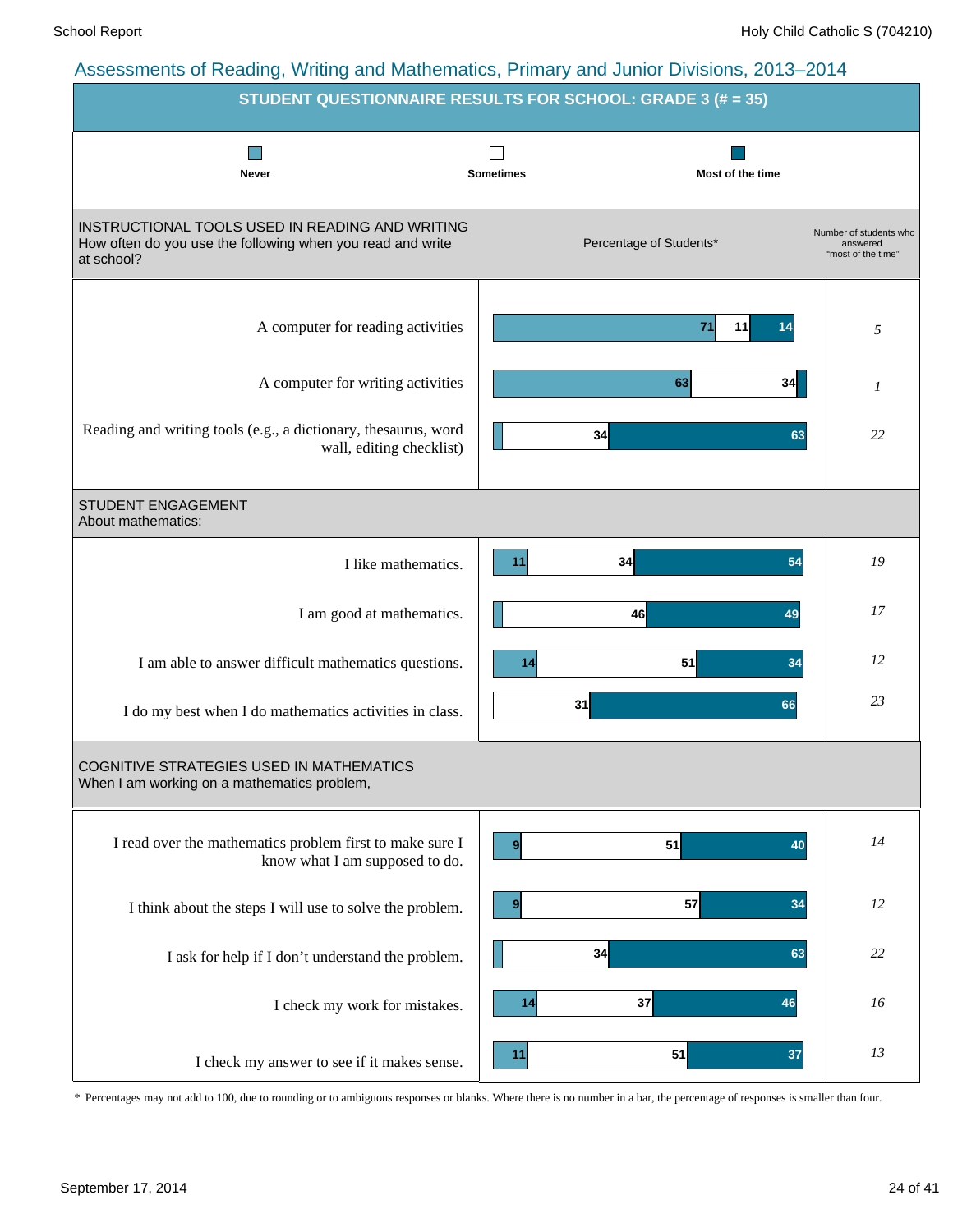## Assessments of Reading, Writing and Mathematics, Primary and Junior Divisions, 2013–2014

### STUDENT QUESTIONNAIRE RESULTS FOR SCHOOL: GRADE 3 (# = 35)

Legend: Never | Sometimes | Most of the time

#### INSTRUCTIONAL TOOLS USED IN READING AND WRITING
How often do you use the following when you read and write at school?

| Item | Never (%)* | Sometimes (%)* | Most of the time (%)* | Number of students who answered "most of the time" |
|---|---|---|---|---|
| A computer for reading activities | 71 | 11 | 14 | 5 |
| A computer for writing activities | 63 | 34 | | 1 |
| Reading and writing tools (e.g., a dictionary, thesaurus, word wall, editing checklist) | | 34 | 63 | 22 |

#### STUDENT ENGAGEMENT
About mathematics:

| Item | Never (%)* | Sometimes (%)* | Most of the time (%)* | Number of students who answered "most of the time" |
|---|---|---|---|---|
| I like mathematics. | 11 | 34 | 54 | 19 |
| I am good at mathematics. | | 46 | 49 | 17 |
| I am able to answer difficult mathematics questions. | 14 | 51 | 34 | 12 |
| I do my best when I do mathematics activities in class. | | 31 | 66 | 23 |

#### COGNITIVE STRATEGIES USED IN MATHEMATICS
When I am working on a mathematics problem,

| Item | Never (%)* | Sometimes (%)* | Most of the time (%)* | Number of students who answered "most of the time" |
|---|---|---|---|---|
| I read over the mathematics problem first to make sure I know what I am supposed to do. | 9 | 51 | 40 | 14 |
| I think about the steps I will use to solve the problem. | 9 | 57 | 34 | 12 |
| I ask for help if I don't understand the problem. | | 34 | 63 | 22 |
| I check my work for mistakes. | 14 | 37 | 46 | 16 |
| I check my answer to see if it makes sense. | 11 | 51 | 37 | 13 |

* Percentages may not add to 100, due to rounding or to ambiguous responses or blanks. Where there is no number in a bar, the percentage of responses is smaller than four.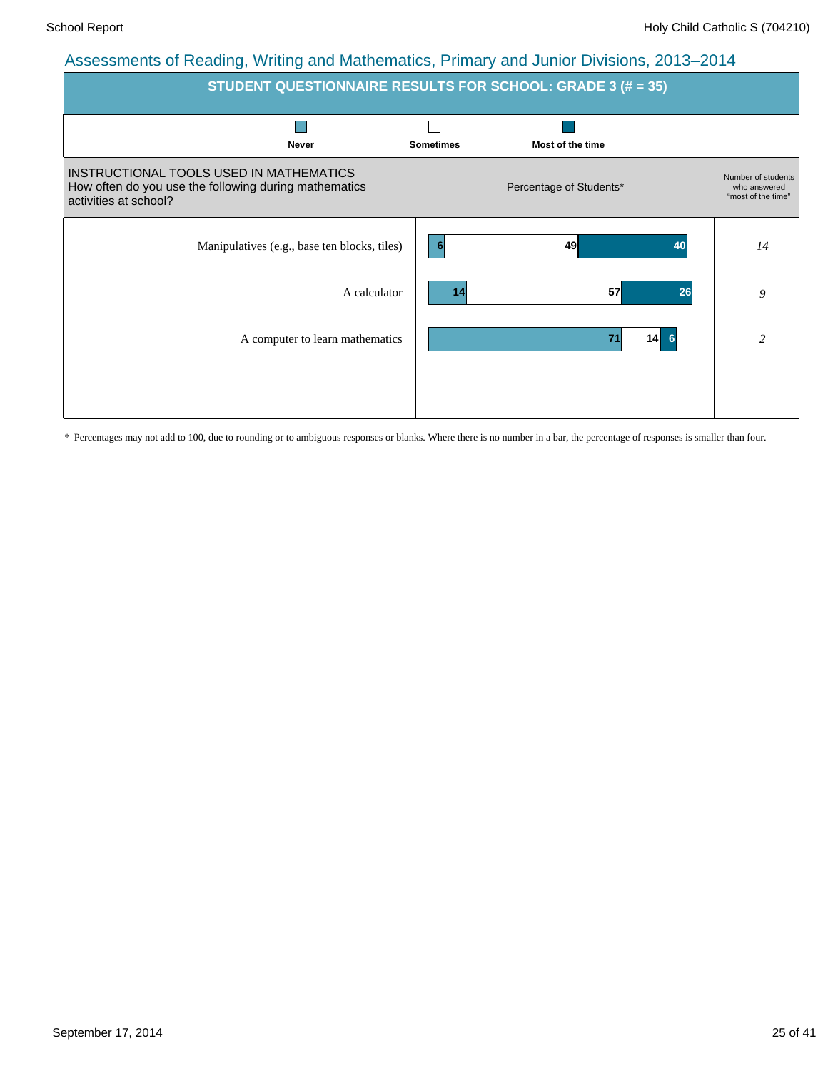## Assessments of Reading, Writing and Mathematics, Primary and Junior Divisions, 2013–2014

### STUDENT QUESTIONNAIRE RESULTS FOR SCHOOL: GRADE 3 (# = 35)

**INSTRUCTIONAL TOOLS USED IN MATHEMATICS**
How often do you use the following during mathematics activities at school?

| | Never | Sometimes | Most of the time | Number of students who answered "most of the time" |
|---|---|---|---|---|
| Manipulatives (e.g., base ten blocks, tiles) | 6 | 49 | 40 | *14* |
| A calculator | 14 | 57 | 26 | *9* |
| A computer to learn mathematics | 71 | 14 | 6 | *2* |

Percentage of Students*

\* Percentages may not add to 100, due to rounding or to ambiguous responses or blanks. Where there is no number in a bar, the percentage of responses is smaller than four.

September 17, 2014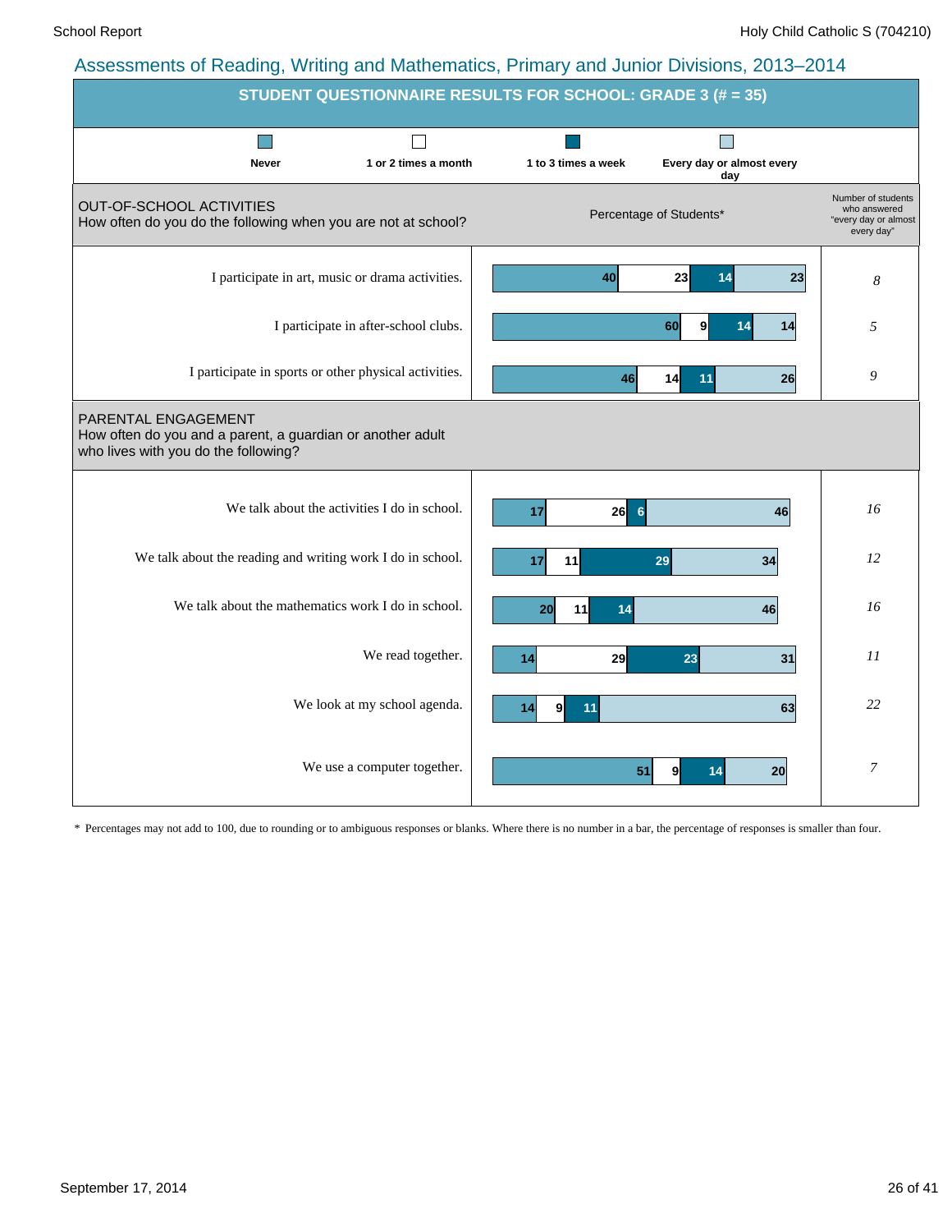## Assessments of Reading, Writing and Mathematics, Primary and Junior Divisions, 2013–2014

### STUDENT QUESTIONNAIRE RESULTS FOR SCHOOL: GRADE 3 (# = 35)

**OUT-OF-SCHOOL ACTIVITIES**
How often do you do the following when you are not at school?

Percentage of Students*

| | Never | 1 or 2 times a month | 1 to 3 times a week | Every day or almost every day | Number of students who answered "every day or almost every day" |
|---|---|---|---|---|---|
| I participate in art, music or drama activities. | 40 | 23 | 14 | 23 | *8* |
| I participate in after-school clubs. | 60 | 9 | 14 | 14 | *5* |
| I participate in sports or other physical activities. | 46 | 14 | 11 | 26 | *9* |

**PARENTAL ENGAGEMENT**
How often do you and a parent, a guardian or another adult who lives with you do the following?

| | Never | 1 or 2 times a month | 1 to 3 times a week | Every day or almost every day | Number of students who answered "every day or almost every day" |
|---|---|---|---|---|---|
| We talk about the activities I do in school. | 17 | 26 | 6 | 46 | *16* |
| We talk about the reading and writing work I do in school. | 17 | 11 | 29 | 34 | *12* |
| We talk about the mathematics work I do in school. | 20 | 11 | 14 | 46 | *16* |
| We read together. | 14 | 29 | 23 | 31 | *11* |
| We look at my school agenda. | 14 | 9 | 11 | 63 | *22* |
| We use a computer together. | 51 | 9 | 14 | 20 | *7* |

\* Percentages may not add to 100, due to rounding or to ambiguous responses or blanks. Where there is no number in a bar, the percentage of responses is smaller than four.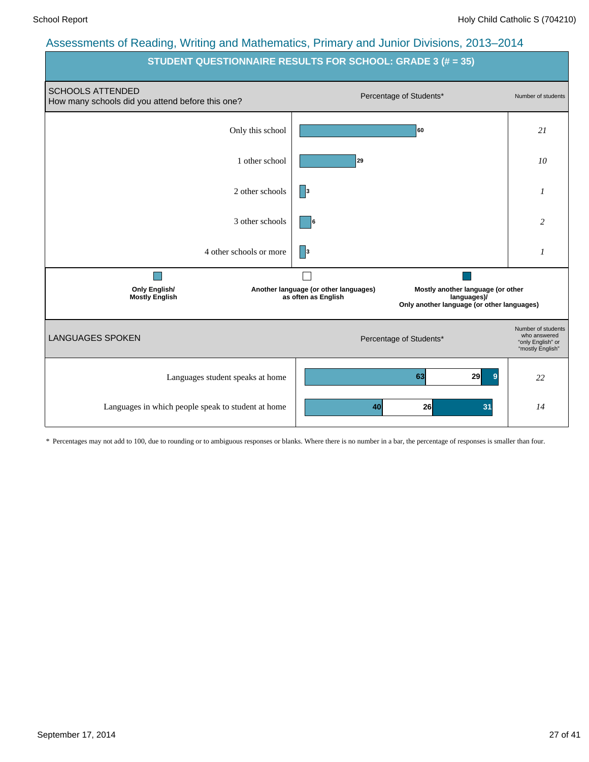## Assessments of Reading, Writing and Mathematics, Primary and Junior Divisions, 2013–2014

### STUDENT QUESTIONNAIRE RESULTS FOR SCHOOL: GRADE 3 (# = 35)

**SCHOOLS ATTENDED**
How many schools did you attend before this one?

| | Percentage of Students* | Number of students |
|---|---|---|
| Only this school | 60 | 21 |
| 1 other school | 29 | 10 |
| 2 other schools | 3 | 1 |
| 3 other schools | 6 | 2 |
| 4 other schools or more | 3 | 1 |

**LANGUAGES SPOKEN**

| | Only English/ Mostly English | Another language (or other languages) as often as English | Mostly another language (or other languages)/ Only another language (or other languages) | Number of students who answered "only English" or "mostly English" |
|---|---|---|---|---|
| Languages student speaks at home | 63 | 29 | 9 | 22 |
| Languages in which people speak to student at home | 40 | 26 | 31 | 14 |

\* Percentages may not add to 100, due to rounding or to ambiguous responses or blanks. Where there is no number in a bar, the percentage of responses is smaller than four.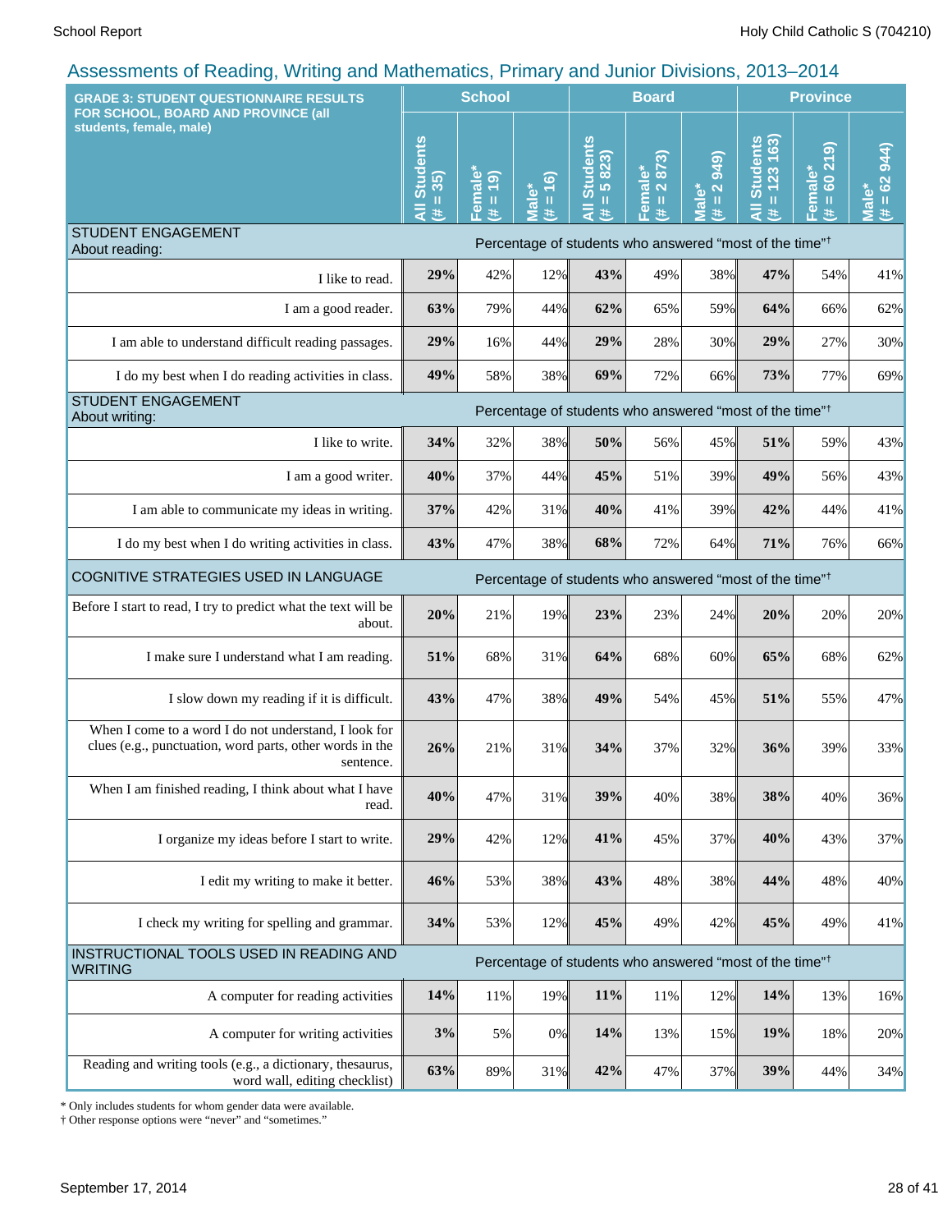## Assessments of Reading, Writing and Mathematics, Primary and Junior Divisions, 2013–2014

| GRADE 3: STUDENT QUESTIONNAIRE RESULTS FOR SCHOOL, BOARD AND PROVINCE (all students, female, male) | School | | | Board | | | Province | | |
|---|---|---|---|---|---|---|---|---|---|
| | All Students (# = 35) | Female* (# = 19) | Male* (# = 16) | All Students (# = 5 823) | Female* (# = 2 873) | Male* (# = 2 949) | All Students (# = 123 163) | Female* (# = 60 219) | Male* (# = 62 944) |
| **STUDENT ENGAGEMENT About reading:** | Percentage of students who answered "most of the time"† | | | | | | | | |
| I like to read. | **29%** | 42% | 12% | **43%** | 49% | 38% | **47%** | 54% | 41% |
| I am a good reader. | **63%** | 79% | 44% | **62%** | 65% | 59% | **64%** | 66% | 62% |
| I am able to understand difficult reading passages. | **29%** | 16% | 44% | **29%** | 28% | 30% | **29%** | 27% | 30% |
| I do my best when I do reading activities in class. | **49%** | 58% | 38% | **69%** | 72% | 66% | **73%** | 77% | 69% |
| **STUDENT ENGAGEMENT About writing:** | Percentage of students who answered "most of the time"† | | | | | | | | |
| I like to write. | **34%** | 32% | 38% | **50%** | 56% | 45% | **51%** | 59% | 43% |
| I am a good writer. | **40%** | 37% | 44% | **45%** | 51% | 39% | **49%** | 56% | 43% |
| I am able to communicate my ideas in writing. | **37%** | 42% | 31% | **40%** | 41% | 39% | **42%** | 44% | 41% |
| I do my best when I do writing activities in class. | **43%** | 47% | 38% | **68%** | 72% | 64% | **71%** | 76% | 66% |
| **COGNITIVE STRATEGIES USED IN LANGUAGE** | Percentage of students who answered "most of the time"† | | | | | | | | |
| Before I start to read, I try to predict what the text will be about. | **20%** | 21% | 19% | **23%** | 23% | 24% | **20%** | 20% | 20% |
| I make sure I understand what I am reading. | **51%** | 68% | 31% | **64%** | 68% | 60% | **65%** | 68% | 62% |
| I slow down my reading if it is difficult. | **43%** | 47% | 38% | **49%** | 54% | 45% | **51%** | 55% | 47% |
| When I come to a word I do not understand, I look for clues (e.g., punctuation, word parts, other words in the sentence. | **26%** | 21% | 31% | **34%** | 37% | 32% | **36%** | 39% | 33% |
| When I am finished reading, I think about what I have read. | **40%** | 47% | 31% | **39%** | 40% | 38% | **38%** | 40% | 36% |
| I organize my ideas before I start to write. | **29%** | 42% | 12% | **41%** | 45% | 37% | **40%** | 43% | 37% |
| I edit my writing to make it better. | **46%** | 53% | 38% | **43%** | 48% | 38% | **44%** | 48% | 40% |
| I check my writing for spelling and grammar. | **34%** | 53% | 12% | **45%** | 49% | 42% | **45%** | 49% | 41% |
| **INSTRUCTIONAL TOOLS USED IN READING AND WRITING** | Percentage of students who answered "most of the time"† | | | | | | | | |
| A computer for reading activities | **14%** | 11% | 19% | **11%** | 11% | 12% | **14%** | 13% | 16% |
| A computer for writing activities | **3%** | 5% | 0% | **14%** | 13% | 15% | **19%** | 18% | 20% |
| Reading and writing tools (e.g., a dictionary, thesaurus, word wall, editing checklist) | **63%** | 89% | 31% | **42%** | 47% | 37% | **39%** | 44% | 34% |

\* Only includes students for whom gender data were available.

† Other response options were "never" and "sometimes."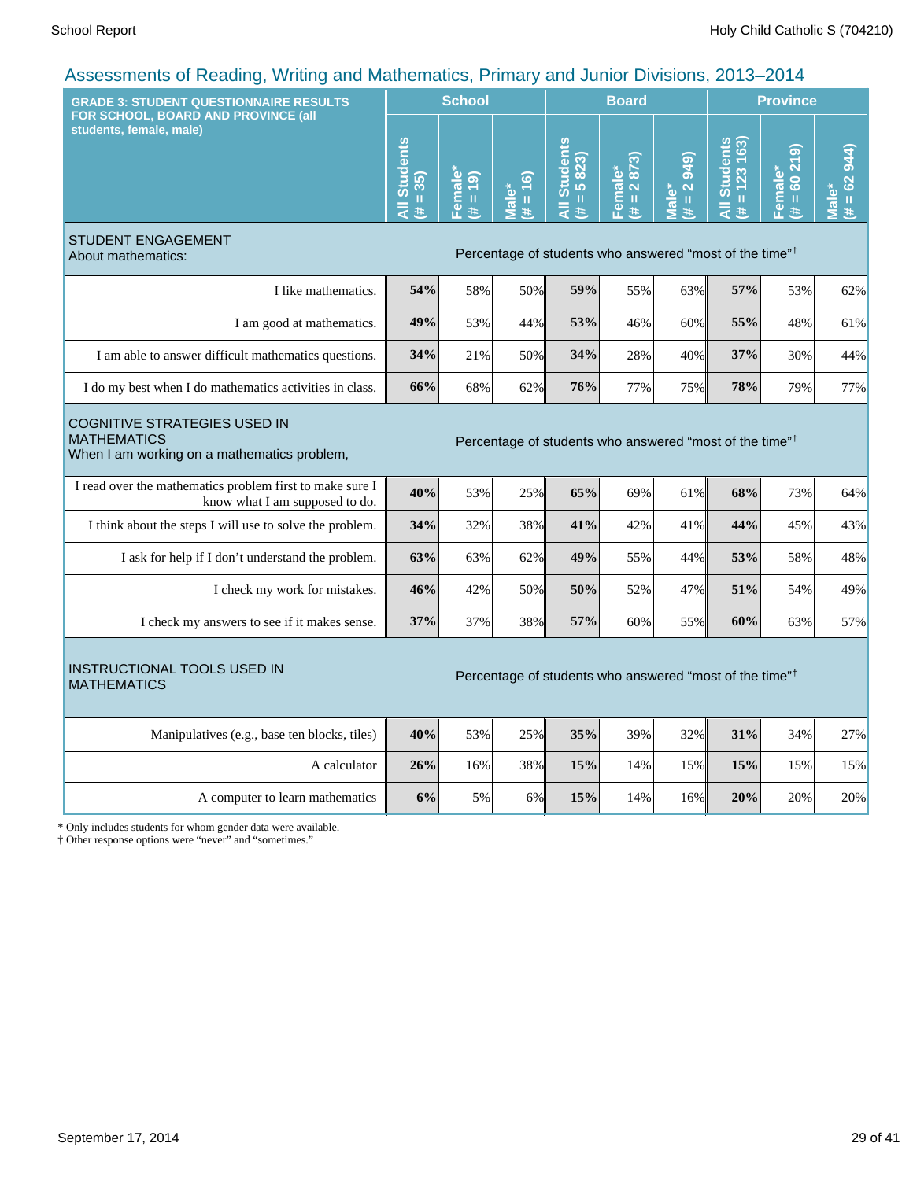## Assessments of Reading, Writing and Mathematics, Primary and Junior Divisions, 2013–2014

| GRADE 3: STUDENT QUESTIONNAIRE RESULTS FOR SCHOOL, BOARD AND PROVINCE (all students, female, male) | School | | | Board | | | Province | | |
|---|---|---|---|---|---|---|---|---|---|
| | All Students (# = 35) | Female* (# = 19) | Male* (# = 16) | All Students (# = 5 823) | Female* (# = 2 873) | Male* (# = 2 949) | All Students (# = 123 163) | Female* (# = 60 219) | Male* (# = 62 944) |
| **STUDENT ENGAGEMENT** About mathematics: | Percentage of students who answered "most of the time"† | | | | | | | | |
| I like mathematics. | **54%** | 58% | 50% | **59%** | 55% | 63% | **57%** | 53% | 62% |
| I am good at mathematics. | **49%** | 53% | 44% | **53%** | 46% | 60% | **55%** | 48% | 61% |
| I am able to answer difficult mathematics questions. | **34%** | 21% | 50% | **34%** | 28% | 40% | **37%** | 30% | 44% |
| I do my best when I do mathematics activities in class. | **66%** | 68% | 62% | **76%** | 77% | 75% | **78%** | 79% | 77% |
| **COGNITIVE STRATEGIES USED IN MATHEMATICS** When I am working on a mathematics problem, | Percentage of students who answered "most of the time"† | | | | | | | | |
| I read over the mathematics problem first to make sure I know what I am supposed to do. | **40%** | 53% | 25% | **65%** | 69% | 61% | **68%** | 73% | 64% |
| I think about the steps I will use to solve the problem. | **34%** | 32% | 38% | **41%** | 42% | 41% | **44%** | 45% | 43% |
| I ask for help if I don't understand the problem. | **63%** | 63% | 62% | **49%** | 55% | 44% | **53%** | 58% | 48% |
| I check my work for mistakes. | **46%** | 42% | 50% | **50%** | 52% | 47% | **51%** | 54% | 49% |
| I check my answers to see if it makes sense. | **37%** | 37% | 38% | **57%** | 60% | 55% | **60%** | 63% | 57% |
| **INSTRUCTIONAL TOOLS USED IN MATHEMATICS** | Percentage of students who answered "most of the time"† | | | | | | | | |
| Manipulatives (e.g., base ten blocks, tiles) | **40%** | 53% | 25% | **35%** | 39% | 32% | **31%** | 34% | 27% |
| A calculator | **26%** | 16% | 38% | **15%** | 14% | 15% | **15%** | 15% | 15% |
| A computer to learn mathematics | **6%** | 5% | 6% | **15%** | 14% | 16% | **20%** | 20% | 20% |

* Only includes students for whom gender data were available.
† Other response options were "never" and "sometimes."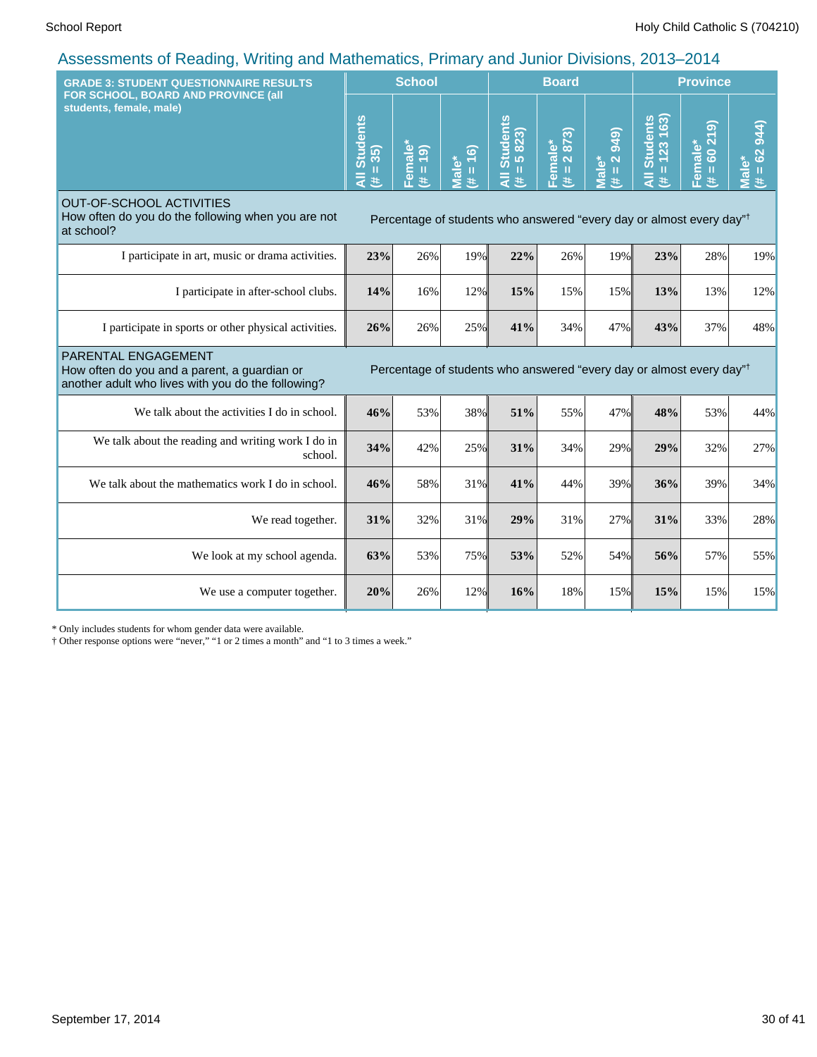## Assessments of Reading, Writing and Mathematics, Primary and Junior Divisions, 2013–2014

| GRADE 3: STUDENT QUESTIONNAIRE RESULTS FOR SCHOOL, BOARD AND PROVINCE (all students, female, male) | School | | | Board | | | Province | | |
|---|---|---|---|---|---|---|---|---|---|
| | All Students (# = 35) | Female* (# = 19) | Male* (# = 16) | All Students (# = 5 823) | Female* (# = 2 873) | Male* (# = 2 949) | All Students (# = 123 163) | Female* (# = 60 219) | Male* (# = 62 944) |
| **OUT-OF-SCHOOL ACTIVITIES** How often do you do the following when you are not at school? | Percentage of students who answered "every day or almost every day"† | | | | | | | | |
| I participate in art, music or drama activities. | **23%** | 26% | 19% | **22%** | 26% | 19% | **23%** | 28% | 19% |
| I participate in after-school clubs. | **14%** | 16% | 12% | **15%** | 15% | 15% | **13%** | 13% | 12% |
| I participate in sports or other physical activities. | **26%** | 26% | 25% | **41%** | 34% | 47% | **43%** | 37% | 48% |
| **PARENTAL ENGAGEMENT** How often do you and a parent, a guardian or another adult who lives with you do the following? | Percentage of students who answered "every day or almost every day"† | | | | | | | | |
| We talk about the activities I do in school. | **46%** | 53% | 38% | **51%** | 55% | 47% | **48%** | 53% | 44% |
| We talk about the reading and writing work I do in school. | **34%** | 42% | 25% | **31%** | 34% | 29% | **29%** | 32% | 27% |
| We talk about the mathematics work I do in school. | **46%** | 58% | 31% | **41%** | 44% | 39% | **36%** | 39% | 34% |
| We read together. | **31%** | 32% | 31% | **29%** | 31% | 27% | **31%** | 33% | 28% |
| We look at my school agenda. | **63%** | 53% | 75% | **53%** | 52% | 54% | **56%** | 57% | 55% |
| We use a computer together. | **20%** | 26% | 12% | **16%** | 18% | 15% | **15%** | 15% | 15% |

* Only includes students for whom gender data were available.

† Other response options were "never," "1 or 2 times a month" and "1 to 3 times a week."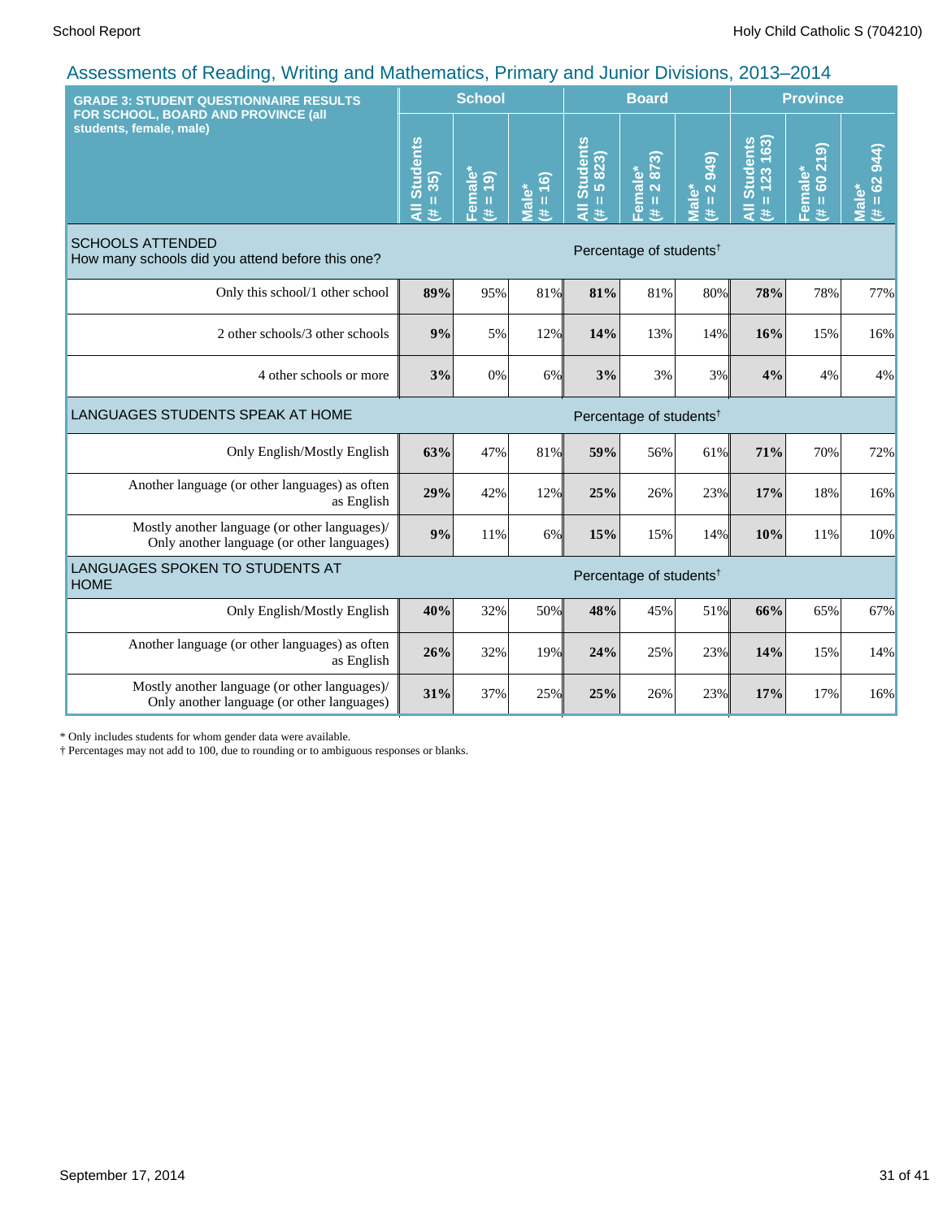## Assessments of Reading, Writing and Mathematics, Primary and Junior Divisions, 2013–2014

| GRADE 3: STUDENT QUESTIONNAIRE RESULTS FOR SCHOOL, BOARD AND PROVINCE (all students, female, male) | School | | | Board | | | Province | | |
|---|---|---|---|---|---|---|---|---|---|
| | All Students (# = 35) | Female* (# = 19) | Male* (# = 16) | All Students (# = 5 823) | Female* (# = 2 873) | Male* (# = 2 949) | All Students (# = 123 163) | Female* (# = 60 219) | Male* (# = 62 944) |
| **SCHOOLS ATTENDED** How many schools did you attend before this one? | Percentage of students† | | | | | | | | |
| Only this school/1 other school | **89%** | 95% | 81% | **81%** | 81% | 80% | **78%** | 78% | 77% |
| 2 other schools/3 other schools | **9%** | 5% | 12% | **14%** | 13% | 14% | **16%** | 15% | 16% |
| 4 other schools or more | **3%** | 0% | 6% | **3%** | 3% | 3% | **4%** | 4% | 4% |
| **LANGUAGES STUDENTS SPEAK AT HOME** | Percentage of students† | | | | | | | | |
| Only English/Mostly English | **63%** | 47% | 81% | **59%** | 56% | 61% | **71%** | 70% | 72% |
| Another language (or other languages) as often as English | **29%** | 42% | 12% | **25%** | 26% | 23% | **17%** | 18% | 16% |
| Mostly another language (or other languages)/ Only another language (or other languages) | **9%** | 11% | 6% | **15%** | 15% | 14% | **10%** | 11% | 10% |
| **LANGUAGES SPOKEN TO STUDENTS AT HOME** | Percentage of students† | | | | | | | | |
| Only English/Mostly English | **40%** | 32% | 50% | **48%** | 45% | 51% | **66%** | 65% | 67% |
| Another language (or other languages) as often as English | **26%** | 32% | 19% | **24%** | 25% | 23% | **14%** | 15% | 14% |
| Mostly another language (or other languages)/ Only another language (or other languages) | **31%** | 37% | 25% | **25%** | 26% | 23% | **17%** | 17% | 16% |

* Only includes students for whom gender data were available.

† Percentages may not add to 100, due to rounding or to ambiguous responses or blanks.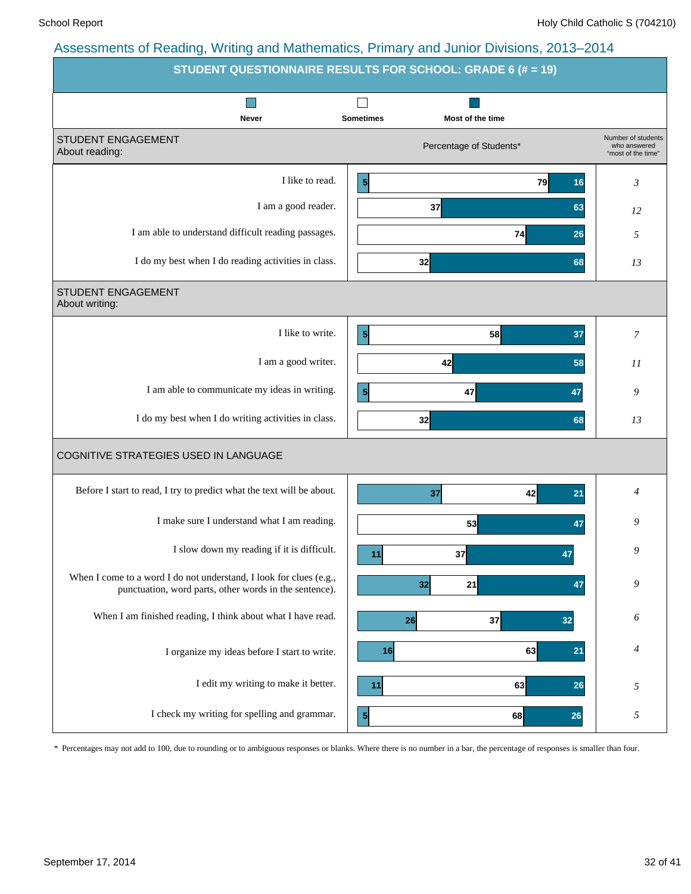## Assessments of Reading, Writing and Mathematics, Primary and Junior Divisions, 2013–2014

### STUDENT QUESTIONNAIRE RESULTS FOR SCHOOL: GRADE 6 (# = 19)

Legend: Never | Sometimes | Most of the time

Percentage of Students*

| STUDENT ENGAGEMENT About reading: | Never | Sometimes | Most of the time | Number of students who answered "most of the time" |
|---|---|---|---|---|
| I like to read. | 5 | 79 | 16 | 3 |
| I am a good reader. | | 37 | 63 | 12 |
| I am able to understand difficult reading passages. | | 74 | 26 | 5 |
| I do my best when I do reading activities in class. | | 32 | 68 | 13 |

| STUDENT ENGAGEMENT About writing: | Never | Sometimes | Most of the time | Number of students who answered "most of the time" |
|---|---|---|---|---|
| I like to write. | 5 | 58 | 37 | 7 |
| I am a good writer. | | 42 | 58 | 11 |
| I am able to communicate my ideas in writing. | 5 | 47 | 47 | 9 |
| I do my best when I do writing activities in class. | | 32 | 68 | 13 |

| COGNITIVE STRATEGIES USED IN LANGUAGE | Never | Sometimes | Most of the time | Number of students who answered "most of the time" |
|---|---|---|---|---|
| Before I start to read, I try to predict what the text will be about. | 37 | 42 | 21 | 4 |
| I make sure I understand what I am reading. | | 53 | 47 | 9 |
| I slow down my reading if it is difficult. | 11 | 37 | 47 | 9 |
| When I come to a word I do not understand, I look for clues (e.g., punctuation, word parts, other words in the sentence). | 32 | 21 | 47 | 9 |
| When I am finished reading, I think about what I have read. | 26 | 37 | 32 | 6 |
| I organize my ideas before I start to write. | 16 | 63 | 21 | 4 |
| I edit my writing to make it better. | 11 | 63 | 26 | 5 |
| I check my writing for spelling and grammar. | 5 | 68 | 26 | 5 |

* Percentages may not add to 100, due to rounding or to ambiguous responses or blanks. Where there is no number in a bar, the percentage of responses is smaller than four.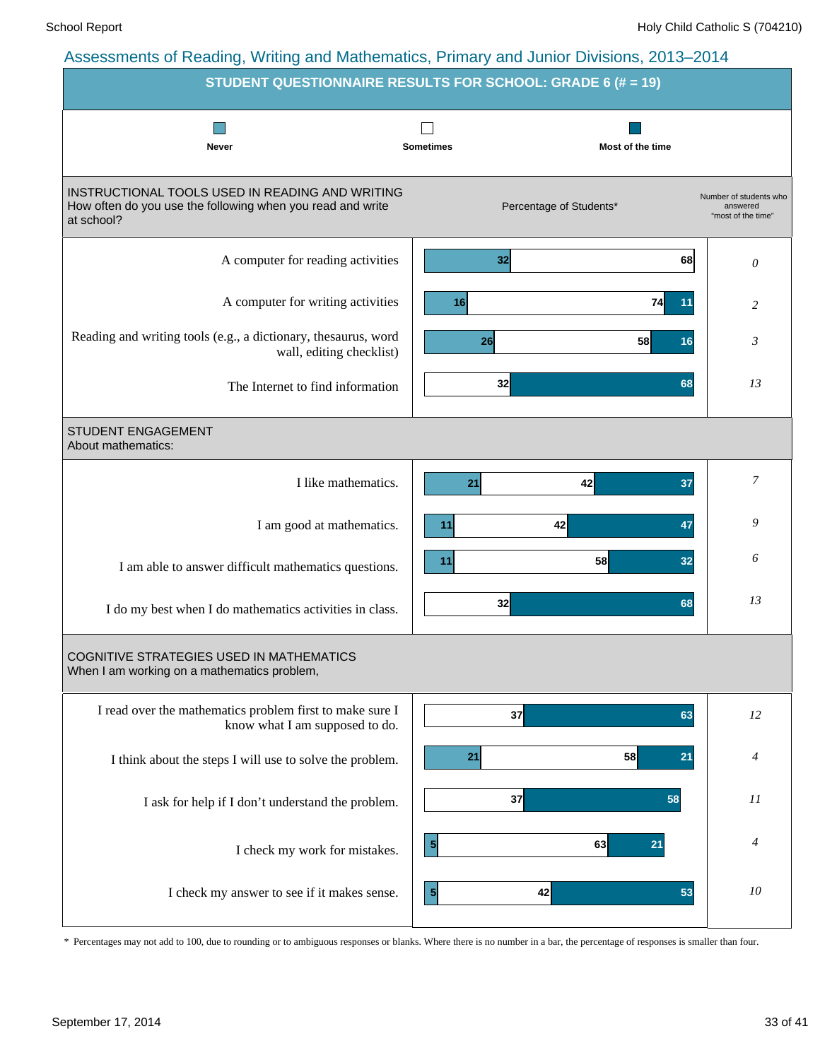## Assessments of Reading, Writing and Mathematics, Primary and Junior Divisions, 2013–2014

### STUDENT QUESTIONNAIRE RESULTS FOR SCHOOL: GRADE 6 (# = 19)

Legend: Never | Sometimes | Most of the time

**INSTRUCTIONAL TOOLS USED IN READING AND WRITING**
How often do you use the following when you read and write at school?

| Item | Never (%) | Sometimes (%) | Most of the time (%) | Number of students who answered "most of the time" |
|---|---|---|---|---|
| A computer for reading activities | 32 | 68 | | *0* |
| A computer for writing activities | 16 | 74 | 11 | *2* |
| Reading and writing tools (e.g., a dictionary, thesaurus, word wall, editing checklist) | 26 | 58 | 16 | *3* |
| The Internet to find information | | 32 | 68 | *13* |

**STUDENT ENGAGEMENT**
About mathematics:

| Item | Never (%) | Sometimes (%) | Most of the time (%) | Number of students who answered "most of the time" |
|---|---|---|---|---|
| I like mathematics. | 21 | 42 | 37 | *7* |
| I am good at mathematics. | 11 | 42 | 47 | *9* |
| I am able to answer difficult mathematics questions. | 11 | 58 | 32 | *6* |
| I do my best when I do mathematics activities in class. | | 32 | 68 | *13* |

**COGNITIVE STRATEGIES USED IN MATHEMATICS**
When I am working on a mathematics problem,

| Item | Never (%) | Sometimes (%) | Most of the time (%) | Number of students who answered "most of the time" |
|---|---|---|---|---|
| I read over the mathematics problem first to make sure I know what I am supposed to do. | | 37 | 63 | *12* |
| I think about the steps I will use to solve the problem. | 21 | 58 | 21 | *4* |
| I ask for help if I don't understand the problem. | | 37 | 58 | *11* |
| I check my work for mistakes. | 5 | 63 | 21 | *4* |
| I check my answer to see if it makes sense. | 5 | 42 | 53 | *10* |

\* Percentages may not add to 100, due to rounding or to ambiguous responses or blanks. Where there is no number in a bar, the percentage of responses is smaller than four.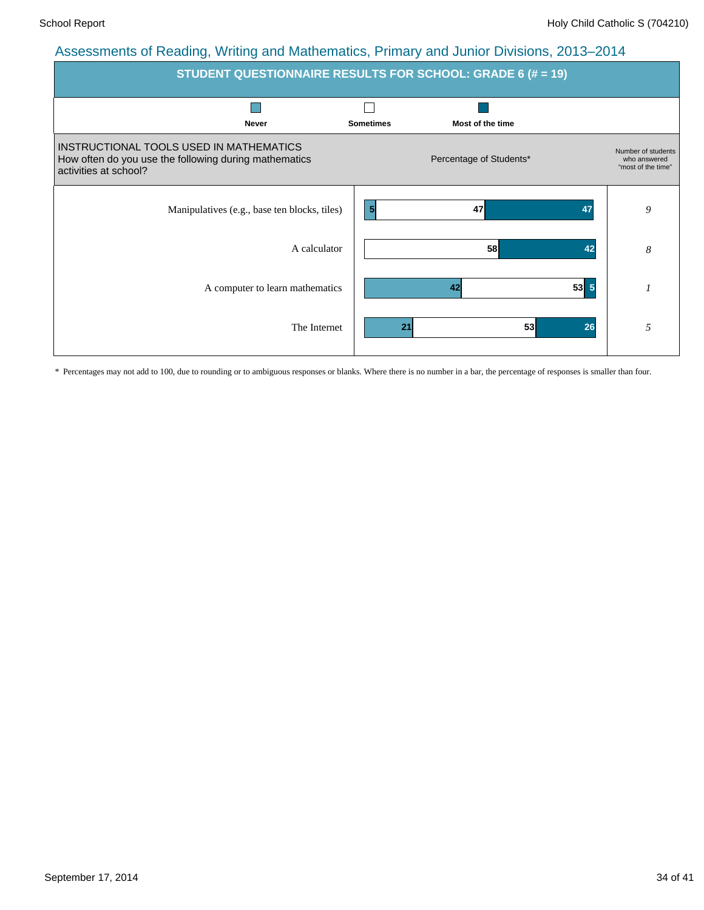## Assessments of Reading, Writing and Mathematics, Primary and Junior Divisions, 2013–2014

### STUDENT QUESTIONNAIRE RESULTS FOR SCHOOL: GRADE 6 (# = 19)

**INSTRUCTIONAL TOOLS USED IN MATHEMATICS**
How often do you use the following during mathematics activities at school?

Percentage of Students*

| | Never | Sometimes | Most of the time | Number of students who answered "most of the time" |
|---|---|---|---|---|
| Manipulatives (e.g., base ten blocks, tiles) | 5 | 47 | 47 | *9* |
| A calculator | | 58 | 42 | *8* |
| A computer to learn mathematics | 42 | 53 | 5 | *1* |
| The Internet | 21 | 53 | 26 | *5* |

\* Percentages may not add to 100, due to rounding or to ambiguous responses or blanks. Where there is no number in a bar, the percentage of responses is smaller than four.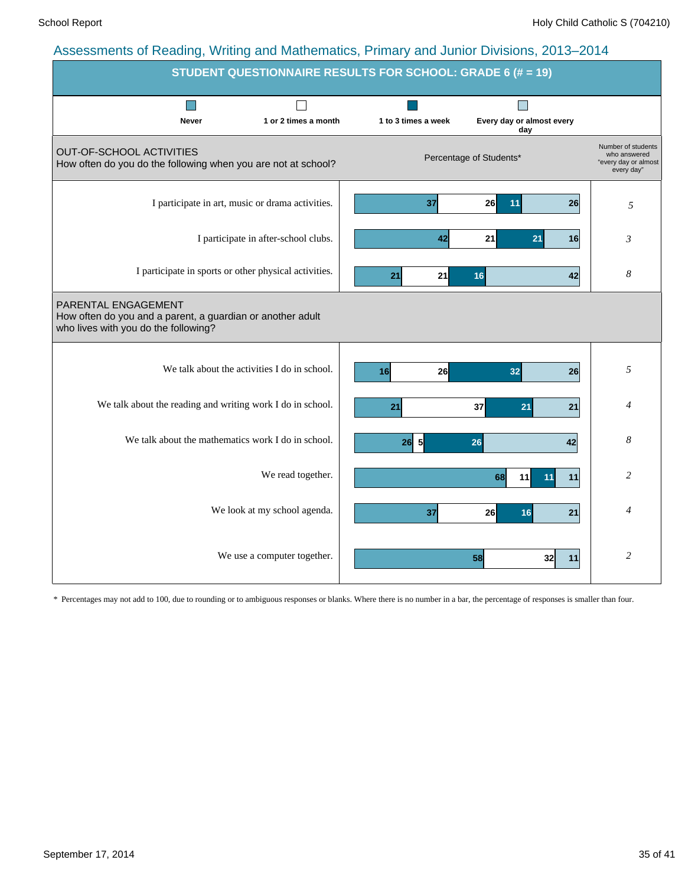## Assessments of Reading, Writing and Mathematics, Primary and Junior Divisions, 2013–2014

### STUDENT QUESTIONNAIRE RESULTS FOR SCHOOL: GRADE 6 (# = 19)

Percentage of Students*

| OUT-OF-SCHOOL ACTIVITIES<br>How often do you do the following when you are not at school? | Never | 1 or 2 times a month | 1 to 3 times a week | Every day or almost every day | Number of students who answered "every day or almost every day" |
|---|---|---|---|---|---|
| I participate in art, music or drama activities. | 37 | 26 | 11 | 26 | 5 |
| I participate in after-school clubs. | 42 | 21 | 21 | 16 | 3 |
| I participate in sports or other physical activities. | 21 | 21 | 16 | 42 | 8 |

| PARENTAL ENGAGEMENT<br>How often do you and a parent, a guardian or another adult who lives with you do the following? | Never | 1 or 2 times a month | 1 to 3 times a week | Every day or almost every day | Number of students who answered "every day or almost every day" |
|---|---|---|---|---|---|
| We talk about the activities I do in school. | 16 | 26 | 32 | 26 | 5 |
| We talk about the reading and writing work I do in school. | 21 | 37 | 21 | 21 | 4 |
| We talk about the mathematics work I do in school. | 26 | 5 | 26 | 42 | 8 |
| We read together. | 68 | 11 | 11 | 11 | 2 |
| We look at my school agenda. | 37 | 26 | 16 | 21 | 4 |
| We use a computer together. | 58 | 32 | | 11 | 2 |

\* Percentages may not add to 100, due to rounding or to ambiguous responses or blanks. Where there is no number in a bar, the percentage of responses is smaller than four.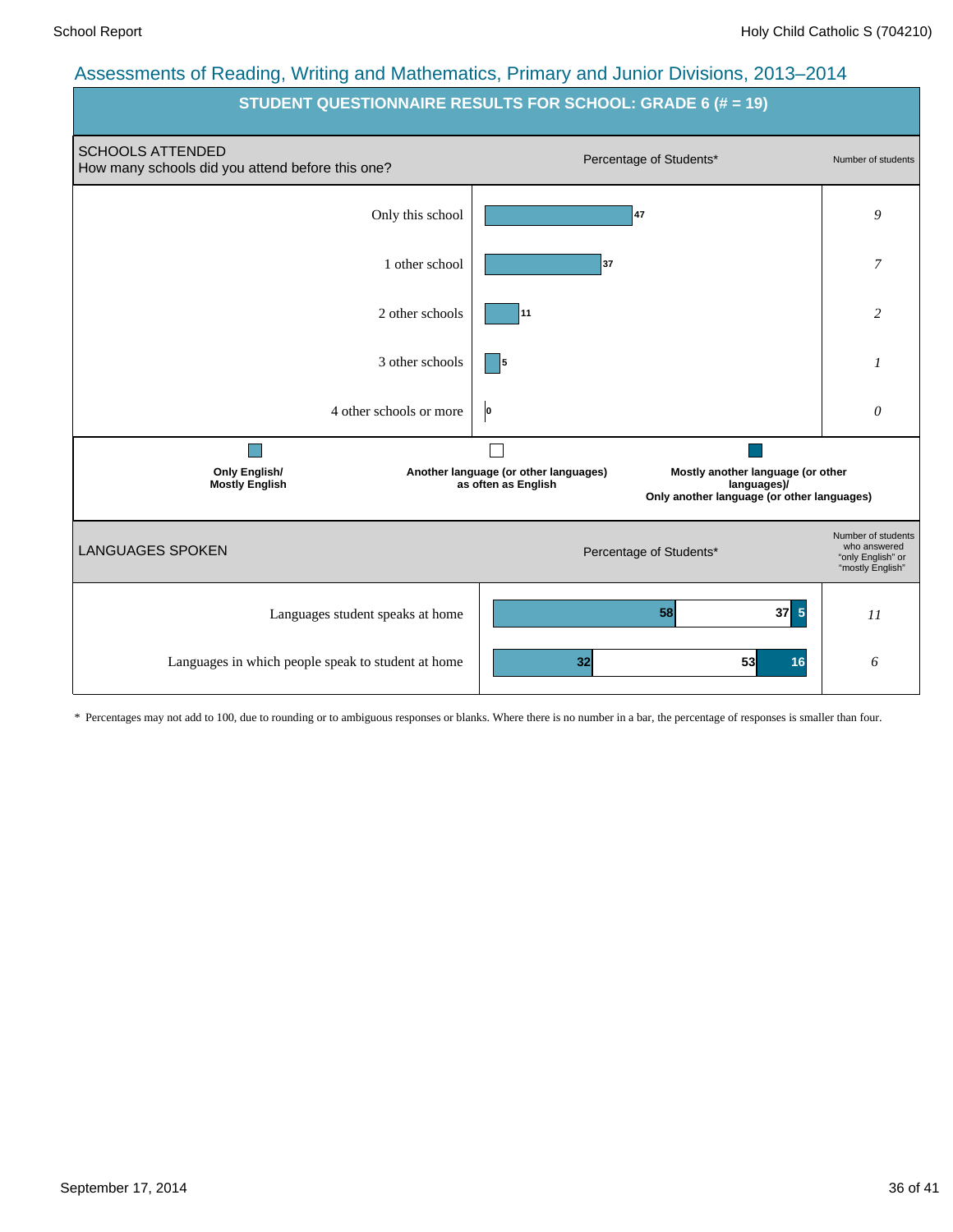## Assessments of Reading, Writing and Mathematics, Primary and Junior Divisions, 2013–2014

### STUDENT QUESTIONNAIRE RESULTS FOR SCHOOL: GRADE 6 (# = 19)

**SCHOOLS ATTENDED**
How many schools did you attend before this one?

| Response | Percentage of Students* | Number of students |
|---|---|---|
| Only this school | 47 | 9 |
| 1 other school | 37 | 7 |
| 2 other schools | 11 | 2 |
| 3 other schools | 5 | 1 |
| 4 other schools or more | 0 | 0 |

**LANGUAGES SPOKEN**

| | Only English/ Mostly English | Another language (or other languages) as often as English | Mostly another language (or other languages)/ Only another language (or other languages) | Number of students who answered "only English" or "mostly English" |
|---|---|---|---|---|
| Languages student speaks at home | 58 | 37 | 5 | 11 |
| Languages in which people speak to student at home | 32 | 53 | 16 | 6 |

\* Percentages may not add to 100, due to rounding or to ambiguous responses or blanks. Where there is no number in a bar, the percentage of responses is smaller than four.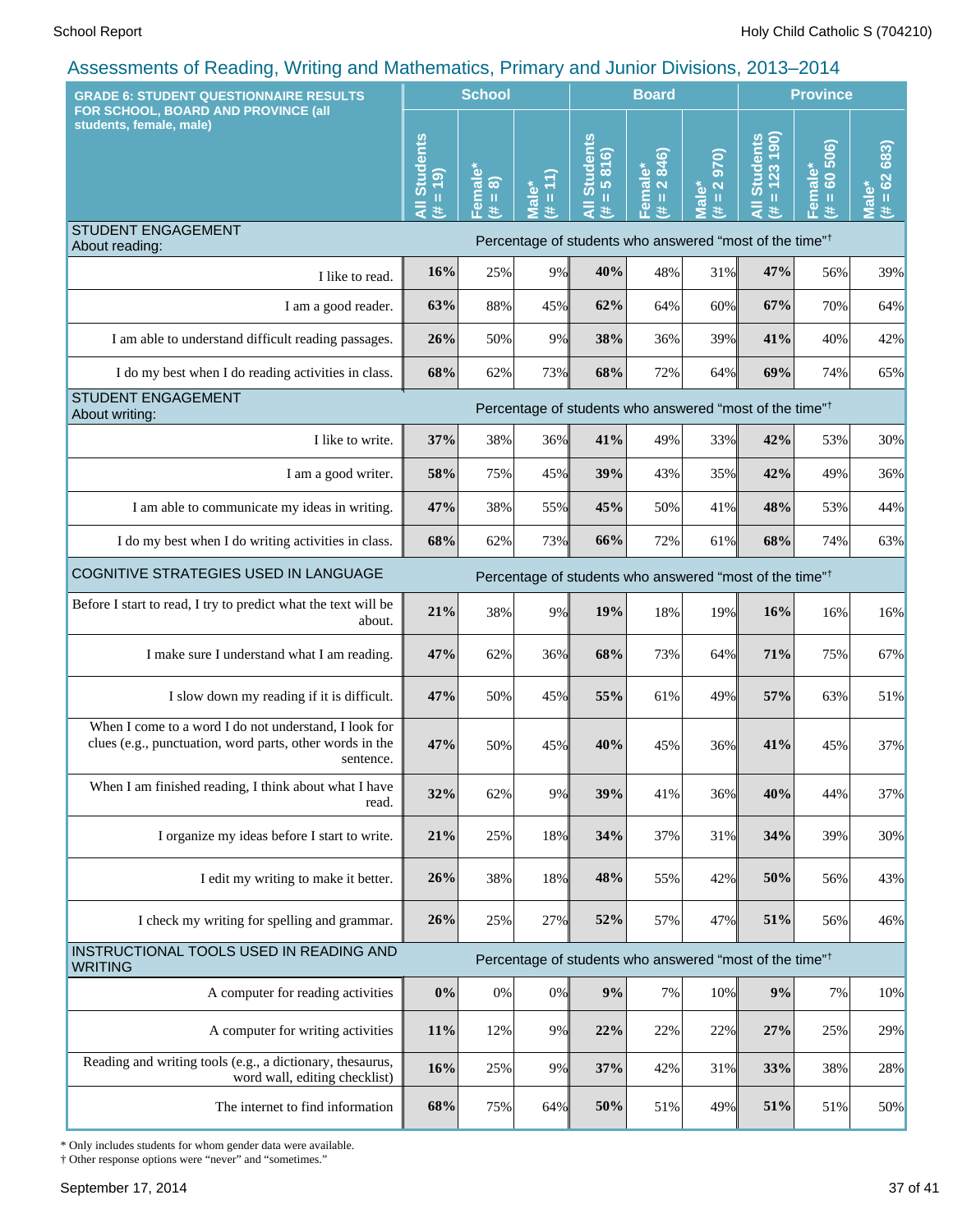## Assessments of Reading, Writing and Mathematics, Primary and Junior Divisions, 2013–2014

| GRADE 6: STUDENT QUESTIONNAIRE RESULTS FOR SCHOOL, BOARD AND PROVINCE (all students, female, male) | School | | | Board | | | Province | | |
|---|---|---|---|---|---|---|---|---|---|
| | All Students (# = 19) | Female* (# = 8) | Male* (# = 11) | All Students (# = 5 816) | Female* (# = 2 846) | Male* (# = 2 970) | All Students (# = 123 190) | Female* (# = 60 506) | Male* (# = 62 683) |
| **STUDENT ENGAGEMENT About reading:** | Percentage of students who answered "most of the time"† | | | | | | | | |
| I like to read. | **16%** | 25% | 9% | **40%** | 48% | 31% | **47%** | 56% | 39% |
| I am a good reader. | **63%** | 88% | 45% | **62%** | 64% | 60% | **67%** | 70% | 64% |
| I am able to understand difficult reading passages. | **26%** | 50% | 9% | **38%** | 36% | 39% | **41%** | 40% | 42% |
| I do my best when I do reading activities in class. | **68%** | 62% | 73% | **68%** | 72% | 64% | **69%** | 74% | 65% |
| **STUDENT ENGAGEMENT About writing:** | Percentage of students who answered "most of the time"† | | | | | | | | |
| I like to write. | **37%** | 38% | 36% | **41%** | 49% | 33% | **42%** | 53% | 30% |
| I am a good writer. | **58%** | 75% | 45% | **39%** | 43% | 35% | **42%** | 49% | 36% |
| I am able to communicate my ideas in writing. | **47%** | 38% | 55% | **45%** | 50% | 41% | **48%** | 53% | 44% |
| I do my best when I do writing activities in class. | **68%** | 62% | 73% | **66%** | 72% | 61% | **68%** | 74% | 63% |
| **COGNITIVE STRATEGIES USED IN LANGUAGE** | Percentage of students who answered "most of the time"† | | | | | | | | |
| Before I start to read, I try to predict what the text will be about. | **21%** | 38% | 9% | **19%** | 18% | 19% | **16%** | 16% | 16% |
| I make sure I understand what I am reading. | **47%** | 62% | 36% | **68%** | 73% | 64% | **71%** | 75% | 67% |
| I slow down my reading if it is difficult. | **47%** | 50% | 45% | **55%** | 61% | 49% | **57%** | 63% | 51% |
| When I come to a word I do not understand, I look for clues (e.g., punctuation, word parts, other words in the sentence. | **47%** | 50% | 45% | **40%** | 45% | 36% | **41%** | 45% | 37% |
| When I am finished reading, I think about what I have read. | **32%** | 62% | 9% | **39%** | 41% | 36% | **40%** | 44% | 37% |
| I organize my ideas before I start to write. | **21%** | 25% | 18% | **34%** | 37% | 31% | **34%** | 39% | 30% |
| I edit my writing to make it better. | **26%** | 38% | 18% | **48%** | 55% | 42% | **50%** | 56% | 43% |
| I check my writing for spelling and grammar. | **26%** | 25% | 27% | **52%** | 57% | 47% | **51%** | 56% | 46% |
| **INSTRUCTIONAL TOOLS USED IN READING AND WRITING** | Percentage of students who answered "most of the time"† | | | | | | | | |
| A computer for reading activities | **0%** | 0% | 0% | **9%** | 7% | 10% | **9%** | 7% | 10% |
| A computer for writing activities | **11%** | 12% | 9% | **22%** | 22% | 22% | **27%** | 25% | 29% |
| Reading and writing tools (e.g., a dictionary, thesaurus, word wall, editing checklist) | **16%** | 25% | 9% | **37%** | 42% | 31% | **33%** | 38% | 28% |
| The internet to find information | **68%** | 75% | 64% | **50%** | 51% | 49% | **51%** | 51% | 50% |

* Only includes students for whom gender data were available.
† Other response options were "never" and "sometimes."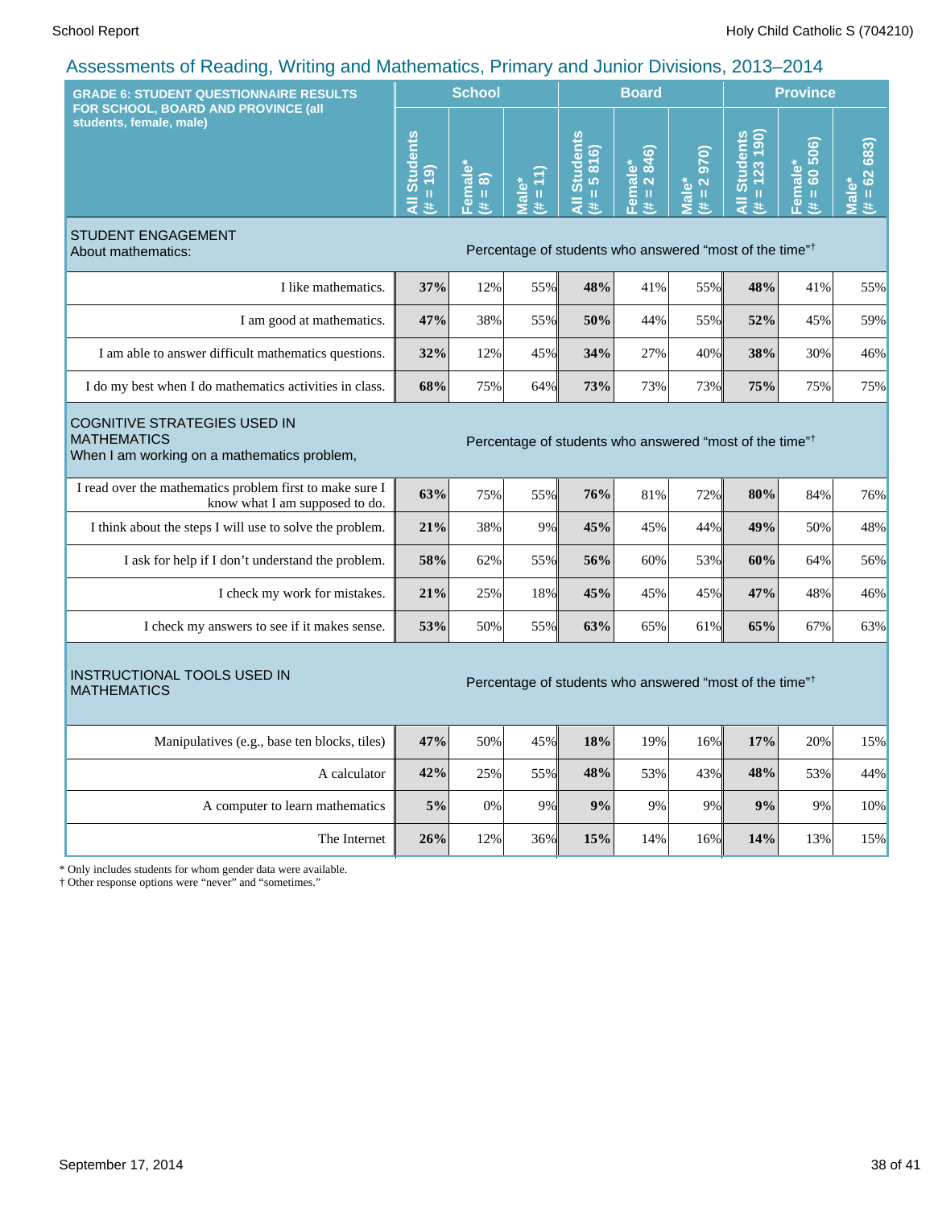## Assessments of Reading, Writing and Mathematics, Primary and Junior Divisions, 2013–2014

| GRADE 6: STUDENT QUESTIONNAIRE RESULTS FOR SCHOOL, BOARD AND PROVINCE (all students, female, male) | School | | | Board | | | Province | | |
|---|---|---|---|---|---|---|---|---|---|
| | All Students (# = 19) | Female* (# = 8) | Male* (# = 11) | All Students (# = 5 816) | Female* (# = 2 846) | Male* (# = 2 970) | All Students (# = 123 190) | Female* (# = 60 506) | Male* (# = 62 683) |
| **STUDENT ENGAGEMENT** About mathematics: | Percentage of students who answered "most of the time"† | | | | | | | | |
| I like mathematics. | **37%** | 12% | 55% | **48%** | 41% | 55% | **48%** | 41% | 55% |
| I am good at mathematics. | **47%** | 38% | 55% | **50%** | 44% | 55% | **52%** | 45% | 59% |
| I am able to answer difficult mathematics questions. | **32%** | 12% | 45% | **34%** | 27% | 40% | **38%** | 30% | 46% |
| I do my best when I do mathematics activities in class. | **68%** | 75% | 64% | **73%** | 73% | 73% | **75%** | 75% | 75% |
| **COGNITIVE STRATEGIES USED IN MATHEMATICS** When I am working on a mathematics problem, | Percentage of students who answered "most of the time"† | | | | | | | | |
| I read over the mathematics problem first to make sure I know what I am supposed to do. | **63%** | 75% | 55% | **76%** | 81% | 72% | **80%** | 84% | 76% |
| I think about the steps I will use to solve the problem. | **21%** | 38% | 9% | **45%** | 45% | 44% | **49%** | 50% | 48% |
| I ask for help if I don't understand the problem. | **58%** | 62% | 55% | **56%** | 60% | 53% | **60%** | 64% | 56% |
| I check my work for mistakes. | **21%** | 25% | 18% | **45%** | 45% | 45% | **47%** | 48% | 46% |
| I check my answers to see if it makes sense. | **53%** | 50% | 55% | **63%** | 65% | 61% | **65%** | 67% | 63% |
| **INSTRUCTIONAL TOOLS USED IN MATHEMATICS** | Percentage of students who answered "most of the time"† | | | | | | | | |
| Manipulatives (e.g., base ten blocks, tiles) | **47%** | 50% | 45% | **18%** | 19% | 16% | **17%** | 20% | 15% |
| A calculator | **42%** | 25% | 55% | **48%** | 53% | 43% | **48%** | 53% | 44% |
| A computer to learn mathematics | **5%** | 0% | 9% | **9%** | 9% | 9% | **9%** | 9% | 10% |
| The Internet | **26%** | 12% | 36% | **15%** | 14% | 16% | **14%** | 13% | 15% |

\* Only includes students for whom gender data were available.
† Other response options were "never" and "sometimes."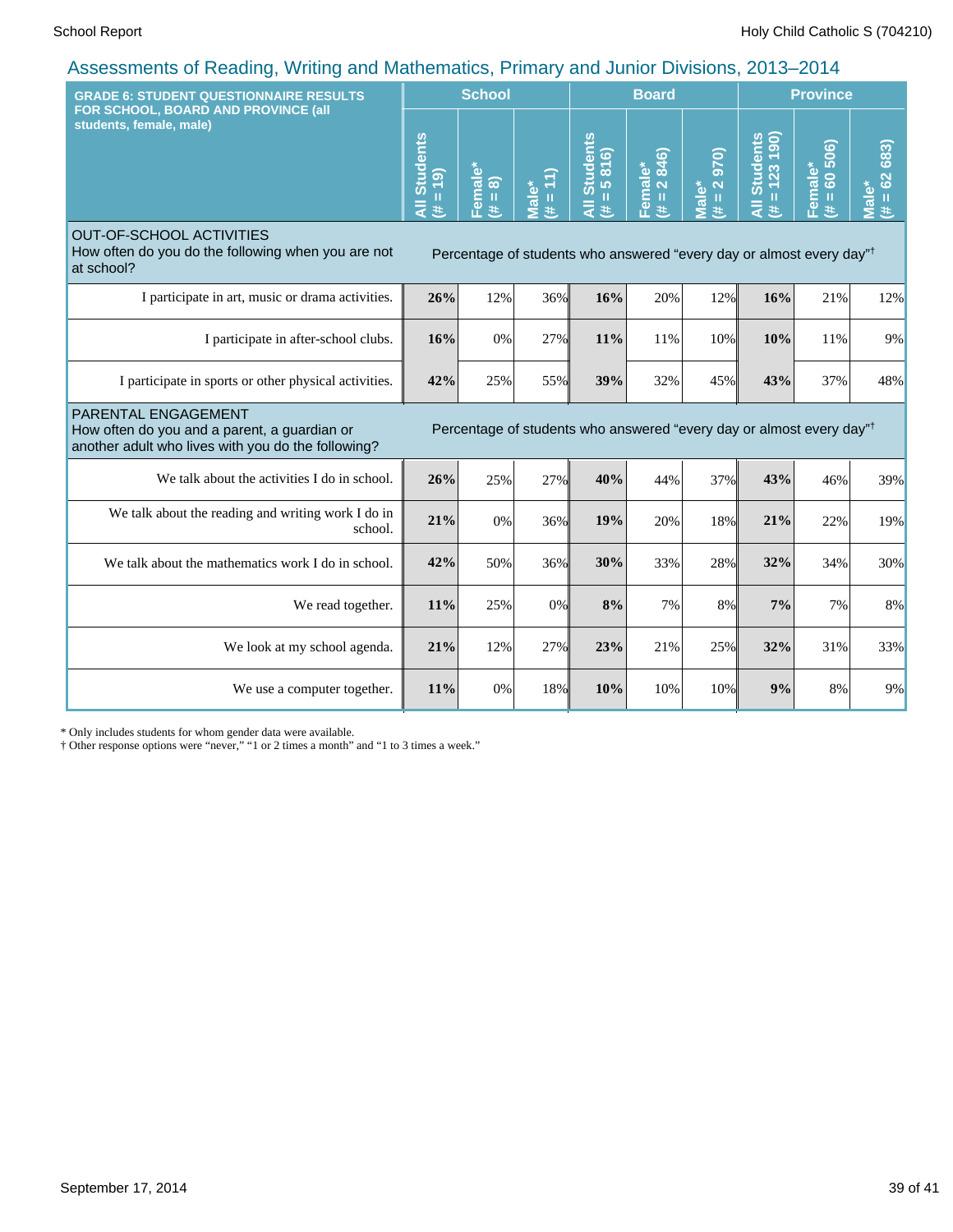## Assessments of Reading, Writing and Mathematics, Primary and Junior Divisions, 2013–2014

| GRADE 6: STUDENT QUESTIONNAIRE RESULTS FOR SCHOOL, BOARD AND PROVINCE (all students, female, male) | School | | | Board | | | Province | | |
|---|---|---|---|---|---|---|---|---|---|
| | All Students (# = 19) | Female* (# = 8) | Male* (# = 11) | All Students (# = 5 816) | Female* (# = 2 846) | Male* (# = 2 970) | All Students (# = 123 190) | Female* (# = 60 506) | Male* (# = 62 683) |
| **OUT-OF-SCHOOL ACTIVITIES** How often do you do the following when you are not at school? | Percentage of students who answered "every day or almost every day"† | | | | | | | | |
| I participate in art, music or drama activities. | **26%** | 12% | 36% | **16%** | 20% | 12% | **16%** | 21% | 12% |
| I participate in after-school clubs. | **16%** | 0% | 27% | **11%** | 11% | 10% | **10%** | 11% | 9% |
| I participate in sports or other physical activities. | **42%** | 25% | 55% | **39%** | 32% | 45% | **43%** | 37% | 48% |
| **PARENTAL ENGAGEMENT** How often do you and a parent, a guardian or another adult who lives with you do the following? | Percentage of students who answered "every day or almost every day"† | | | | | | | | |
| We talk about the activities I do in school. | **26%** | 25% | 27% | **40%** | 44% | 37% | **43%** | 46% | 39% |
| We talk about the reading and writing work I do in school. | **21%** | 0% | 36% | **19%** | 20% | 18% | **21%** | 22% | 19% |
| We talk about the mathematics work I do in school. | **42%** | 50% | 36% | **30%** | 33% | 28% | **32%** | 34% | 30% |
| We read together. | **11%** | 25% | 0% | **8%** | 7% | 8% | **7%** | 7% | 8% |
| We look at my school agenda. | **21%** | 12% | 27% | **23%** | 21% | 25% | **32%** | 31% | 33% |
| We use a computer together. | **11%** | 0% | 18% | **10%** | 10% | 10% | **9%** | 8% | 9% |

* Only includes students for whom gender data were available.
† Other response options were "never," "1 or 2 times a month" and "1 to 3 times a week."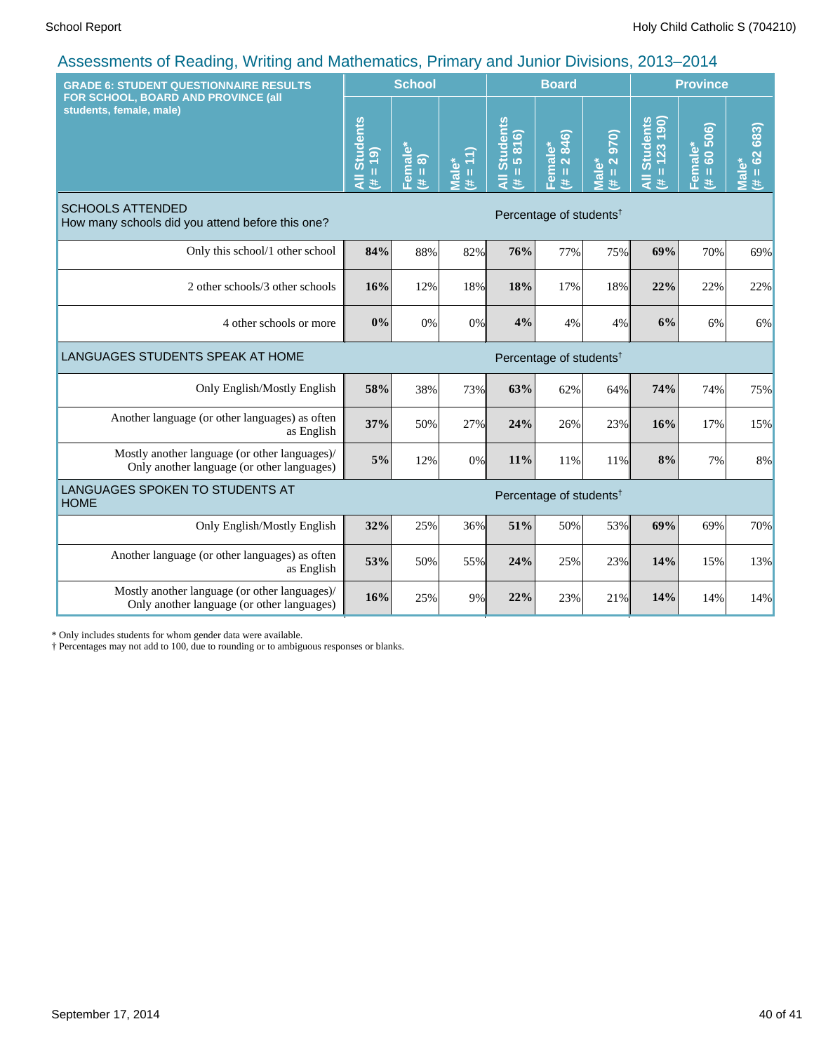## Assessments of Reading, Writing and Mathematics, Primary and Junior Divisions, 2013–2014

| GRADE 6: STUDENT QUESTIONNAIRE RESULTS FOR SCHOOL, BOARD AND PROVINCE (all students, female, male) | School | | | Board | | | Province | | |
|---|---|---|---|---|---|---|---|---|---|
| | All Students (# = 19) | Female* (# = 8) | Male* (# = 11) | All Students (# = 5 816) | Female* (# = 2 846) | Male* (# = 2 970) | All Students (# = 123 190) | Female* (# = 60 506) | Male* (# = 62 683) |
| **SCHOOLS ATTENDED** How many schools did you attend before this one? | Percentage of students† | | | | | | | | |
| Only this school/1 other school | **84%** | 88% | 82% | **76%** | 77% | 75% | **69%** | 70% | 69% |
| 2 other schools/3 other schools | **16%** | 12% | 18% | **18%** | 17% | 18% | **22%** | 22% | 22% |
| 4 other schools or more | **0%** | 0% | 0% | **4%** | 4% | 4% | **6%** | 6% | 6% |
| **LANGUAGES STUDENTS SPEAK AT HOME** | Percentage of students† | | | | | | | | |
| Only English/Mostly English | **58%** | 38% | 73% | **63%** | 62% | 64% | **74%** | 74% | 75% |
| Another language (or other languages) as often as English | **37%** | 50% | 27% | **24%** | 26% | 23% | **16%** | 17% | 15% |
| Mostly another language (or other languages)/ Only another language (or other languages) | **5%** | 12% | 0% | **11%** | 11% | 11% | **8%** | 7% | 8% |
| **LANGUAGES SPOKEN TO STUDENTS AT HOME** | Percentage of students† | | | | | | | | |
| Only English/Mostly English | **32%** | 25% | 36% | **51%** | 50% | 53% | **69%** | 69% | 70% |
| Another language (or other languages) as often as English | **53%** | 50% | 55% | **24%** | 25% | 23% | **14%** | 15% | 13% |
| Mostly another language (or other languages)/ Only another language (or other languages) | **16%** | 25% | 9% | **22%** | 23% | 21% | **14%** | 14% | 14% |

* Only includes students for whom gender data were available.
† Percentages may not add to 100, due to rounding or to ambiguous responses or blanks.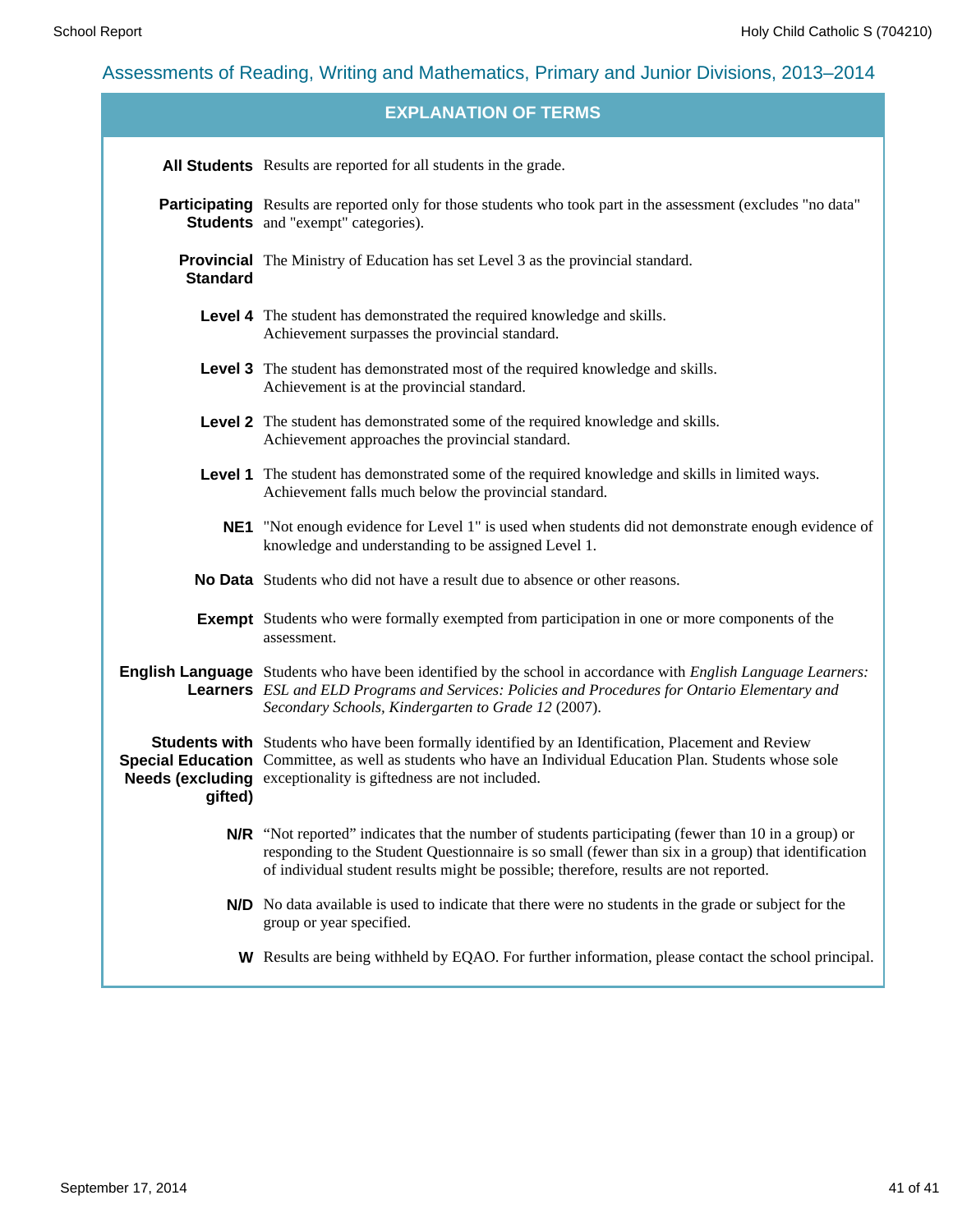## Assessments of Reading, Writing and Mathematics, Primary and Junior Divisions, 2013–2014

### EXPLANATION OF TERMS

**All Students** Results are reported for all students in the grade.

**Participating Students** Results are reported only for those students who took part in the assessment (excludes "no data" and "exempt" categories).

**Provincial Standard** The Ministry of Education has set Level 3 as the provincial standard.

**Level 4** The student has demonstrated the required knowledge and skills. Achievement surpasses the provincial standard.

**Level 3** The student has demonstrated most of the required knowledge and skills. Achievement is at the provincial standard.

**Level 2** The student has demonstrated some of the required knowledge and skills. Achievement approaches the provincial standard.

**Level 1** The student has demonstrated some of the required knowledge and skills in limited ways. Achievement falls much below the provincial standard.

**NE1** "Not enough evidence for Level 1" is used when students did not demonstrate enough evidence of knowledge and understanding to be assigned Level 1.

**No Data** Students who did not have a result due to absence or other reasons.

**Exempt** Students who were formally exempted from participation in one or more components of the assessment.

**English Language Learners** Students who have been identified by the school in accordance with *English Language Learners: ESL and ELD Programs and Services: Policies and Procedures for Ontario Elementary and Secondary Schools, Kindergarten to Grade 12* (2007).

**Students with Special Education Needs (excluding gifted)** Students who have been formally identified by an Identification, Placement and Review Committee, as well as students who have an Individual Education Plan. Students whose sole exceptionality is giftedness are not included.

**N/R** "Not reported" indicates that the number of students participating (fewer than 10 in a group) or responding to the Student Questionnaire is so small (fewer than six in a group) that identification of individual student results might be possible; therefore, results are not reported.

**N/D** No data available is used to indicate that there were no students in the grade or subject for the group or year specified.

**W** Results are being withheld by EQAO. For further information, please contact the school principal.